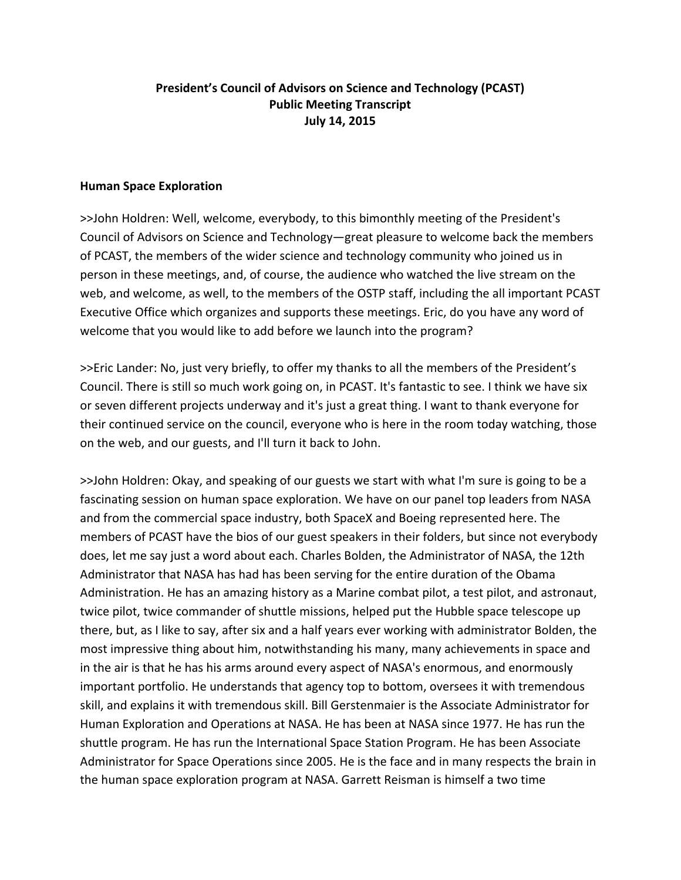**President's Council of Advisors on Science and Technology (PCAST)**
**Public Meeting Transcript**
**July 14, 2015**

## Human Space Exploration

>>John Holdren: Well, welcome, everybody, to this bimonthly meeting of the President's Council of Advisors on Science and Technology—great pleasure to welcome back the members of PCAST, the members of the wider science and technology community who joined us in person in these meetings, and, of course, the audience who watched the live stream on the web, and welcome, as well, to the members of the OSTP staff, including the all important PCAST Executive Office which organizes and supports these meetings. Eric, do you have any word of welcome that you would like to add before we launch into the program?

>>Eric Lander: No, just very briefly, to offer my thanks to all the members of the President's Council. There is still so much work going on, in PCAST. It's fantastic to see. I think we have six or seven different projects underway and it's just a great thing. I want to thank everyone for their continued service on the council, everyone who is here in the room today watching, those on the web, and our guests, and I'll turn it back to John.

>>John Holdren: Okay, and speaking of our guests we start with what I'm sure is going to be a fascinating session on human space exploration. We have on our panel top leaders from NASA and from the commercial space industry, both SpaceX and Boeing represented here. The members of PCAST have the bios of our guest speakers in their folders, but since not everybody does, let me say just a word about each. Charles Bolden, the Administrator of NASA, the 12th Administrator that NASA has had has been serving for the entire duration of the Obama Administration. He has an amazing history as a Marine combat pilot, a test pilot, and astronaut, twice pilot, twice commander of shuttle missions, helped put the Hubble space telescope up there, but, as I like to say, after six and a half years ever working with administrator Bolden, the most impressive thing about him, notwithstanding his many, many achievements in space and in the air is that he has his arms around every aspect of NASA's enormous, and enormously important portfolio. He understands that agency top to bottom, oversees it with tremendous skill, and explains it with tremendous skill. Bill Gerstenmaier is the Associate Administrator for Human Exploration and Operations at NASA. He has been at NASA since 1977. He has run the shuttle program. He has run the International Space Station Program. He has been Associate Administrator for Space Operations since 2005. He is the face and in many respects the brain in the human space exploration program at NASA. Garrett Reisman is himself a two time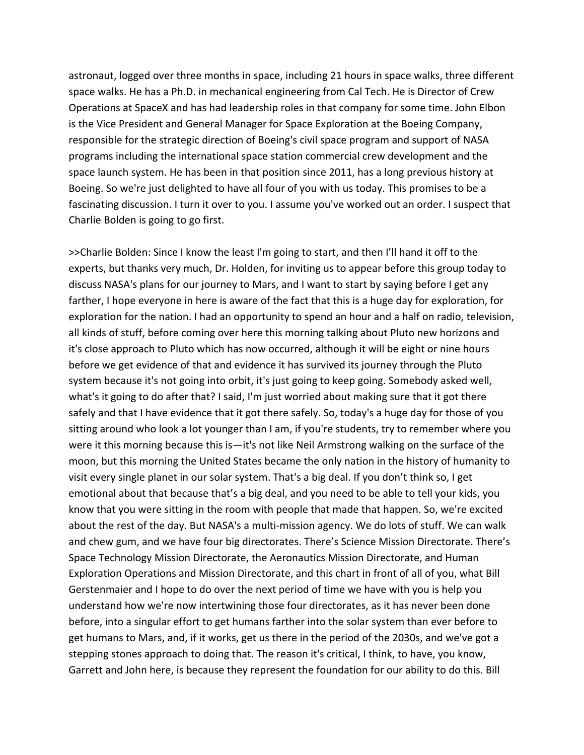astronaut, logged over three months in space, including 21 hours in space walks, three different space walks. He has a Ph.D. in mechanical engineering from Cal Tech. He is Director of Crew Operations at SpaceX and has had leadership roles in that company for some time. John Elbon is the Vice President and General Manager for Space Exploration at the Boeing Company, responsible for the strategic direction of Boeing's civil space program and support of NASA programs including the international space station commercial crew development and the space launch system. He has been in that position since 2011, has a long previous history at Boeing. So we're just delighted to have all four of you with us today. This promises to be a fascinating discussion. I turn it over to you. I assume you've worked out an order. I suspect that Charlie Bolden is going to go first.

>>Charlie Bolden: Since I know the least I'm going to start, and then I'll hand it off to the experts, but thanks very much, Dr. Holden, for inviting us to appear before this group today to discuss NASA's plans for our journey to Mars, and I want to start by saying before I get any farther, I hope everyone in here is aware of the fact that this is a huge day for exploration, for exploration for the nation. I had an opportunity to spend an hour and a half on radio, television, all kinds of stuff, before coming over here this morning talking about Pluto new horizons and it's close approach to Pluto which has now occurred, although it will be eight or nine hours before we get evidence of that and evidence it has survived its journey through the Pluto system because it's not going into orbit, it's just going to keep going. Somebody asked well, what's it going to do after that? I said, I'm just worried about making sure that it got there safely and that I have evidence that it got there safely. So, today's a huge day for those of you sitting around who look a lot younger than I am, if you're students, try to remember where you were it this morning because this is—it's not like Neil Armstrong walking on the surface of the moon, but this morning the United States became the only nation in the history of humanity to visit every single planet in our solar system. That's a big deal. If you don't think so, I get emotional about that because that's a big deal, and you need to be able to tell your kids, you know that you were sitting in the room with people that made that happen. So, we're excited about the rest of the day. But NASA's a multi-mission agency. We do lots of stuff. We can walk and chew gum, and we have four big directorates. There's Science Mission Directorate. There's Space Technology Mission Directorate, the Aeronautics Mission Directorate, and Human Exploration Operations and Mission Directorate, and this chart in front of all of you, what Bill Gerstenmaier and I hope to do over the next period of time we have with you is help you understand how we're now intertwining those four directorates, as it has never been done before, into a singular effort to get humans farther into the solar system than ever before to get humans to Mars, and, if it works, get us there in the period of the 2030s, and we've got a stepping stones approach to doing that. The reason it's critical, I think, to have, you know, Garrett and John here, is because they represent the foundation for our ability to do this. Bill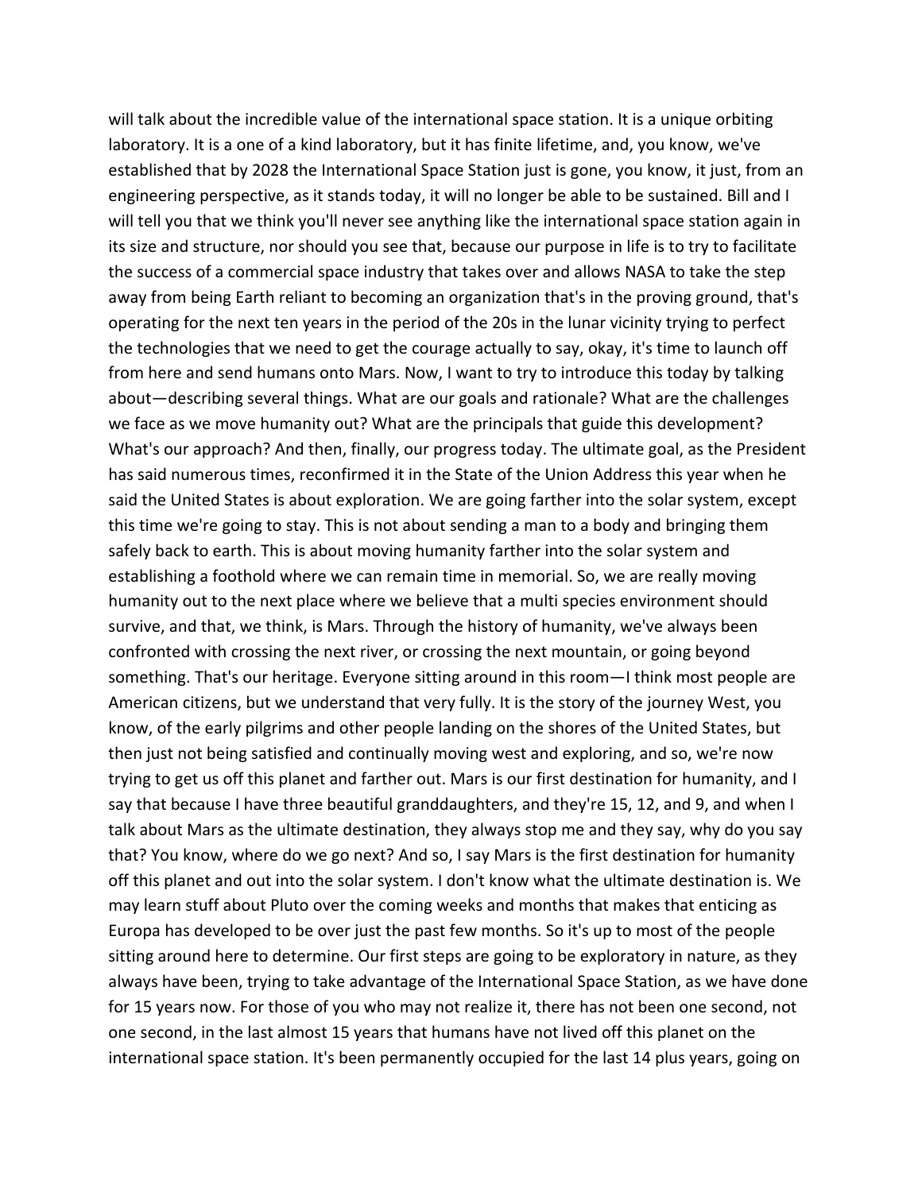will talk about the incredible value of the international space station. It is a unique orbiting laboratory. It is a one of a kind laboratory, but it has finite lifetime, and, you know, we've established that by 2028 the International Space Station just is gone, you know, it just, from an engineering perspective, as it stands today, it will no longer be able to be sustained. Bill and I will tell you that we think you'll never see anything like the international space station again in its size and structure, nor should you see that, because our purpose in life is to try to facilitate the success of a commercial space industry that takes over and allows NASA to take the step away from being Earth reliant to becoming an organization that's in the proving ground, that's operating for the next ten years in the period of the 20s in the lunar vicinity trying to perfect the technologies that we need to get the courage actually to say, okay, it's time to launch off from here and send humans onto Mars. Now, I want to try to introduce this today by talking about—describing several things. What are our goals and rationale? What are the challenges we face as we move humanity out? What are the principals that guide this development? What's our approach? And then, finally, our progress today. The ultimate goal, as the President has said numerous times, reconfirmed it in the State of the Union Address this year when he said the United States is about exploration. We are going farther into the solar system, except this time we're going to stay. This is not about sending a man to a body and bringing them safely back to earth. This is about moving humanity farther into the solar system and establishing a foothold where we can remain time in memorial. So, we are really moving humanity out to the next place where we believe that a multi species environment should survive, and that, we think, is Mars. Through the history of humanity, we've always been confronted with crossing the next river, or crossing the next mountain, or going beyond something. That's our heritage. Everyone sitting around in this room—I think most people are American citizens, but we understand that very fully. It is the story of the journey West, you know, of the early pilgrims and other people landing on the shores of the United States, but then just not being satisfied and continually moving west and exploring, and so, we're now trying to get us off this planet and farther out. Mars is our first destination for humanity, and I say that because I have three beautiful granddaughters, and they're 15, 12, and 9, and when I talk about Mars as the ultimate destination, they always stop me and they say, why do you say that? You know, where do we go next? And so, I say Mars is the first destination for humanity off this planet and out into the solar system. I don't know what the ultimate destination is. We may learn stuff about Pluto over the coming weeks and months that makes that enticing as Europa has developed to be over just the past few months. So it's up to most of the people sitting around here to determine. Our first steps are going to be exploratory in nature, as they always have been, trying to take advantage of the International Space Station, as we have done for 15 years now. For those of you who may not realize it, there has not been one second, not one second, in the last almost 15 years that humans have not lived off this planet on the international space station. It's been permanently occupied for the last 14 plus years, going on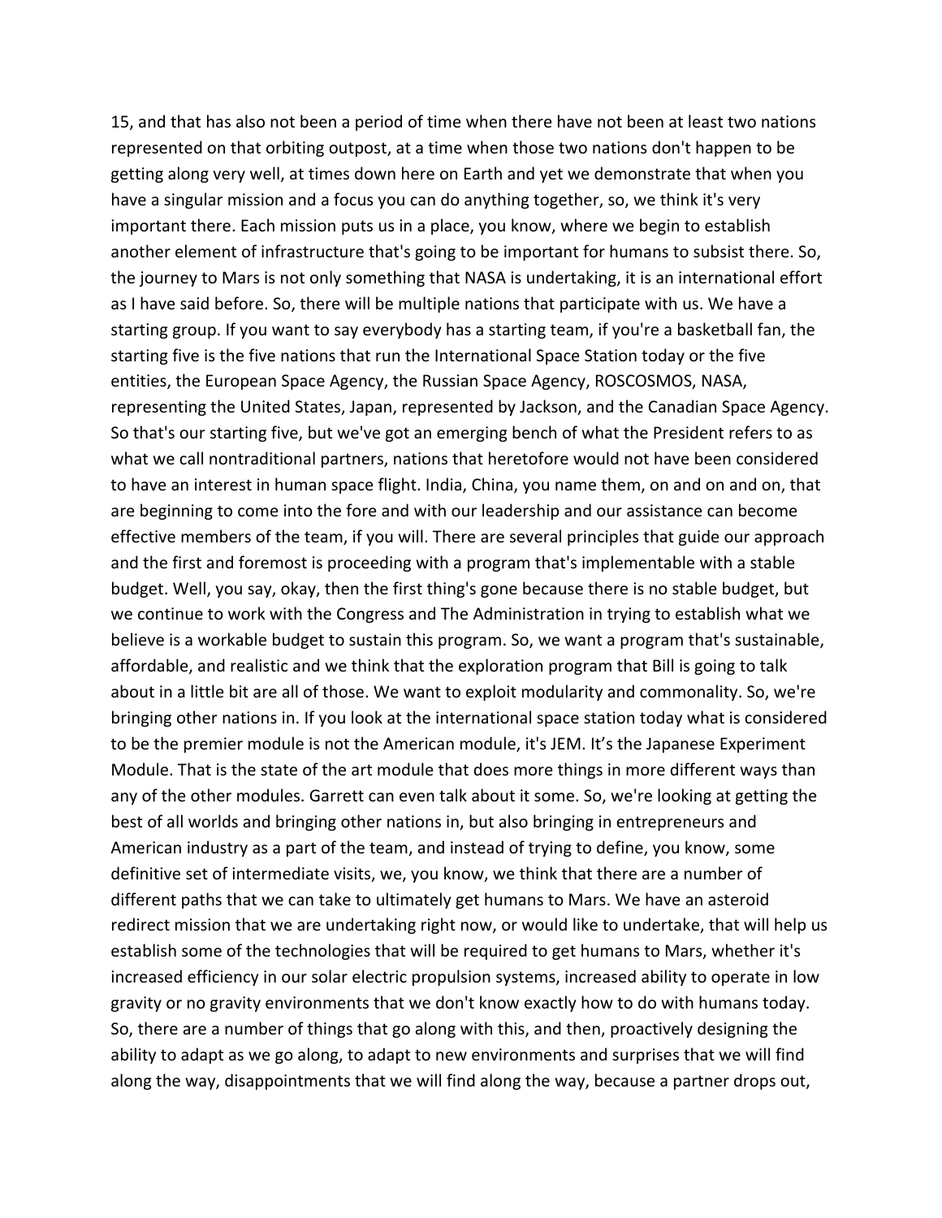15, and that has also not been a period of time when there have not been at least two nations represented on that orbiting outpost, at a time when those two nations don't happen to be getting along very well, at times down here on Earth and yet we demonstrate that when you have a singular mission and a focus you can do anything together, so, we think it's very important there. Each mission puts us in a place, you know, where we begin to establish another element of infrastructure that's going to be important for humans to subsist there. So, the journey to Mars is not only something that NASA is undertaking, it is an international effort as I have said before. So, there will be multiple nations that participate with us. We have a starting group. If you want to say everybody has a starting team, if you're a basketball fan, the starting five is the five nations that run the International Space Station today or the five entities, the European Space Agency, the Russian Space Agency, ROSCOSMOS, NASA, representing the United States, Japan, represented by Jackson, and the Canadian Space Agency. So that's our starting five, but we've got an emerging bench of what the President refers to as what we call nontraditional partners, nations that heretofore would not have been considered to have an interest in human space flight. India, China, you name them, on and on and on, that are beginning to come into the fore and with our leadership and our assistance can become effective members of the team, if you will. There are several principles that guide our approach and the first and foremost is proceeding with a program that's implementable with a stable budget. Well, you say, okay, then the first thing's gone because there is no stable budget, but we continue to work with the Congress and The Administration in trying to establish what we believe is a workable budget to sustain this program. So, we want a program that's sustainable, affordable, and realistic and we think that the exploration program that Bill is going to talk about in a little bit are all of those. We want to exploit modularity and commonality. So, we're bringing other nations in. If you look at the international space station today what is considered to be the premier module is not the American module, it's JEM. It's the Japanese Experiment Module. That is the state of the art module that does more things in more different ways than any of the other modules. Garrett can even talk about it some. So, we're looking at getting the best of all worlds and bringing other nations in, but also bringing in entrepreneurs and American industry as a part of the team, and instead of trying to define, you know, some definitive set of intermediate visits, we, you know, we think that there are a number of different paths that we can take to ultimately get humans to Mars. We have an asteroid redirect mission that we are undertaking right now, or would like to undertake, that will help us establish some of the technologies that will be required to get humans to Mars, whether it's increased efficiency in our solar electric propulsion systems, increased ability to operate in low gravity or no gravity environments that we don't know exactly how to do with humans today. So, there are a number of things that go along with this, and then, proactively designing the ability to adapt as we go along, to adapt to new environments and surprises that we will find along the way, disappointments that we will find along the way, because a partner drops out,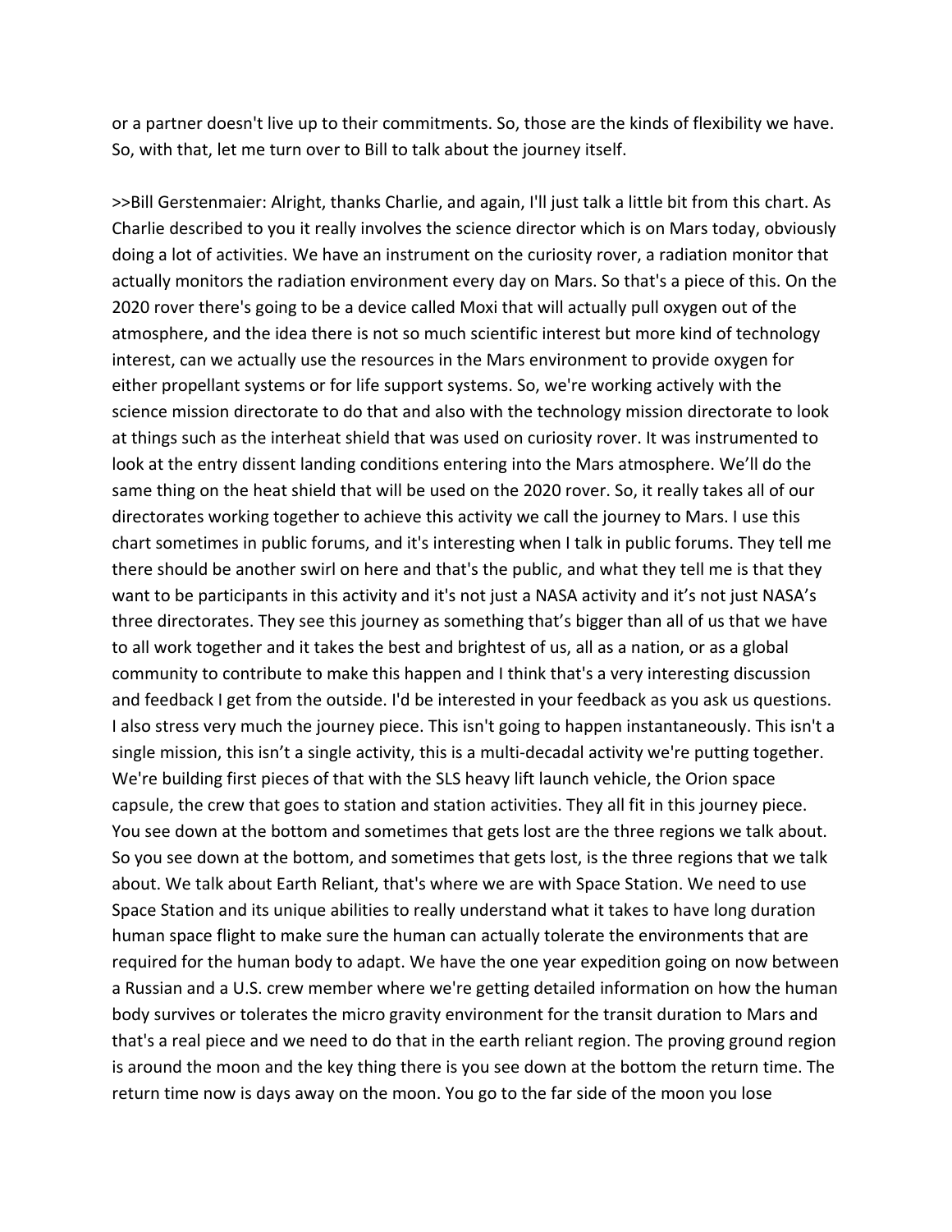or a partner doesn't live up to their commitments. So, those are the kinds of flexibility we have. So, with that, let me turn over to Bill to talk about the journey itself.

>>Bill Gerstenmaier: Alright, thanks Charlie, and again, I'll just talk a little bit from this chart. As Charlie described to you it really involves the science director which is on Mars today, obviously doing a lot of activities. We have an instrument on the curiosity rover, a radiation monitor that actually monitors the radiation environment every day on Mars. So that's a piece of this. On the 2020 rover there's going to be a device called Moxi that will actually pull oxygen out of the atmosphere, and the idea there is not so much scientific interest but more kind of technology interest, can we actually use the resources in the Mars environment to provide oxygen for either propellant systems or for life support systems. So, we're working actively with the science mission directorate to do that and also with the technology mission directorate to look at things such as the interheat shield that was used on curiosity rover. It was instrumented to look at the entry dissent landing conditions entering into the Mars atmosphere. We'll do the same thing on the heat shield that will be used on the 2020 rover. So, it really takes all of our directorates working together to achieve this activity we call the journey to Mars. I use this chart sometimes in public forums, and it's interesting when I talk in public forums. They tell me there should be another swirl on here and that's the public, and what they tell me is that they want to be participants in this activity and it's not just a NASA activity and it's not just NASA's three directorates. They see this journey as something that's bigger than all of us that we have to all work together and it takes the best and brightest of us, all as a nation, or as a global community to contribute to make this happen and I think that's a very interesting discussion and feedback I get from the outside. I'd be interested in your feedback as you ask us questions. I also stress very much the journey piece. This isn't going to happen instantaneously. This isn't a single mission, this isn't a single activity, this is a multi-decadal activity we're putting together. We're building first pieces of that with the SLS heavy lift launch vehicle, the Orion space capsule, the crew that goes to station and station activities. They all fit in this journey piece. You see down at the bottom and sometimes that gets lost are the three regions we talk about. So you see down at the bottom, and sometimes that gets lost, is the three regions that we talk about. We talk about Earth Reliant, that's where we are with Space Station. We need to use Space Station and its unique abilities to really understand what it takes to have long duration human space flight to make sure the human can actually tolerate the environments that are required for the human body to adapt. We have the one year expedition going on now between a Russian and a U.S. crew member where we're getting detailed information on how the human body survives or tolerates the micro gravity environment for the transit duration to Mars and that's a real piece and we need to do that in the earth reliant region. The proving ground region is around the moon and the key thing there is you see down at the bottom the return time. The return time now is days away on the moon. You go to the far side of the moon you lose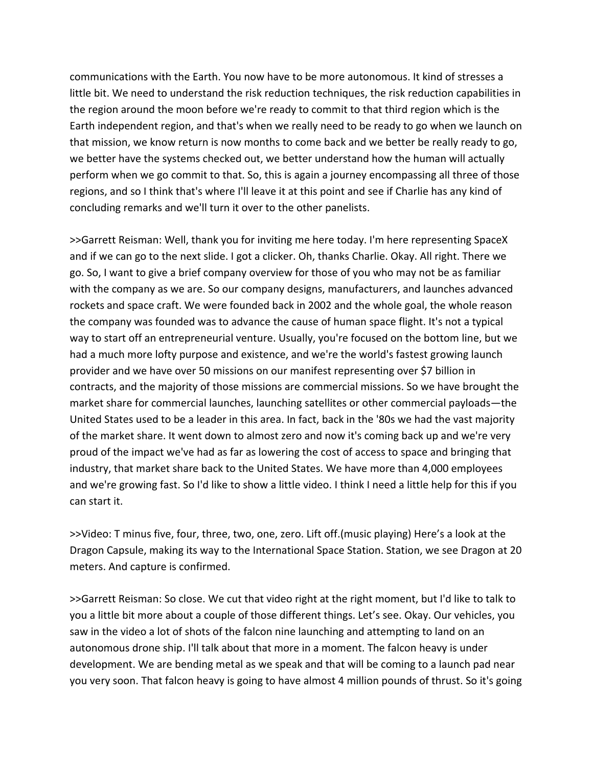communications with the Earth. You now have to be more autonomous. It kind of stresses a little bit. We need to understand the risk reduction techniques, the risk reduction capabilities in the region around the moon before we're ready to commit to that third region which is the Earth independent region, and that's when we really need to be ready to go when we launch on that mission, we know return is now months to come back and we better be really ready to go, we better have the systems checked out, we better understand how the human will actually perform when we go commit to that. So, this is again a journey encompassing all three of those regions, and so I think that's where I'll leave it at this point and see if Charlie has any kind of concluding remarks and we'll turn it over to the other panelists.

>>Garrett Reisman: Well, thank you for inviting me here today. I'm here representing SpaceX and if we can go to the next slide. I got a clicker. Oh, thanks Charlie. Okay. All right. There we go. So, I want to give a brief company overview for those of you who may not be as familiar with the company as we are. So our company designs, manufacturers, and launches advanced rockets and space craft. We were founded back in 2002 and the whole goal, the whole reason the company was founded was to advance the cause of human space flight. It's not a typical way to start off an entrepreneurial venture. Usually, you're focused on the bottom line, but we had a much more lofty purpose and existence, and we're the world's fastest growing launch provider and we have over 50 missions on our manifest representing over $7 billion in contracts, and the majority of those missions are commercial missions. So we have brought the market share for commercial launches, launching satellites or other commercial payloads—the United States used to be a leader in this area. In fact, back in the '80s we had the vast majority of the market share. It went down to almost zero and now it's coming back up and we're very proud of the impact we've had as far as lowering the cost of access to space and bringing that industry, that market share back to the United States. We have more than 4,000 employees and we're growing fast. So I'd like to show a little video. I think I need a little help for this if you can start it.

>>Video: T minus five, four, three, two, one, zero. Lift off.(music playing) Here's a look at the Dragon Capsule, making its way to the International Space Station. Station, we see Dragon at 20 meters. And capture is confirmed.

>>Garrett Reisman: So close. We cut that video right at the right moment, but I'd like to talk to you a little bit more about a couple of those different things. Let's see. Okay. Our vehicles, you saw in the video a lot of shots of the falcon nine launching and attempting to land on an autonomous drone ship. I'll talk about that more in a moment. The falcon heavy is under development. We are bending metal as we speak and that will be coming to a launch pad near you very soon. That falcon heavy is going to have almost 4 million pounds of thrust. So it's going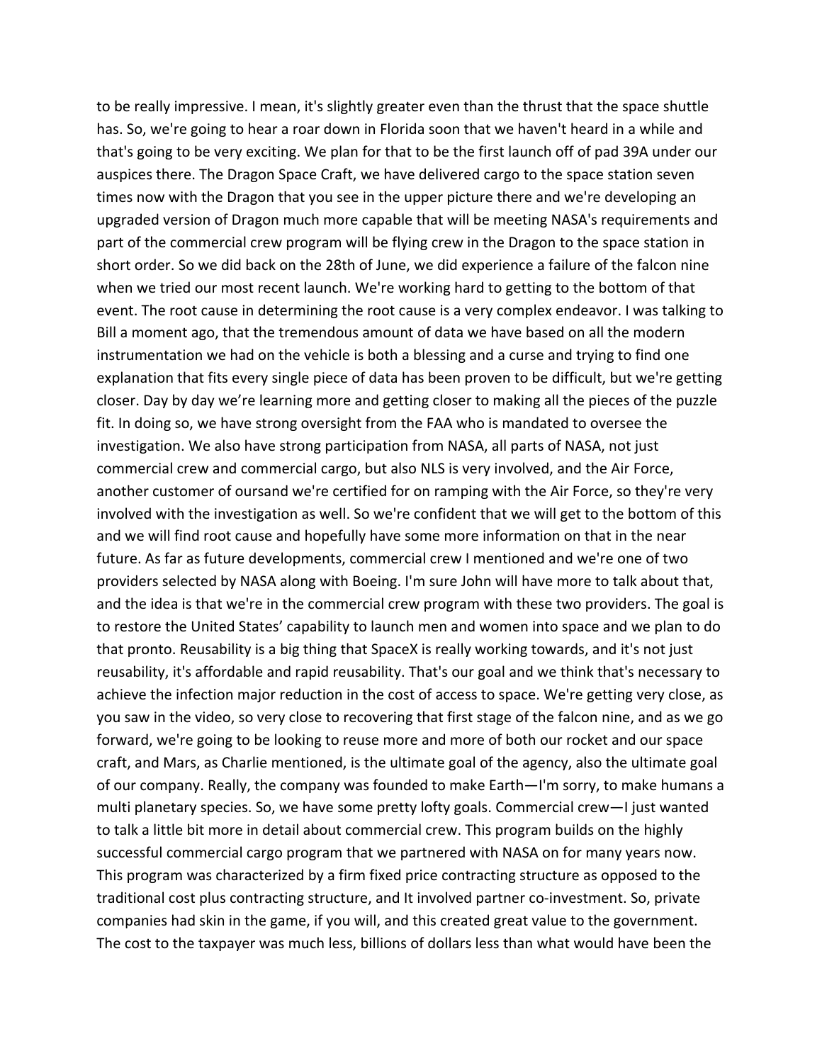to be really impressive. I mean, it's slightly greater even than the thrust that the space shuttle has. So, we're going to hear a roar down in Florida soon that we haven't heard in a while and that's going to be very exciting. We plan for that to be the first launch off of pad 39A under our auspices there. The Dragon Space Craft, we have delivered cargo to the space station seven times now with the Dragon that you see in the upper picture there and we're developing an upgraded version of Dragon much more capable that will be meeting NASA's requirements and part of the commercial crew program will be flying crew in the Dragon to the space station in short order. So we did back on the 28th of June, we did experience a failure of the falcon nine when we tried our most recent launch. We're working hard to getting to the bottom of that event. The root cause in determining the root cause is a very complex endeavor. I was talking to Bill a moment ago, that the tremendous amount of data we have based on all the modern instrumentation we had on the vehicle is both a blessing and a curse and trying to find one explanation that fits every single piece of data has been proven to be difficult, but we're getting closer. Day by day we're learning more and getting closer to making all the pieces of the puzzle fit. In doing so, we have strong oversight from the FAA who is mandated to oversee the investigation. We also have strong participation from NASA, all parts of NASA, not just commercial crew and commercial cargo, but also NLS is very involved, and the Air Force, another customer of oursand we're certified for on ramping with the Air Force, so they're very involved with the investigation as well. So we're confident that we will get to the bottom of this and we will find root cause and hopefully have some more information on that in the near future. As far as future developments, commercial crew I mentioned and we're one of two providers selected by NASA along with Boeing. I'm sure John will have more to talk about that, and the idea is that we're in the commercial crew program with these two providers. The goal is to restore the United States' capability to launch men and women into space and we plan to do that pronto. Reusability is a big thing that SpaceX is really working towards, and it's not just reusability, it's affordable and rapid reusability. That's our goal and we think that's necessary to achieve the infection major reduction in the cost of access to space. We're getting very close, as you saw in the video, so very close to recovering that first stage of the falcon nine, and as we go forward, we're going to be looking to reuse more and more of both our rocket and our space craft, and Mars, as Charlie mentioned, is the ultimate goal of the agency, also the ultimate goal of our company. Really, the company was founded to make Earth—I'm sorry, to make humans a multi planetary species. So, we have some pretty lofty goals. Commercial crew—I just wanted to talk a little bit more in detail about commercial crew. This program builds on the highly successful commercial cargo program that we partnered with NASA on for many years now. This program was characterized by a firm fixed price contracting structure as opposed to the traditional cost plus contracting structure, and It involved partner co-investment. So, private companies had skin in the game, if you will, and this created great value to the government. The cost to the taxpayer was much less, billions of dollars less than what would have been the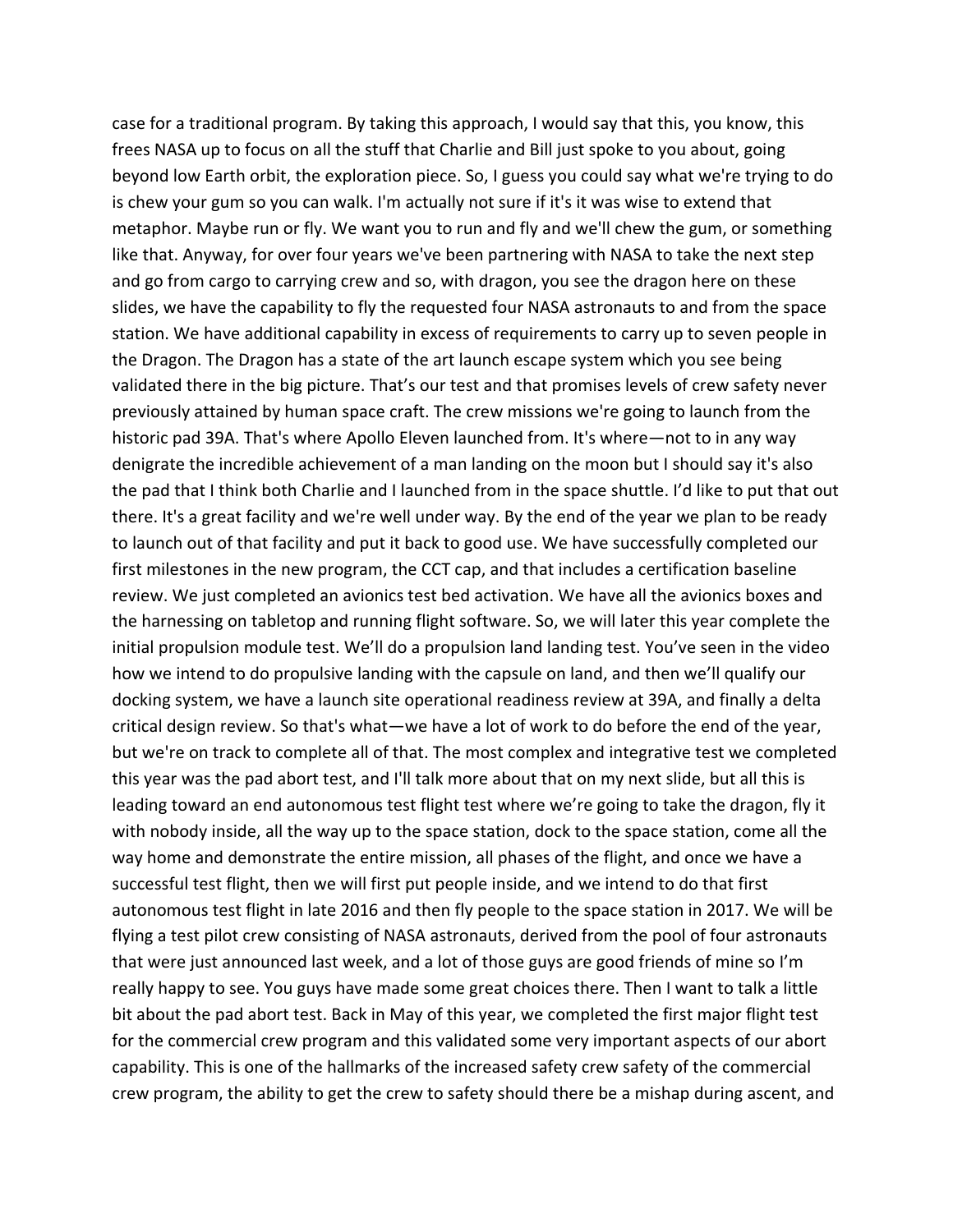case for a traditional program. By taking this approach, I would say that this, you know, this frees NASA up to focus on all the stuff that Charlie and Bill just spoke to you about, going beyond low Earth orbit, the exploration piece. So, I guess you could say what we're trying to do is chew your gum so you can walk. I'm actually not sure if it's it was wise to extend that metaphor. Maybe run or fly. We want you to run and fly and we'll chew the gum, or something like that. Anyway, for over four years we've been partnering with NASA to take the next step and go from cargo to carrying crew and so, with dragon, you see the dragon here on these slides, we have the capability to fly the requested four NASA astronauts to and from the space station. We have additional capability in excess of requirements to carry up to seven people in the Dragon. The Dragon has a state of the art launch escape system which you see being validated there in the big picture. That's our test and that promises levels of crew safety never previously attained by human space craft. The crew missions we're going to launch from the historic pad 39A. That's where Apollo Eleven launched from. It's where—not to in any way denigrate the incredible achievement of a man landing on the moon but I should say it's also the pad that I think both Charlie and I launched from in the space shuttle. I'd like to put that out there. It's a great facility and we're well under way. By the end of the year we plan to be ready to launch out of that facility and put it back to good use. We have successfully completed our first milestones in the new program, the CCT cap, and that includes a certification baseline review. We just completed an avionics test bed activation. We have all the avionics boxes and the harnessing on tabletop and running flight software. So, we will later this year complete the initial propulsion module test. We'll do a propulsion land landing test. You've seen in the video how we intend to do propulsive landing with the capsule on land, and then we'll qualify our docking system, we have a launch site operational readiness review at 39A, and finally a delta critical design review. So that's what—we have a lot of work to do before the end of the year, but we're on track to complete all of that. The most complex and integrative test we completed this year was the pad abort test, and I'll talk more about that on my next slide, but all this is leading toward an end autonomous test flight test where we're going to take the dragon, fly it with nobody inside, all the way up to the space station, dock to the space station, come all the way home and demonstrate the entire mission, all phases of the flight, and once we have a successful test flight, then we will first put people inside, and we intend to do that first autonomous test flight in late 2016 and then fly people to the space station in 2017. We will be flying a test pilot crew consisting of NASA astronauts, derived from the pool of four astronauts that were just announced last week, and a lot of those guys are good friends of mine so I'm really happy to see. You guys have made some great choices there. Then I want to talk a little bit about the pad abort test. Back in May of this year, we completed the first major flight test for the commercial crew program and this validated some very important aspects of our abort capability. This is one of the hallmarks of the increased safety crew safety of the commercial crew program, the ability to get the crew to safety should there be a mishap during ascent, and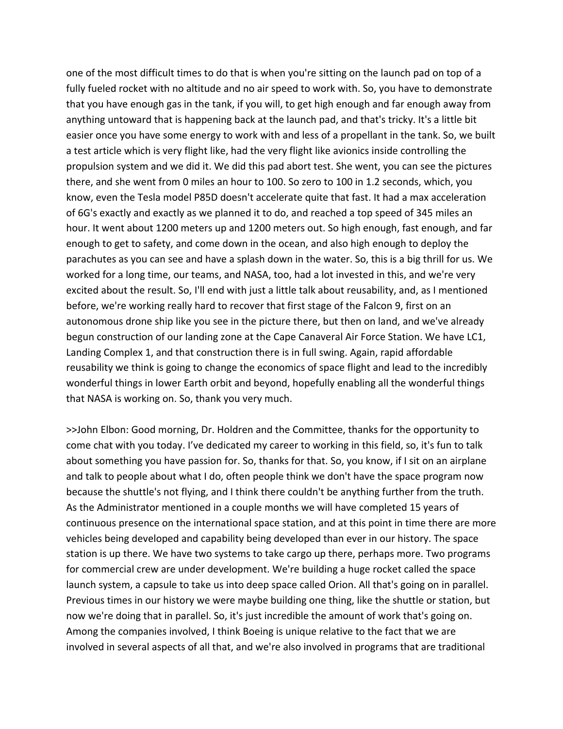one of the most difficult times to do that is when you're sitting on the launch pad on top of a fully fueled rocket with no altitude and no air speed to work with. So, you have to demonstrate that you have enough gas in the tank, if you will, to get high enough and far enough away from anything untoward that is happening back at the launch pad, and that's tricky. It's a little bit easier once you have some energy to work with and less of a propellant in the tank. So, we built a test article which is very flight like, had the very flight like avionics inside controlling the propulsion system and we did it. We did this pad abort test. She went, you can see the pictures there, and she went from 0 miles an hour to 100. So zero to 100 in 1.2 seconds, which, you know, even the Tesla model P85D doesn't accelerate quite that fast. It had a max acceleration of 6G's exactly and exactly as we planned it to do, and reached a top speed of 345 miles an hour. It went about 1200 meters up and 1200 meters out. So high enough, fast enough, and far enough to get to safety, and come down in the ocean, and also high enough to deploy the parachutes as you can see and have a splash down in the water. So, this is a big thrill for us. We worked for a long time, our teams, and NASA, too, had a lot invested in this, and we're very excited about the result. So, I'll end with just a little talk about reusability, and, as I mentioned before, we're working really hard to recover that first stage of the Falcon 9, first on an autonomous drone ship like you see in the picture there, but then on land, and we've already begun construction of our landing zone at the Cape Canaveral Air Force Station. We have LC1, Landing Complex 1, and that construction there is in full swing. Again, rapid affordable reusability we think is going to change the economics of space flight and lead to the incredibly wonderful things in lower Earth orbit and beyond, hopefully enabling all the wonderful things that NASA is working on. So, thank you very much.

>>John Elbon: Good morning, Dr. Holdren and the Committee, thanks for the opportunity to come chat with you today. I've dedicated my career to working in this field, so, it's fun to talk about something you have passion for. So, thanks for that. So, you know, if I sit on an airplane and talk to people about what I do, often people think we don't have the space program now because the shuttle's not flying, and I think there couldn't be anything further from the truth. As the Administrator mentioned in a couple months we will have completed 15 years of continuous presence on the international space station, and at this point in time there are more vehicles being developed and capability being developed than ever in our history. The space station is up there. We have two systems to take cargo up there, perhaps more. Two programs for commercial crew are under development. We're building a huge rocket called the space launch system, a capsule to take us into deep space called Orion. All that's going on in parallel. Previous times in our history we were maybe building one thing, like the shuttle or station, but now we're doing that in parallel. So, it's just incredible the amount of work that's going on. Among the companies involved, I think Boeing is unique relative to the fact that we are involved in several aspects of all that, and we're also involved in programs that are traditional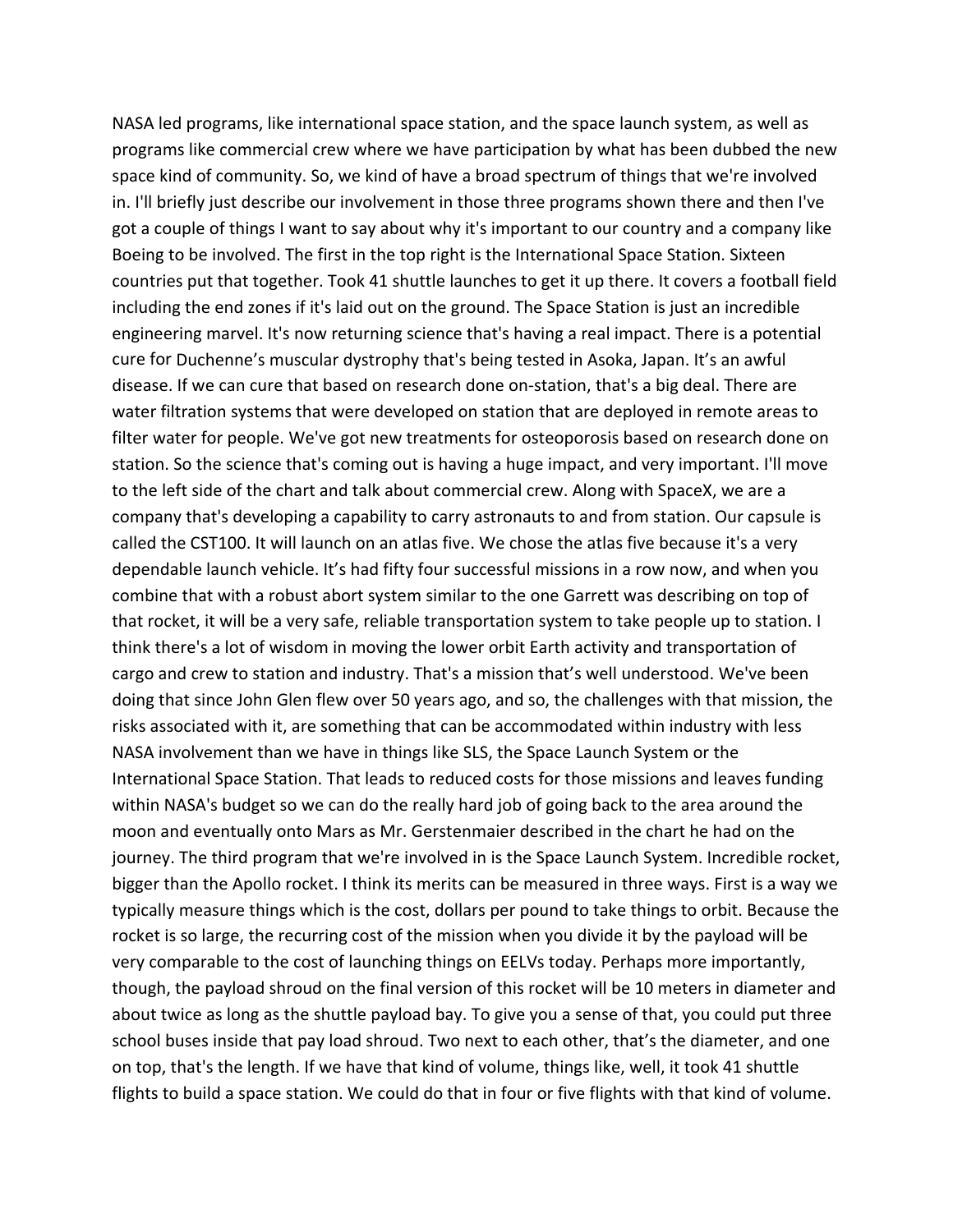NASA led programs, like international space station, and the space launch system, as well as programs like commercial crew where we have participation by what has been dubbed the new space kind of community. So, we kind of have a broad spectrum of things that we're involved in. I'll briefly just describe our involvement in those three programs shown there and then I've got a couple of things I want to say about why it's important to our country and a company like Boeing to be involved. The first in the top right is the International Space Station. Sixteen countries put that together. Took 41 shuttle launches to get it up there. It covers a football field including the end zones if it's laid out on the ground. The Space Station is just an incredible engineering marvel. It's now returning science that's having a real impact. There is a potential cure for Duchenne's muscular dystrophy that's being tested in Asoka, Japan. It's an awful disease. If we can cure that based on research done on-station, that's a big deal. There are water filtration systems that were developed on station that are deployed in remote areas to filter water for people. We've got new treatments for osteoporosis based on research done on station. So the science that's coming out is having a huge impact, and very important. I'll move to the left side of the chart and talk about commercial crew. Along with SpaceX, we are a company that's developing a capability to carry astronauts to and from station. Our capsule is called the CST100. It will launch on an atlas five. We chose the atlas five because it's a very dependable launch vehicle. It's had fifty four successful missions in a row now, and when you combine that with a robust abort system similar to the one Garrett was describing on top of that rocket, it will be a very safe, reliable transportation system to take people up to station. I think there's a lot of wisdom in moving the lower orbit Earth activity and transportation of cargo and crew to station and industry. That's a mission that's well understood. We've been doing that since John Glen flew over 50 years ago, and so, the challenges with that mission, the risks associated with it, are something that can be accommodated within industry with less NASA involvement than we have in things like SLS, the Space Launch System or the International Space Station. That leads to reduced costs for those missions and leaves funding within NASA's budget so we can do the really hard job of going back to the area around the moon and eventually onto Mars as Mr. Gerstenmaier described in the chart he had on the journey. The third program that we're involved in is the Space Launch System. Incredible rocket, bigger than the Apollo rocket. I think its merits can be measured in three ways. First is a way we typically measure things which is the cost, dollars per pound to take things to orbit. Because the rocket is so large, the recurring cost of the mission when you divide it by the payload will be very comparable to the cost of launching things on EELVs today. Perhaps more importantly, though, the payload shroud on the final version of this rocket will be 10 meters in diameter and about twice as long as the shuttle payload bay. To give you a sense of that, you could put three school buses inside that pay load shroud. Two next to each other, that's the diameter, and one on top, that's the length. If we have that kind of volume, things like, well, it took 41 shuttle flights to build a space station. We could do that in four or five flights with that kind of volume.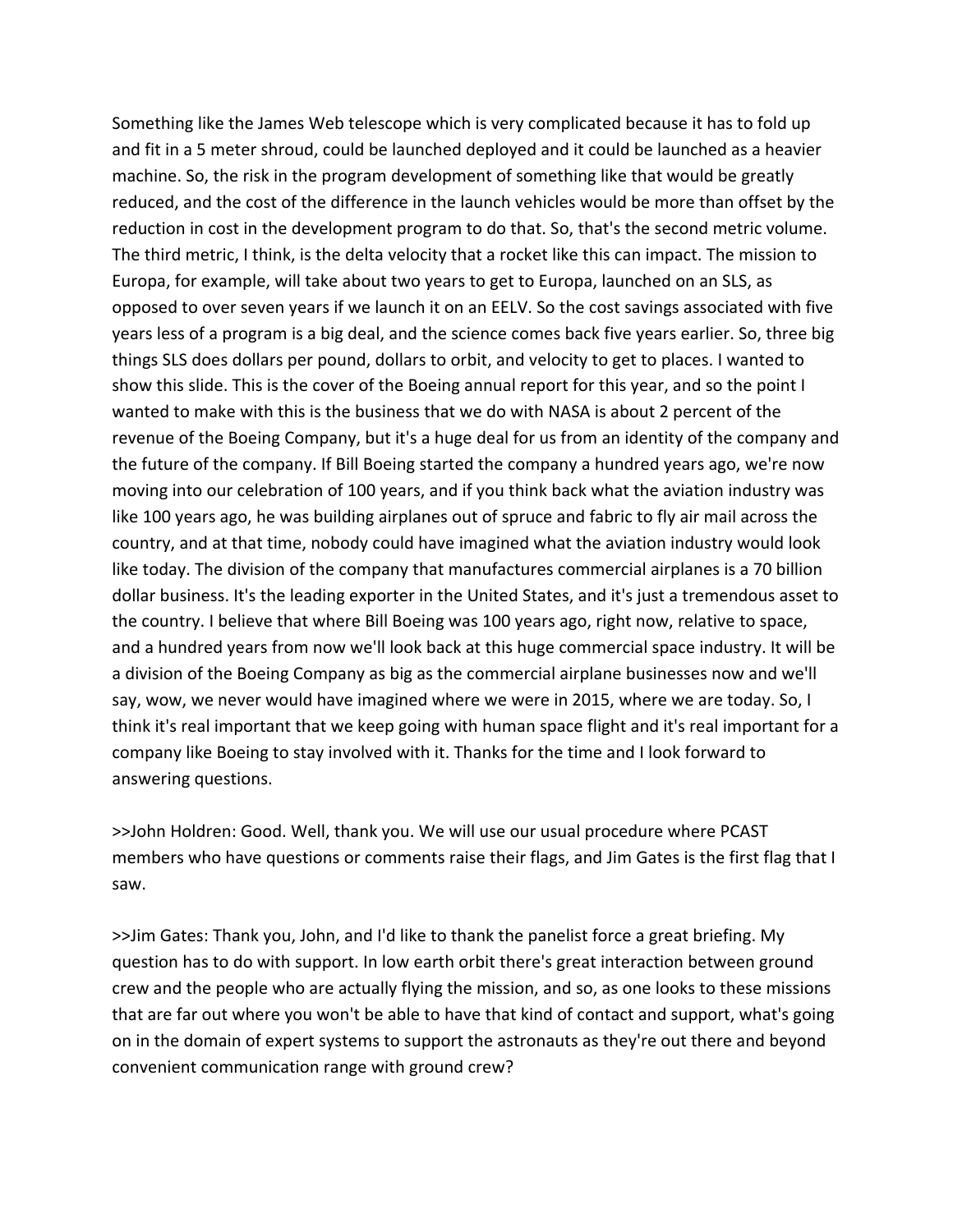Something like the James Web telescope which is very complicated because it has to fold up and fit in a 5 meter shroud, could be launched deployed and it could be launched as a heavier machine. So, the risk in the program development of something like that would be greatly reduced, and the cost of the difference in the launch vehicles would be more than offset by the reduction in cost in the development program to do that. So, that's the second metric volume. The third metric, I think, is the delta velocity that a rocket like this can impact. The mission to Europa, for example, will take about two years to get to Europa, launched on an SLS, as opposed to over seven years if we launch it on an EELV. So the cost savings associated with five years less of a program is a big deal, and the science comes back five years earlier. So, three big things SLS does dollars per pound, dollars to orbit, and velocity to get to places. I wanted to show this slide. This is the cover of the Boeing annual report for this year, and so the point I wanted to make with this is the business that we do with NASA is about 2 percent of the revenue of the Boeing Company, but it's a huge deal for us from an identity of the company and the future of the company. If Bill Boeing started the company a hundred years ago, we're now moving into our celebration of 100 years, and if you think back what the aviation industry was like 100 years ago, he was building airplanes out of spruce and fabric to fly air mail across the country, and at that time, nobody could have imagined what the aviation industry would look like today. The division of the company that manufactures commercial airplanes is a 70 billion dollar business. It's the leading exporter in the United States, and it's just a tremendous asset to the country. I believe that where Bill Boeing was 100 years ago, right now, relative to space, and a hundred years from now we'll look back at this huge commercial space industry. It will be a division of the Boeing Company as big as the commercial airplane businesses now and we'll say, wow, we never would have imagined where we were in 2015, where we are today. So, I think it's real important that we keep going with human space flight and it's real important for a company like Boeing to stay involved with it. Thanks for the time and I look forward to answering questions.

>>John Holdren: Good. Well, thank you. We will use our usual procedure where PCAST members who have questions or comments raise their flags, and Jim Gates is the first flag that I saw.

>>Jim Gates: Thank you, John, and I'd like to thank the panelist force a great briefing. My question has to do with support. In low earth orbit there's great interaction between ground crew and the people who are actually flying the mission, and so, as one looks to these missions that are far out where you won't be able to have that kind of contact and support, what's going on in the domain of expert systems to support the astronauts as they're out there and beyond convenient communication range with ground crew?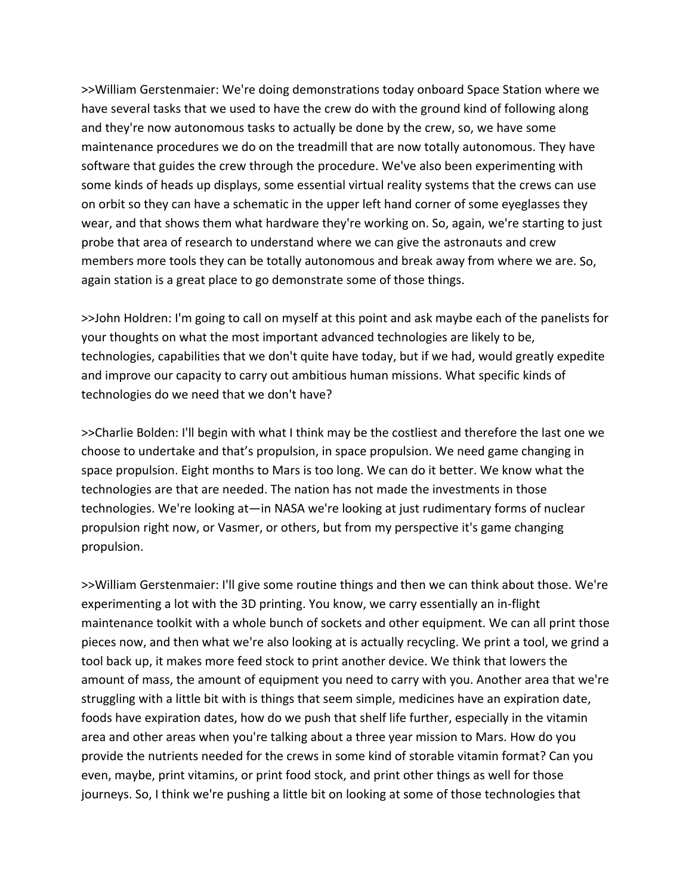>>William Gerstenmaier: We're doing demonstrations today onboard Space Station where we have several tasks that we used to have the crew do with the ground kind of following along and they're now autonomous tasks to actually be done by the crew, so, we have some maintenance procedures we do on the treadmill that are now totally autonomous. They have software that guides the crew through the procedure. We've also been experimenting with some kinds of heads up displays, some essential virtual reality systems that the crews can use on orbit so they can have a schematic in the upper left hand corner of some eyeglasses they wear, and that shows them what hardware they're working on. So, again, we're starting to just probe that area of research to understand where we can give the astronauts and crew members more tools they can be totally autonomous and break away from where we are. So, again station is a great place to go demonstrate some of those things.

>>John Holdren: I'm going to call on myself at this point and ask maybe each of the panelists for your thoughts on what the most important advanced technologies are likely to be, technologies, capabilities that we don't quite have today, but if we had, would greatly expedite and improve our capacity to carry out ambitious human missions. What specific kinds of technologies do we need that we don't have?

>>Charlie Bolden: I'll begin with what I think may be the costliest and therefore the last one we choose to undertake and that's propulsion, in space propulsion. We need game changing in space propulsion. Eight months to Mars is too long. We can do it better. We know what the technologies are that are needed. The nation has not made the investments in those technologies. We're looking at—in NASA we're looking at just rudimentary forms of nuclear propulsion right now, or Vasmer, or others, but from my perspective it's game changing propulsion.

>>William Gerstenmaier: I'll give some routine things and then we can think about those. We're experimenting a lot with the 3D printing. You know, we carry essentially an in-flight maintenance toolkit with a whole bunch of sockets and other equipment. We can all print those pieces now, and then what we're also looking at is actually recycling. We print a tool, we grind a tool back up, it makes more feed stock to print another device. We think that lowers the amount of mass, the amount of equipment you need to carry with you. Another area that we're struggling with a little bit with is things that seem simple, medicines have an expiration date, foods have expiration dates, how do we push that shelf life further, especially in the vitamin area and other areas when you're talking about a three year mission to Mars. How do you provide the nutrients needed for the crews in some kind of storable vitamin format? Can you even, maybe, print vitamins, or print food stock, and print other things as well for those journeys. So, I think we're pushing a little bit on looking at some of those technologies that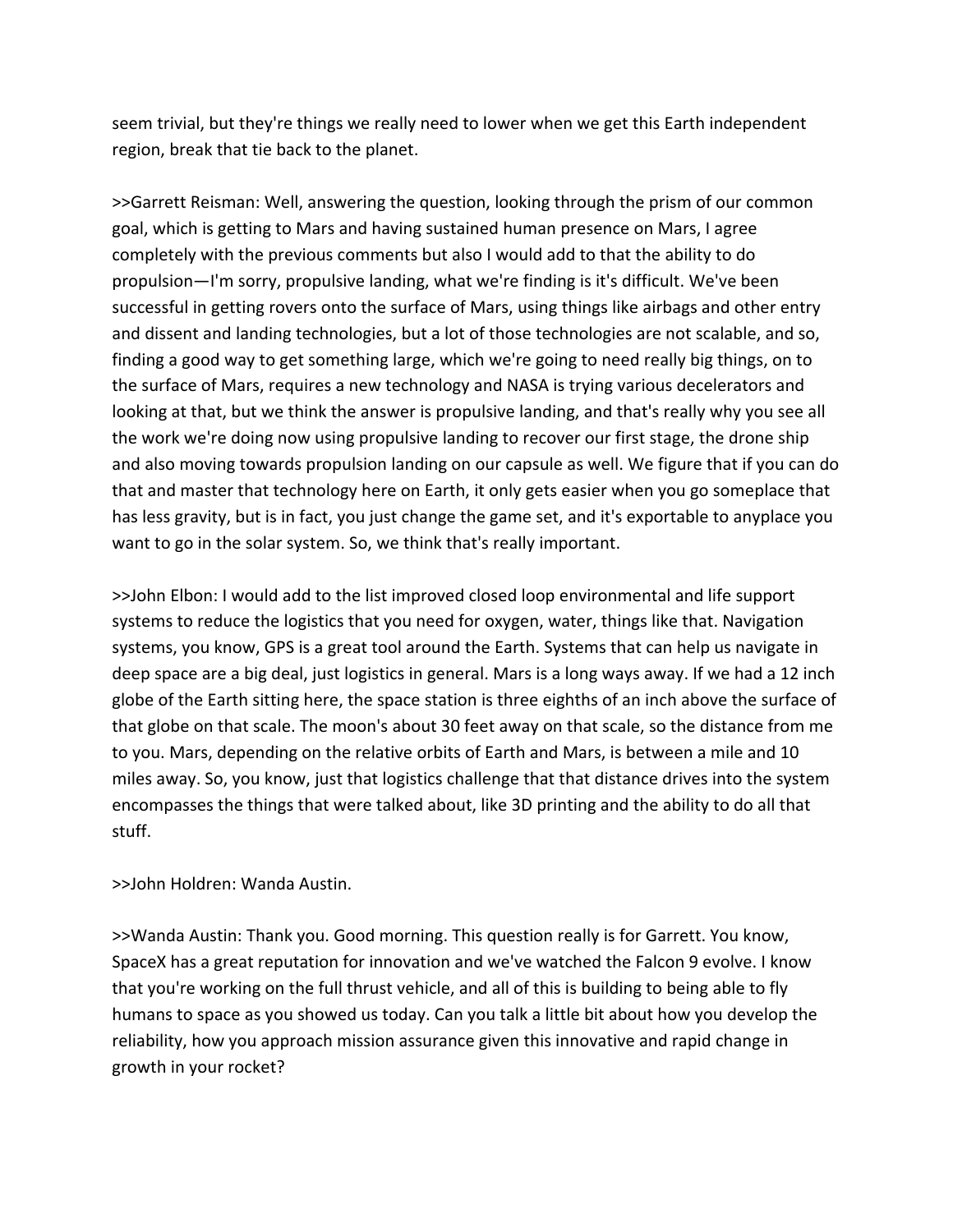seem trivial, but they're things we really need to lower when we get this Earth independent region, break that tie back to the planet.

>>Garrett Reisman: Well, answering the question, looking through the prism of our common goal, which is getting to Mars and having sustained human presence on Mars, I agree completely with the previous comments but also I would add to that the ability to do propulsion—I'm sorry, propulsive landing, what we're finding is it's difficult. We've been successful in getting rovers onto the surface of Mars, using things like airbags and other entry and dissent and landing technologies, but a lot of those technologies are not scalable, and so, finding a good way to get something large, which we're going to need really big things, on to the surface of Mars, requires a new technology and NASA is trying various decelerators and looking at that, but we think the answer is propulsive landing, and that's really why you see all the work we're doing now using propulsive landing to recover our first stage, the drone ship and also moving towards propulsion landing on our capsule as well. We figure that if you can do that and master that technology here on Earth, it only gets easier when you go someplace that has less gravity, but is in fact, you just change the game set, and it's exportable to anyplace you want to go in the solar system. So, we think that's really important.

>>John Elbon: I would add to the list improved closed loop environmental and life support systems to reduce the logistics that you need for oxygen, water, things like that. Navigation systems, you know, GPS is a great tool around the Earth. Systems that can help us navigate in deep space are a big deal, just logistics in general. Mars is a long ways away. If we had a 12 inch globe of the Earth sitting here, the space station is three eighths of an inch above the surface of that globe on that scale. The moon's about 30 feet away on that scale, so the distance from me to you. Mars, depending on the relative orbits of Earth and Mars, is between a mile and 10 miles away. So, you know, just that logistics challenge that that distance drives into the system encompasses the things that were talked about, like 3D printing and the ability to do all that stuff.

>>John Holdren: Wanda Austin.

>>Wanda Austin: Thank you. Good morning. This question really is for Garrett. You know, SpaceX has a great reputation for innovation and we've watched the Falcon 9 evolve. I know that you're working on the full thrust vehicle, and all of this is building to being able to fly humans to space as you showed us today. Can you talk a little bit about how you develop the reliability, how you approach mission assurance given this innovative and rapid change in growth in your rocket?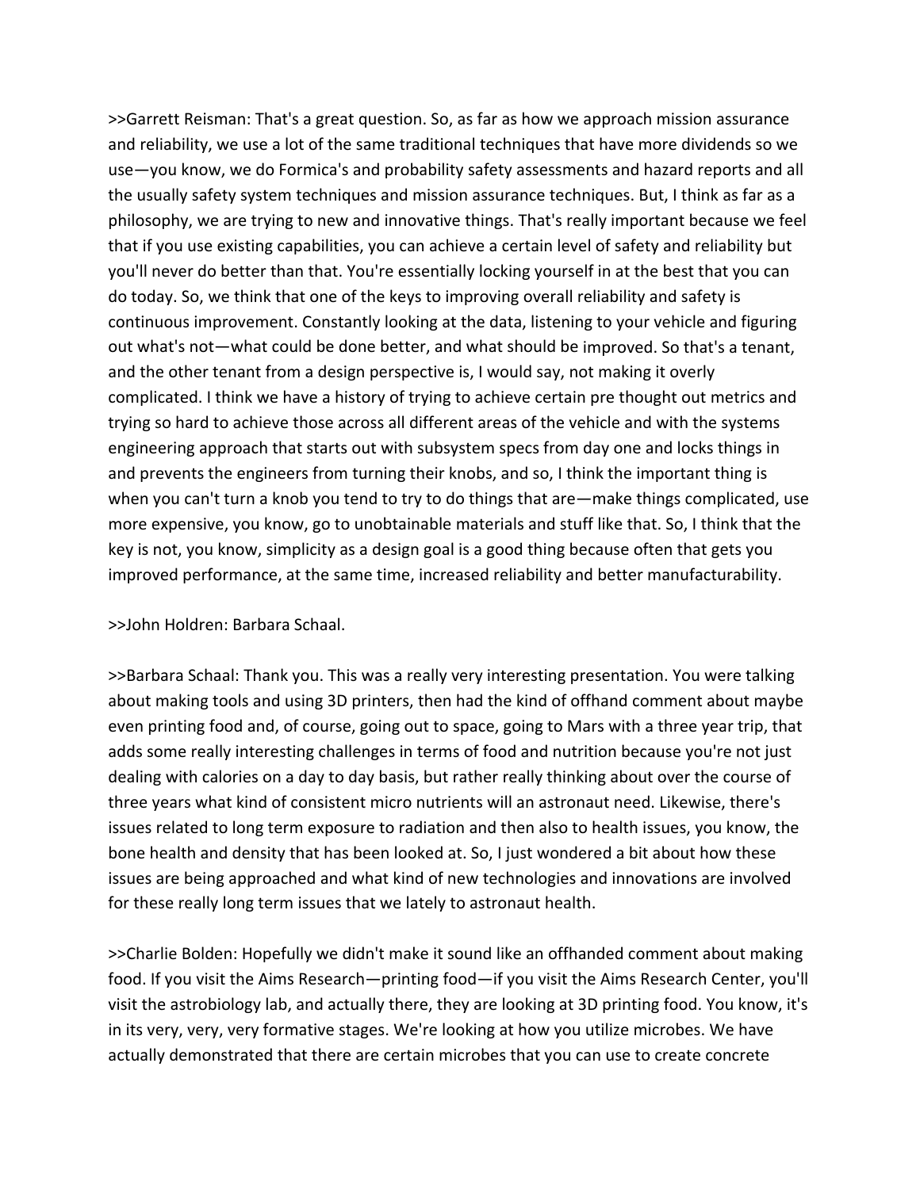>>Garrett Reisman: That's a great question. So, as far as how we approach mission assurance and reliability, we use a lot of the same traditional techniques that have more dividends so we use—you know, we do Formica's and probability safety assessments and hazard reports and all the usually safety system techniques and mission assurance techniques. But, I think as far as a philosophy, we are trying to new and innovative things. That's really important because we feel that if you use existing capabilities, you can achieve a certain level of safety and reliability but you'll never do better than that. You're essentially locking yourself in at the best that you can do today. So, we think that one of the keys to improving overall reliability and safety is continuous improvement. Constantly looking at the data, listening to your vehicle and figuring out what's not—what could be done better, and what should be improved. So that's a tenant, and the other tenant from a design perspective is, I would say, not making it overly complicated. I think we have a history of trying to achieve certain pre thought out metrics and trying so hard to achieve those across all different areas of the vehicle and with the systems engineering approach that starts out with subsystem specs from day one and locks things in and prevents the engineers from turning their knobs, and so, I think the important thing is when you can't turn a knob you tend to try to do things that are—make things complicated, use more expensive, you know, go to unobtainable materials and stuff like that. So, I think that the key is not, you know, simplicity as a design goal is a good thing because often that gets you improved performance, at the same time, increased reliability and better manufacturability.

>>John Holdren: Barbara Schaal.

>>Barbara Schaal: Thank you. This was a really very interesting presentation. You were talking about making tools and using 3D printers, then had the kind of offhand comment about maybe even printing food and, of course, going out to space, going to Mars with a three year trip, that adds some really interesting challenges in terms of food and nutrition because you're not just dealing with calories on a day to day basis, but rather really thinking about over the course of three years what kind of consistent micro nutrients will an astronaut need. Likewise, there's issues related to long term exposure to radiation and then also to health issues, you know, the bone health and density that has been looked at. So, I just wondered a bit about how these issues are being approached and what kind of new technologies and innovations are involved for these really long term issues that we lately to astronaut health.

>>Charlie Bolden: Hopefully we didn't make it sound like an offhanded comment about making food. If you visit the Aims Research—printing food—if you visit the Aims Research Center, you'll visit the astrobiology lab, and actually there, they are looking at 3D printing food. You know, it's in its very, very, very formative stages. We're looking at how you utilize microbes. We have actually demonstrated that there are certain microbes that you can use to create concrete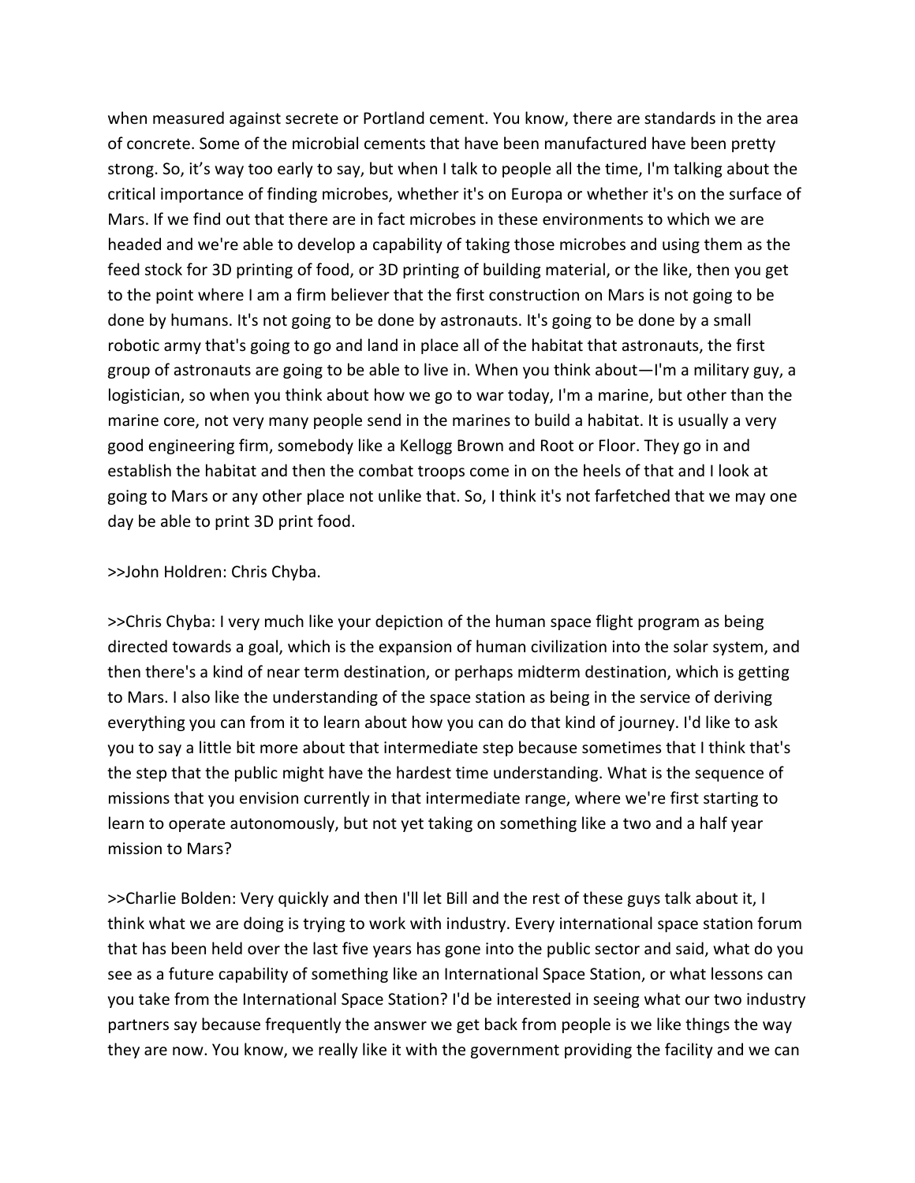when measured against secrete or Portland cement. You know, there are standards in the area of concrete. Some of the microbial cements that have been manufactured have been pretty strong. So, it's way too early to say, but when I talk to people all the time, I'm talking about the critical importance of finding microbes, whether it's on Europa or whether it's on the surface of Mars. If we find out that there are in fact microbes in these environments to which we are headed and we're able to develop a capability of taking those microbes and using them as the feed stock for 3D printing of food, or 3D printing of building material, or the like, then you get to the point where I am a firm believer that the first construction on Mars is not going to be done by humans. It's not going to be done by astronauts. It's going to be done by a small robotic army that's going to go and land in place all of the habitat that astronauts, the first group of astronauts are going to be able to live in. When you think about—I'm a military guy, a logistician, so when you think about how we go to war today, I'm a marine, but other than the marine core, not very many people send in the marines to build a habitat. It is usually a very good engineering firm, somebody like a Kellogg Brown and Root or Floor. They go in and establish the habitat and then the combat troops come in on the heels of that and I look at going to Mars or any other place not unlike that. So, I think it's not farfetched that we may one day be able to print 3D print food.

>>John Holdren: Chris Chyba.

>>Chris Chyba: I very much like your depiction of the human space flight program as being directed towards a goal, which is the expansion of human civilization into the solar system, and then there's a kind of near term destination, or perhaps midterm destination, which is getting to Mars. I also like the understanding of the space station as being in the service of deriving everything you can from it to learn about how you can do that kind of journey. I'd like to ask you to say a little bit more about that intermediate step because sometimes that I think that's the step that the public might have the hardest time understanding. What is the sequence of missions that you envision currently in that intermediate range, where we're first starting to learn to operate autonomously, but not yet taking on something like a two and a half year mission to Mars?

>>Charlie Bolden: Very quickly and then I'll let Bill and the rest of these guys talk about it, I think what we are doing is trying to work with industry. Every international space station forum that has been held over the last five years has gone into the public sector and said, what do you see as a future capability of something like an International Space Station, or what lessons can you take from the International Space Station? I'd be interested in seeing what our two industry partners say because frequently the answer we get back from people is we like things the way they are now. You know, we really like it with the government providing the facility and we can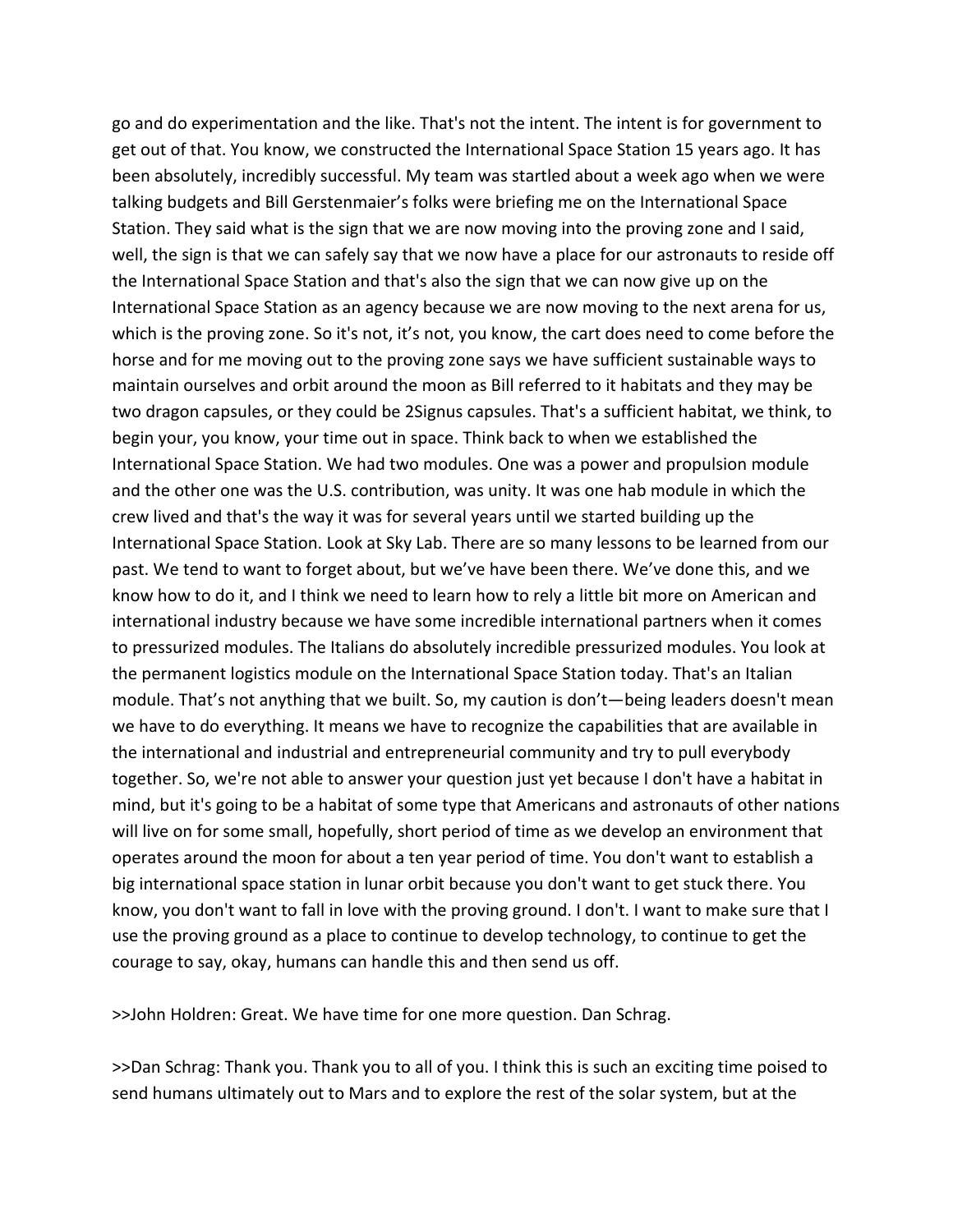go and do experimentation and the like. That's not the intent. The intent is for government to get out of that. You know, we constructed the International Space Station 15 years ago. It has been absolutely, incredibly successful. My team was startled about a week ago when we were talking budgets and Bill Gerstenmaier's folks were briefing me on the International Space Station. They said what is the sign that we are now moving into the proving zone and I said, well, the sign is that we can safely say that we now have a place for our astronauts to reside off the International Space Station and that's also the sign that we can now give up on the International Space Station as an agency because we are now moving to the next arena for us, which is the proving zone. So it's not, it's not, you know, the cart does need to come before the horse and for me moving out to the proving zone says we have sufficient sustainable ways to maintain ourselves and orbit around the moon as Bill referred to it habitats and they may be two dragon capsules, or they could be 2Signus capsules. That's a sufficient habitat, we think, to begin your, you know, your time out in space. Think back to when we established the International Space Station. We had two modules. One was a power and propulsion module and the other one was the U.S. contribution, was unity. It was one hab module in which the crew lived and that's the way it was for several years until we started building up the International Space Station. Look at Sky Lab. There are so many lessons to be learned from our past. We tend to want to forget about, but we've have been there. We've done this, and we know how to do it, and I think we need to learn how to rely a little bit more on American and international industry because we have some incredible international partners when it comes to pressurized modules. The Italians do absolutely incredible pressurized modules. You look at the permanent logistics module on the International Space Station today. That's an Italian module. That's not anything that we built. So, my caution is don't—being leaders doesn't mean we have to do everything. It means we have to recognize the capabilities that are available in the international and industrial and entrepreneurial community and try to pull everybody together. So, we're not able to answer your question just yet because I don't have a habitat in mind, but it's going to be a habitat of some type that Americans and astronauts of other nations will live on for some small, hopefully, short period of time as we develop an environment that operates around the moon for about a ten year period of time. You don't want to establish a big international space station in lunar orbit because you don't want to get stuck there. You know, you don't want to fall in love with the proving ground. I don't. I want to make sure that I use the proving ground as a place to continue to develop technology, to continue to get the courage to say, okay, humans can handle this and then send us off.

>>John Holdren: Great. We have time for one more question. Dan Schrag.

>>Dan Schrag: Thank you. Thank you to all of you. I think this is such an exciting time poised to send humans ultimately out to Mars and to explore the rest of the solar system, but at the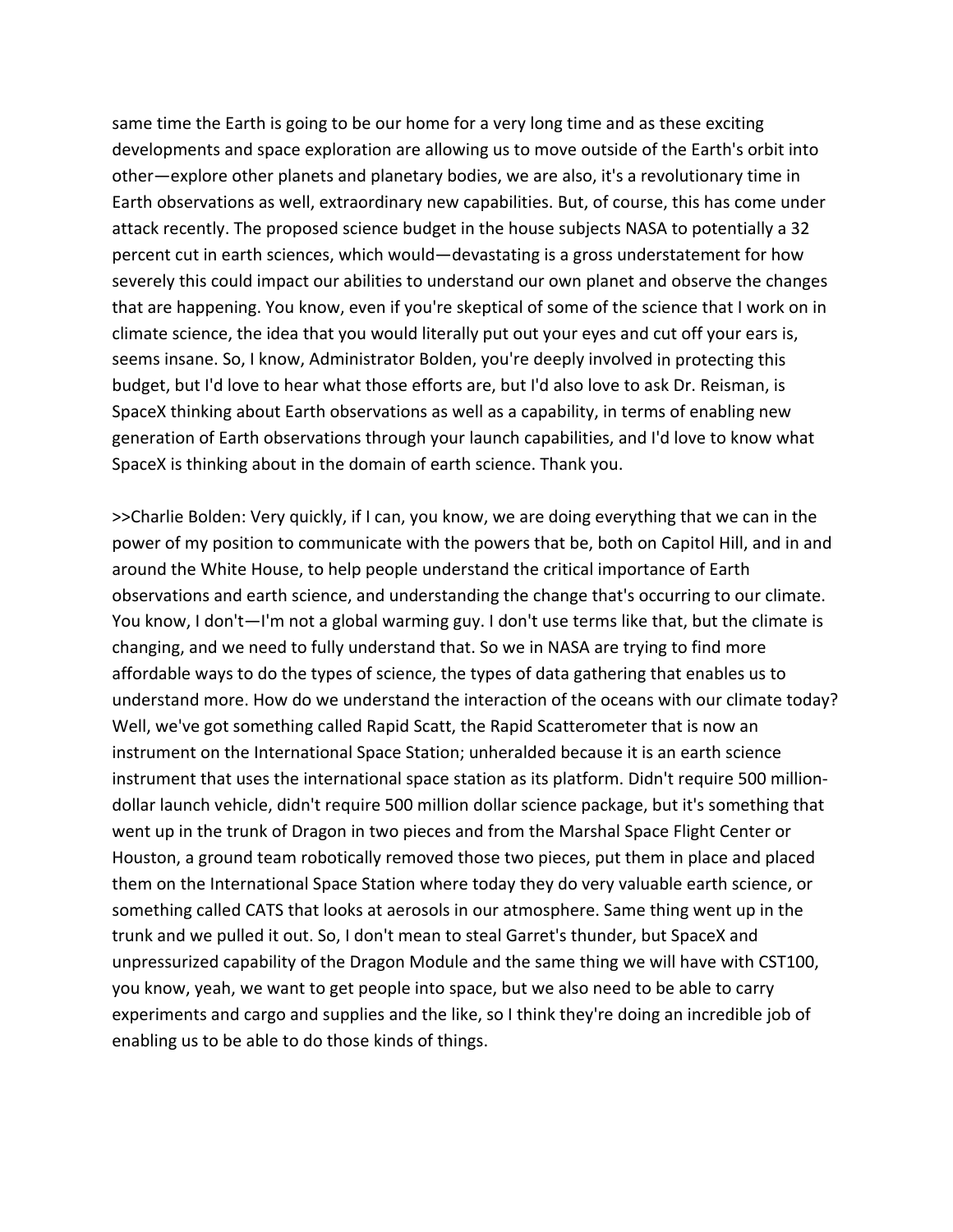same time the Earth is going to be our home for a very long time and as these exciting developments and space exploration are allowing us to move outside of the Earth's orbit into other—explore other planets and planetary bodies, we are also, it's a revolutionary time in Earth observations as well, extraordinary new capabilities. But, of course, this has come under attack recently. The proposed science budget in the house subjects NASA to potentially a 32 percent cut in earth sciences, which would—devastating is a gross understatement for how severely this could impact our abilities to understand our own planet and observe the changes that are happening. You know, even if you're skeptical of some of the science that I work on in climate science, the idea that you would literally put out your eyes and cut off your ears is, seems insane. So, I know, Administrator Bolden, you're deeply involved in protecting this budget, but I'd love to hear what those efforts are, but I'd also love to ask Dr. Reisman, is SpaceX thinking about Earth observations as well as a capability, in terms of enabling new generation of Earth observations through your launch capabilities, and I'd love to know what SpaceX is thinking about in the domain of earth science. Thank you.

>>Charlie Bolden: Very quickly, if I can, you know, we are doing everything that we can in the power of my position to communicate with the powers that be, both on Capitol Hill, and in and around the White House, to help people understand the critical importance of Earth observations and earth science, and understanding the change that's occurring to our climate. You know, I don't—I'm not a global warming guy. I don't use terms like that, but the climate is changing, and we need to fully understand that. So we in NASA are trying to find more affordable ways to do the types of science, the types of data gathering that enables us to understand more. How do we understand the interaction of the oceans with our climate today? Well, we've got something called Rapid Scatt, the Rapid Scatterometer that is now an instrument on the International Space Station; unheralded because it is an earth science instrument that uses the international space station as its platform. Didn't require 500 million-dollar launch vehicle, didn't require 500 million dollar science package, but it's something that went up in the trunk of Dragon in two pieces and from the Marshal Space Flight Center or Houston, a ground team robotically removed those two pieces, put them in place and placed them on the International Space Station where today they do very valuable earth science, or something called CATS that looks at aerosols in our atmosphere. Same thing went up in the trunk and we pulled it out. So, I don't mean to steal Garret's thunder, but SpaceX and unpressurized capability of the Dragon Module and the same thing we will have with CST100, you know, yeah, we want to get people into space, but we also need to be able to carry experiments and cargo and supplies and the like, so I think they're doing an incredible job of enabling us to be able to do those kinds of things.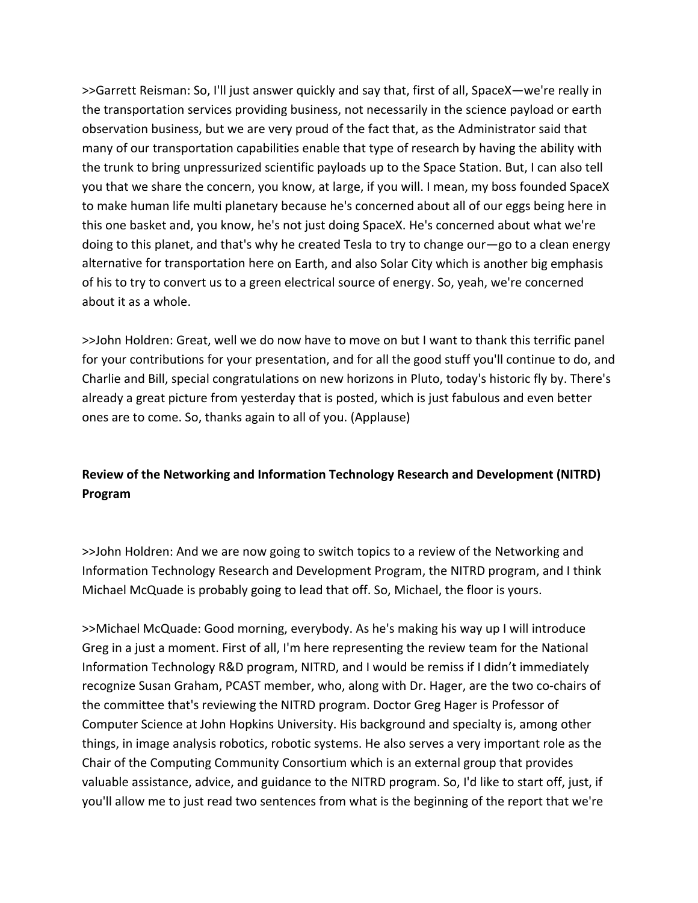>>Garrett Reisman: So, I'll just answer quickly and say that, first of all, SpaceX—we're really in the transportation services providing business, not necessarily in the science payload or earth observation business, but we are very proud of the fact that, as the Administrator said that many of our transportation capabilities enable that type of research by having the ability with the trunk to bring unpressurized scientific payloads up to the Space Station. But, I can also tell you that we share the concern, you know, at large, if you will. I mean, my boss founded SpaceX to make human life multi planetary because he's concerned about all of our eggs being here in this one basket and, you know, he's not just doing SpaceX. He's concerned about what we're doing to this planet, and that's why he created Tesla to try to change our—go to a clean energy alternative for transportation here on Earth, and also Solar City which is another big emphasis of his to try to convert us to a green electrical source of energy. So, yeah, we're concerned about it as a whole.

>>John Holdren: Great, well we do now have to move on but I want to thank this terrific panel for your contributions for your presentation, and for all the good stuff you'll continue to do, and Charlie and Bill, special congratulations on new horizons in Pluto, today's historic fly by. There's already a great picture from yesterday that is posted, which is just fabulous and even better ones are to come. So, thanks again to all of you. (Applause)

**Review of the Networking and Information Technology Research and Development (NITRD) Program**

>>John Holdren: And we are now going to switch topics to a review of the Networking and Information Technology Research and Development Program, the NITRD program, and I think Michael McQuade is probably going to lead that off. So, Michael, the floor is yours.

>>Michael McQuade: Good morning, everybody. As he's making his way up I will introduce Greg in a just a moment. First of all, I'm here representing the review team for the National Information Technology R&D program, NITRD, and I would be remiss if I didn't immediately recognize Susan Graham, PCAST member, who, along with Dr. Hager, are the two co-chairs of the committee that's reviewing the NITRD program. Doctor Greg Hager is Professor of Computer Science at John Hopkins University. His background and specialty is, among other things, in image analysis robotics, robotic systems. He also serves a very important role as the Chair of the Computing Community Consortium which is an external group that provides valuable assistance, advice, and guidance to the NITRD program. So, I'd like to start off, just, if you'll allow me to just read two sentences from what is the beginning of the report that we're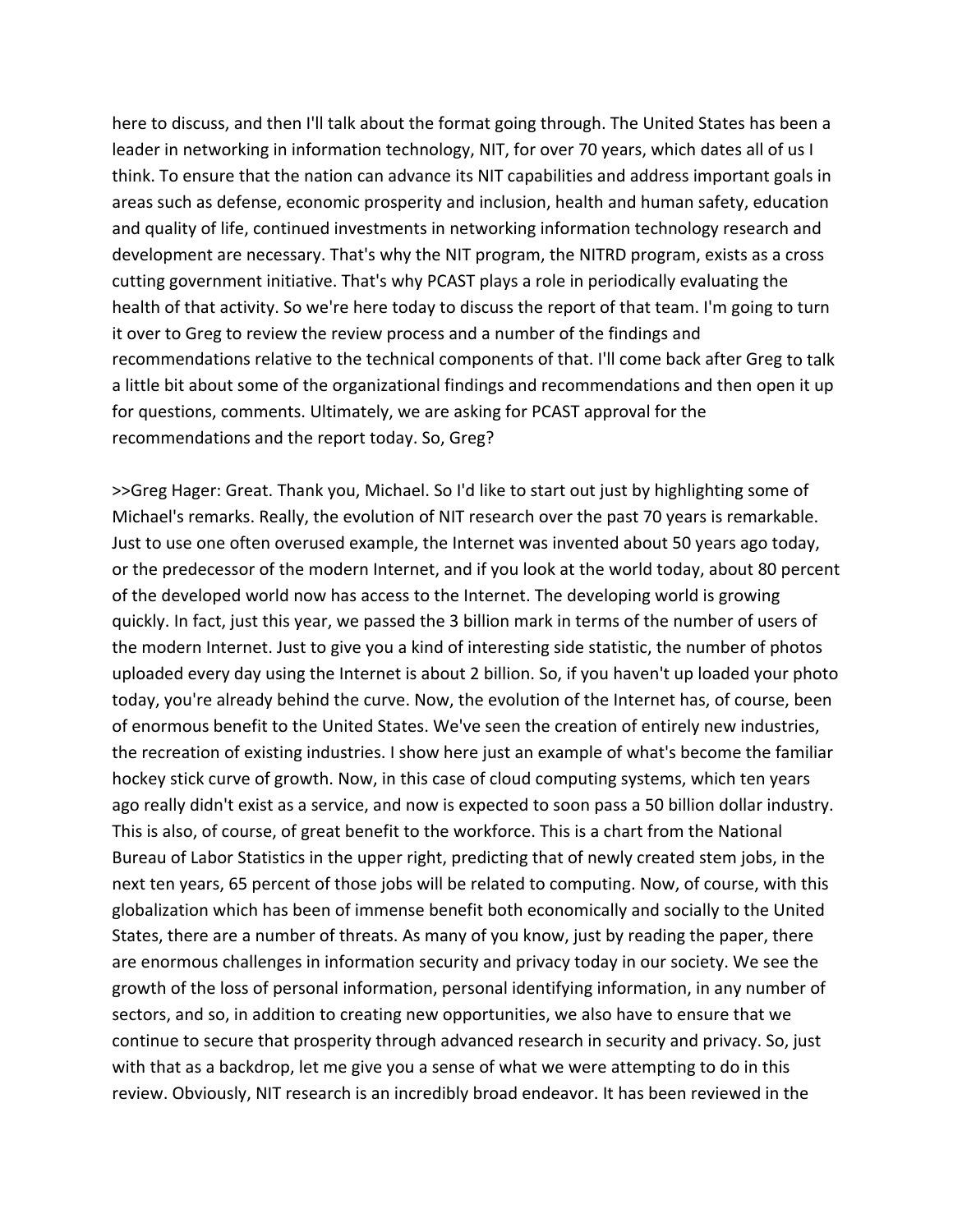here to discuss, and then I'll talk about the format going through. The United States has been a leader in networking in information technology, NIT, for over 70 years, which dates all of us I think. To ensure that the nation can advance its NIT capabilities and address important goals in areas such as defense, economic prosperity and inclusion, health and human safety, education and quality of life, continued investments in networking information technology research and development are necessary. That's why the NIT program, the NITRD program, exists as a cross cutting government initiative. That's why PCAST plays a role in periodically evaluating the health of that activity. So we're here today to discuss the report of that team. I'm going to turn it over to Greg to review the review process and a number of the findings and recommendations relative to the technical components of that. I'll come back after Greg to talk a little bit about some of the organizational findings and recommendations and then open it up for questions, comments. Ultimately, we are asking for PCAST approval for the recommendations and the report today. So, Greg?

>>Greg Hager: Great. Thank you, Michael. So I'd like to start out just by highlighting some of Michael's remarks. Really, the evolution of NIT research over the past 70 years is remarkable. Just to use one often overused example, the Internet was invented about 50 years ago today, or the predecessor of the modern Internet, and if you look at the world today, about 80 percent of the developed world now has access to the Internet. The developing world is growing quickly. In fact, just this year, we passed the 3 billion mark in terms of the number of users of the modern Internet. Just to give you a kind of interesting side statistic, the number of photos uploaded every day using the Internet is about 2 billion. So, if you haven't up loaded your photo today, you're already behind the curve. Now, the evolution of the Internet has, of course, been of enormous benefit to the United States. We've seen the creation of entirely new industries, the recreation of existing industries. I show here just an example of what's become the familiar hockey stick curve of growth. Now, in this case of cloud computing systems, which ten years ago really didn't exist as a service, and now is expected to soon pass a 50 billion dollar industry. This is also, of course, of great benefit to the workforce. This is a chart from the National Bureau of Labor Statistics in the upper right, predicting that of newly created stem jobs, in the next ten years, 65 percent of those jobs will be related to computing. Now, of course, with this globalization which has been of immense benefit both economically and socially to the United States, there are a number of threats. As many of you know, just by reading the paper, there are enormous challenges in information security and privacy today in our society. We see the growth of the loss of personal information, personal identifying information, in any number of sectors, and so, in addition to creating new opportunities, we also have to ensure that we continue to secure that prosperity through advanced research in security and privacy. So, just with that as a backdrop, let me give you a sense of what we were attempting to do in this review. Obviously, NIT research is an incredibly broad endeavor. It has been reviewed in the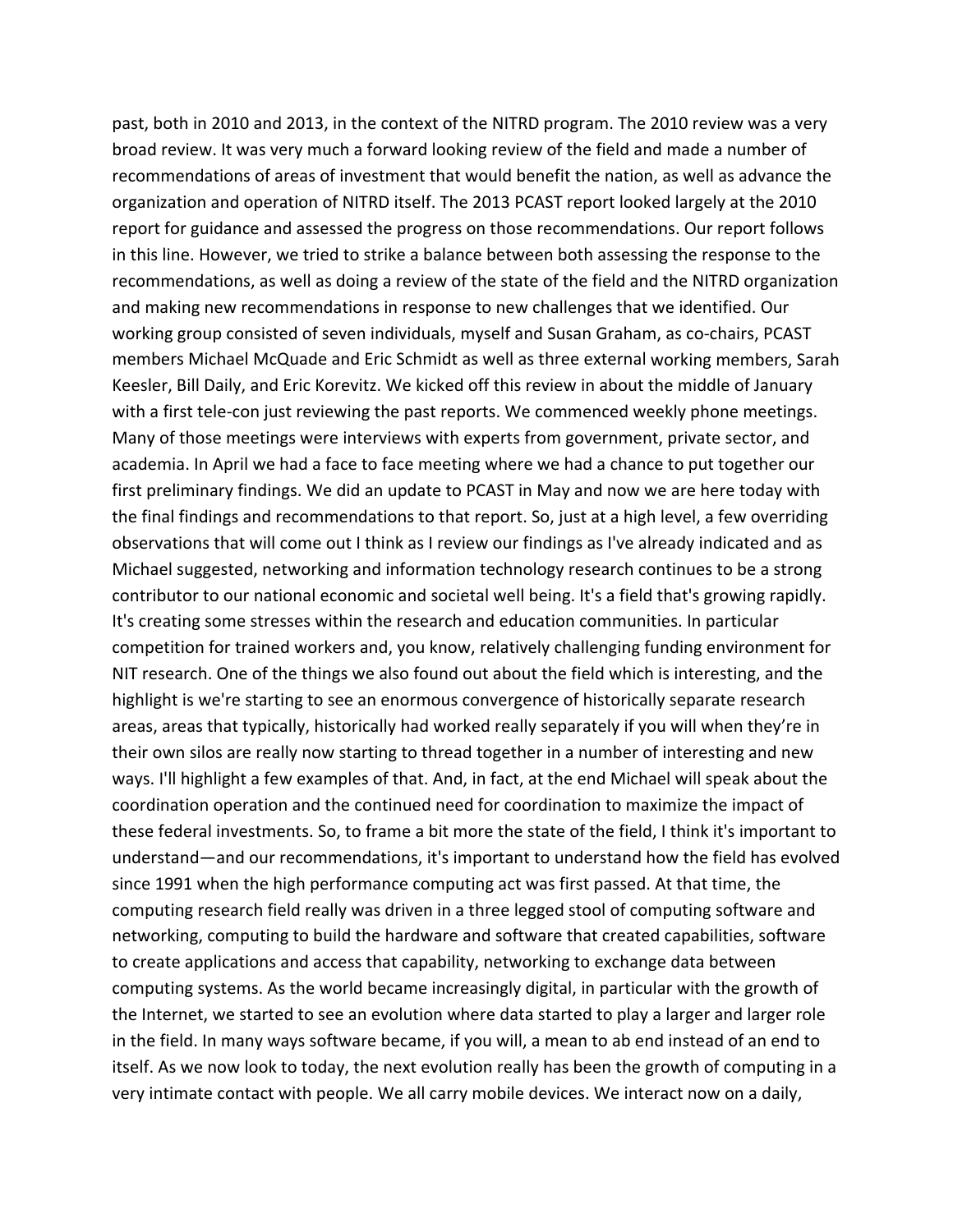past, both in 2010 and 2013, in the context of the NITRD program. The 2010 review was a very broad review. It was very much a forward looking review of the field and made a number of recommendations of areas of investment that would benefit the nation, as well as advance the organization and operation of NITRD itself. The 2013 PCAST report looked largely at the 2010 report for guidance and assessed the progress on those recommendations. Our report follows in this line. However, we tried to strike a balance between both assessing the response to the recommendations, as well as doing a review of the state of the field and the NITRD organization and making new recommendations in response to new challenges that we identified. Our working group consisted of seven individuals, myself and Susan Graham, as co-chairs, PCAST members Michael McQuade and Eric Schmidt as well as three external working members, Sarah Keesler, Bill Daily, and Eric Korevitz. We kicked off this review in about the middle of January with a first tele-con just reviewing the past reports. We commenced weekly phone meetings. Many of those meetings were interviews with experts from government, private sector, and academia. In April we had a face to face meeting where we had a chance to put together our first preliminary findings. We did an update to PCAST in May and now we are here today with the final findings and recommendations to that report. So, just at a high level, a few overriding observations that will come out I think as I review our findings as I've already indicated and as Michael suggested, networking and information technology research continues to be a strong contributor to our national economic and societal well being. It's a field that's growing rapidly. It's creating some stresses within the research and education communities. In particular competition for trained workers and, you know, relatively challenging funding environment for NIT research. One of the things we also found out about the field which is interesting, and the highlight is we're starting to see an enormous convergence of historically separate research areas, areas that typically, historically had worked really separately if you will when they're in their own silos are really now starting to thread together in a number of interesting and new ways. I'll highlight a few examples of that. And, in fact, at the end Michael will speak about the coordination operation and the continued need for coordination to maximize the impact of these federal investments. So, to frame a bit more the state of the field, I think it's important to understand—and our recommendations, it's important to understand how the field has evolved since 1991 when the high performance computing act was first passed. At that time, the computing research field really was driven in a three legged stool of computing software and networking, computing to build the hardware and software that created capabilities, software to create applications and access that capability, networking to exchange data between computing systems. As the world became increasingly digital, in particular with the growth of the Internet, we started to see an evolution where data started to play a larger and larger role in the field. In many ways software became, if you will, a mean to ab end instead of an end to itself. As we now look to today, the next evolution really has been the growth of computing in a very intimate contact with people. We all carry mobile devices. We interact now on a daily,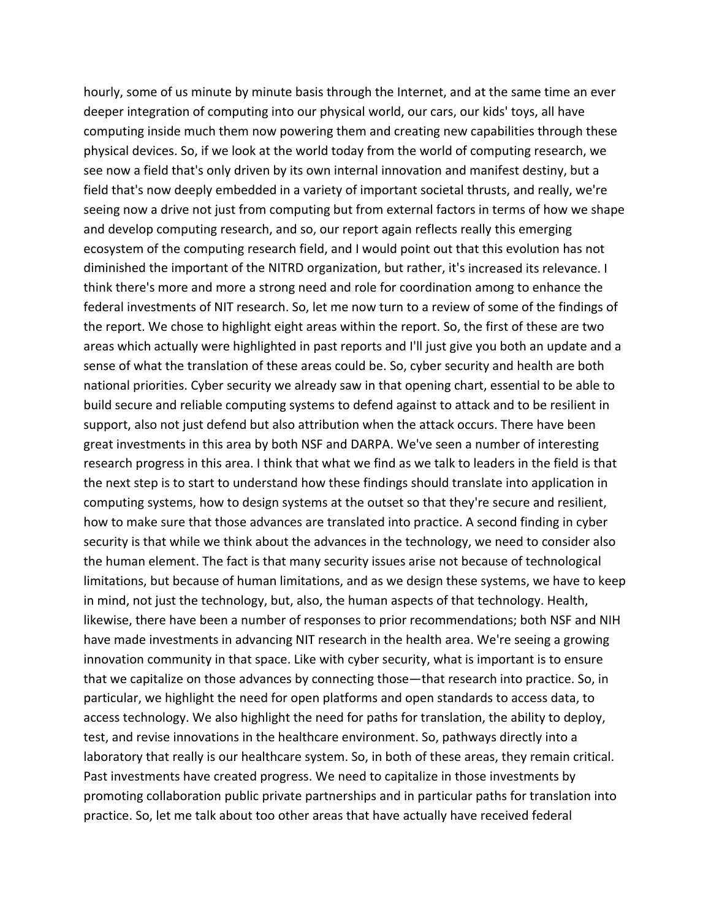hourly, some of us minute by minute basis through the Internet, and at the same time an ever deeper integration of computing into our physical world, our cars, our kids' toys, all have computing inside much them now powering them and creating new capabilities through these physical devices. So, if we look at the world today from the world of computing research, we see now a field that's only driven by its own internal innovation and manifest destiny, but a field that's now deeply embedded in a variety of important societal thrusts, and really, we're seeing now a drive not just from computing but from external factors in terms of how we shape and develop computing research, and so, our report again reflects really this emerging ecosystem of the computing research field, and I would point out that this evolution has not diminished the important of the NITRD organization, but rather, it's increased its relevance. I think there's more and more a strong need and role for coordination among to enhance the federal investments of NIT research. So, let me now turn to a review of some of the findings of the report. We chose to highlight eight areas within the report. So, the first of these are two areas which actually were highlighted in past reports and I'll just give you both an update and a sense of what the translation of these areas could be. So, cyber security and health are both national priorities. Cyber security we already saw in that opening chart, essential to be able to build secure and reliable computing systems to defend against to attack and to be resilient in support, also not just defend but also attribution when the attack occurs. There have been great investments in this area by both NSF and DARPA. We've seen a number of interesting research progress in this area. I think that what we find as we talk to leaders in the field is that the next step is to start to understand how these findings should translate into application in computing systems, how to design systems at the outset so that they're secure and resilient, how to make sure that those advances are translated into practice. A second finding in cyber security is that while we think about the advances in the technology, we need to consider also the human element. The fact is that many security issues arise not because of technological limitations, but because of human limitations, and as we design these systems, we have to keep in mind, not just the technology, but, also, the human aspects of that technology. Health, likewise, there have been a number of responses to prior recommendations; both NSF and NIH have made investments in advancing NIT research in the health area. We're seeing a growing innovation community in that space. Like with cyber security, what is important is to ensure that we capitalize on those advances by connecting those—that research into practice. So, in particular, we highlight the need for open platforms and open standards to access data, to access technology. We also highlight the need for paths for translation, the ability to deploy, test, and revise innovations in the healthcare environment. So, pathways directly into a laboratory that really is our healthcare system. So, in both of these areas, they remain critical. Past investments have created progress. We need to capitalize in those investments by promoting collaboration public private partnerships and in particular paths for translation into practice. So, let me talk about too other areas that have actually have received federal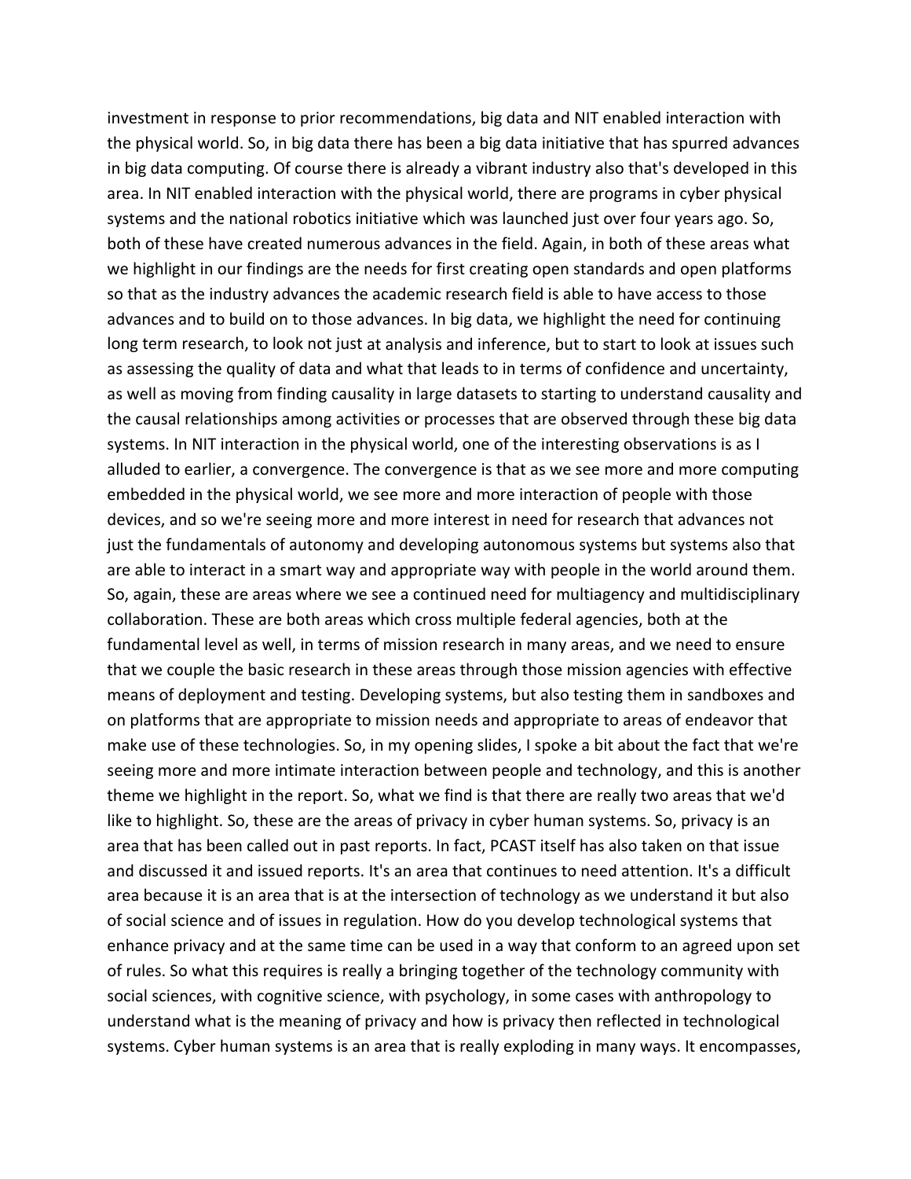investment in response to prior recommendations, big data and NIT enabled interaction with the physical world. So, in big data there has been a big data initiative that has spurred advances in big data computing. Of course there is already a vibrant industry also that's developed in this area. In NIT enabled interaction with the physical world, there are programs in cyber physical systems and the national robotics initiative which was launched just over four years ago. So, both of these have created numerous advances in the field. Again, in both of these areas what we highlight in our findings are the needs for first creating open standards and open platforms so that as the industry advances the academic research field is able to have access to those advances and to build on to those advances. In big data, we highlight the need for continuing long term research, to look not just at analysis and inference, but to start to look at issues such as assessing the quality of data and what that leads to in terms of confidence and uncertainty, as well as moving from finding causality in large datasets to starting to understand causality and the causal relationships among activities or processes that are observed through these big data systems. In NIT interaction in the physical world, one of the interesting observations is as I alluded to earlier, a convergence. The convergence is that as we see more and more computing embedded in the physical world, we see more and more interaction of people with those devices, and so we're seeing more and more interest in need for research that advances not just the fundamentals of autonomy and developing autonomous systems but systems also that are able to interact in a smart way and appropriate way with people in the world around them. So, again, these are areas where we see a continued need for multiagency and multidisciplinary collaboration. These are both areas which cross multiple federal agencies, both at the fundamental level as well, in terms of mission research in many areas, and we need to ensure that we couple the basic research in these areas through those mission agencies with effective means of deployment and testing. Developing systems, but also testing them in sandboxes and on platforms that are appropriate to mission needs and appropriate to areas of endeavor that make use of these technologies. So, in my opening slides, I spoke a bit about the fact that we're seeing more and more intimate interaction between people and technology, and this is another theme we highlight in the report. So, what we find is that there are really two areas that we'd like to highlight. So, these are the areas of privacy in cyber human systems. So, privacy is an area that has been called out in past reports. In fact, PCAST itself has also taken on that issue and discussed it and issued reports. It's an area that continues to need attention. It's a difficult area because it is an area that is at the intersection of technology as we understand it but also of social science and of issues in regulation. How do you develop technological systems that enhance privacy and at the same time can be used in a way that conform to an agreed upon set of rules. So what this requires is really a bringing together of the technology community with social sciences, with cognitive science, with psychology, in some cases with anthropology to understand what is the meaning of privacy and how is privacy then reflected in technological systems. Cyber human systems is an area that is really exploding in many ways. It encompasses,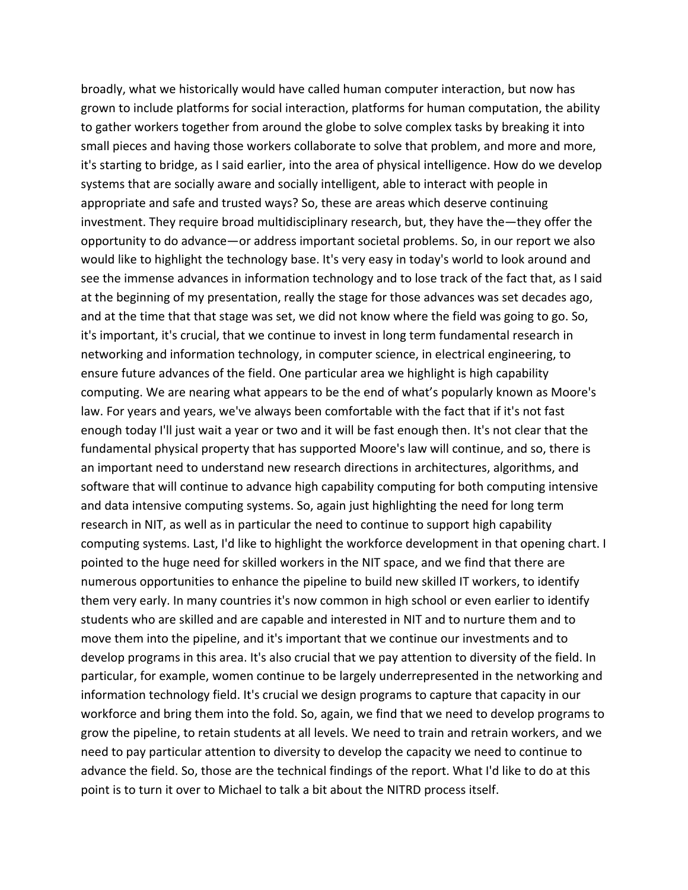broadly, what we historically would have called human computer interaction, but now has grown to include platforms for social interaction, platforms for human computation, the ability to gather workers together from around the globe to solve complex tasks by breaking it into small pieces and having those workers collaborate to solve that problem, and more and more, it's starting to bridge, as I said earlier, into the area of physical intelligence. How do we develop systems that are socially aware and socially intelligent, able to interact with people in appropriate and safe and trusted ways? So, these are areas which deserve continuing investment. They require broad multidisciplinary research, but, they have the—they offer the opportunity to do advance—or address important societal problems. So, in our report we also would like to highlight the technology base. It's very easy in today's world to look around and see the immense advances in information technology and to lose track of the fact that, as I said at the beginning of my presentation, really the stage for those advances was set decades ago, and at the time that that stage was set, we did not know where the field was going to go. So, it's important, it's crucial, that we continue to invest in long term fundamental research in networking and information technology, in computer science, in electrical engineering, to ensure future advances of the field. One particular area we highlight is high capability computing. We are nearing what appears to be the end of what's popularly known as Moore's law. For years and years, we've always been comfortable with the fact that if it's not fast enough today I'll just wait a year or two and it will be fast enough then. It's not clear that the fundamental physical property that has supported Moore's law will continue, and so, there is an important need to understand new research directions in architectures, algorithms, and software that will continue to advance high capability computing for both computing intensive and data intensive computing systems. So, again just highlighting the need for long term research in NIT, as well as in particular the need to continue to support high capability computing systems. Last, I'd like to highlight the workforce development in that opening chart. I pointed to the huge need for skilled workers in the NIT space, and we find that there are numerous opportunities to enhance the pipeline to build new skilled IT workers, to identify them very early. In many countries it's now common in high school or even earlier to identify students who are skilled and are capable and interested in NIT and to nurture them and to move them into the pipeline, and it's important that we continue our investments and to develop programs in this area. It's also crucial that we pay attention to diversity of the field. In particular, for example, women continue to be largely underrepresented in the networking and information technology field. It's crucial we design programs to capture that capacity in our workforce and bring them into the fold. So, again, we find that we need to develop programs to grow the pipeline, to retain students at all levels. We need to train and retrain workers, and we need to pay particular attention to diversity to develop the capacity we need to continue to advance the field. So, those are the technical findings of the report. What I'd like to do at this point is to turn it over to Michael to talk a bit about the NITRD process itself.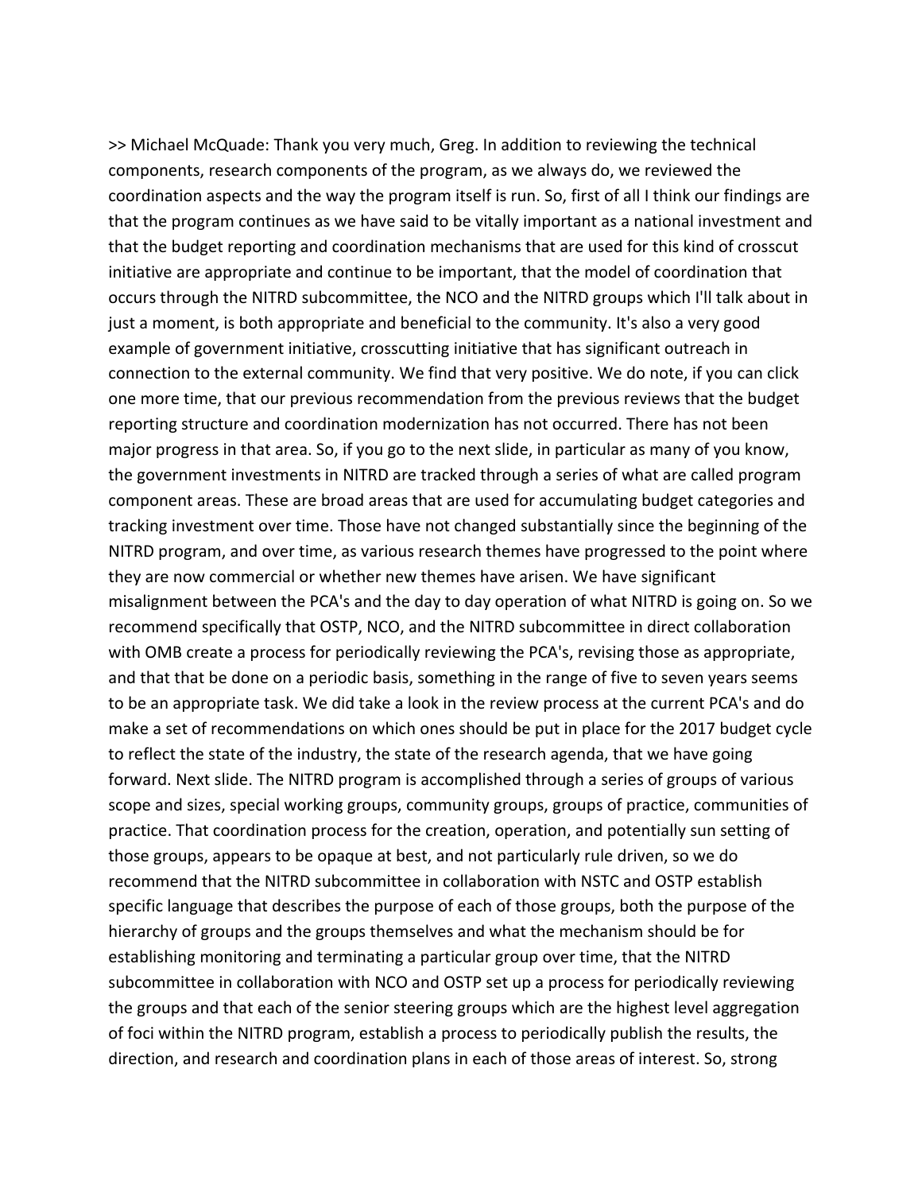>> Michael McQuade: Thank you very much, Greg. In addition to reviewing the technical components, research components of the program, as we always do, we reviewed the coordination aspects and the way the program itself is run. So, first of all I think our findings are that the program continues as we have said to be vitally important as a national investment and that the budget reporting and coordination mechanisms that are used for this kind of crosscut initiative are appropriate and continue to be important, that the model of coordination that occurs through the NITRD subcommittee, the NCO and the NITRD groups which I'll talk about in just a moment, is both appropriate and beneficial to the community. It's also a very good example of government initiative, crosscutting initiative that has significant outreach in connection to the external community. We find that very positive. We do note, if you can click one more time, that our previous recommendation from the previous reviews that the budget reporting structure and coordination modernization has not occurred. There has not been major progress in that area. So, if you go to the next slide, in particular as many of you know, the government investments in NITRD are tracked through a series of what are called program component areas. These are broad areas that are used for accumulating budget categories and tracking investment over time. Those have not changed substantially since the beginning of the NITRD program, and over time, as various research themes have progressed to the point where they are now commercial or whether new themes have arisen. We have significant misalignment between the PCA's and the day to day operation of what NITRD is going on. So we recommend specifically that OSTP, NCO, and the NITRD subcommittee in direct collaboration with OMB create a process for periodically reviewing the PCA's, revising those as appropriate, and that that be done on a periodic basis, something in the range of five to seven years seems to be an appropriate task. We did take a look in the review process at the current PCA's and do make a set of recommendations on which ones should be put in place for the 2017 budget cycle to reflect the state of the industry, the state of the research agenda, that we have going forward. Next slide. The NITRD program is accomplished through a series of groups of various scope and sizes, special working groups, community groups, groups of practice, communities of practice. That coordination process for the creation, operation, and potentially sun setting of those groups, appears to be opaque at best, and not particularly rule driven, so we do recommend that the NITRD subcommittee in collaboration with NSTC and OSTP establish specific language that describes the purpose of each of those groups, both the purpose of the hierarchy of groups and the groups themselves and what the mechanism should be for establishing monitoring and terminating a particular group over time, that the NITRD subcommittee in collaboration with NCO and OSTP set up a process for periodically reviewing the groups and that each of the senior steering groups which are the highest level aggregation of foci within the NITRD program, establish a process to periodically publish the results, the direction, and research and coordination plans in each of those areas of interest. So, strong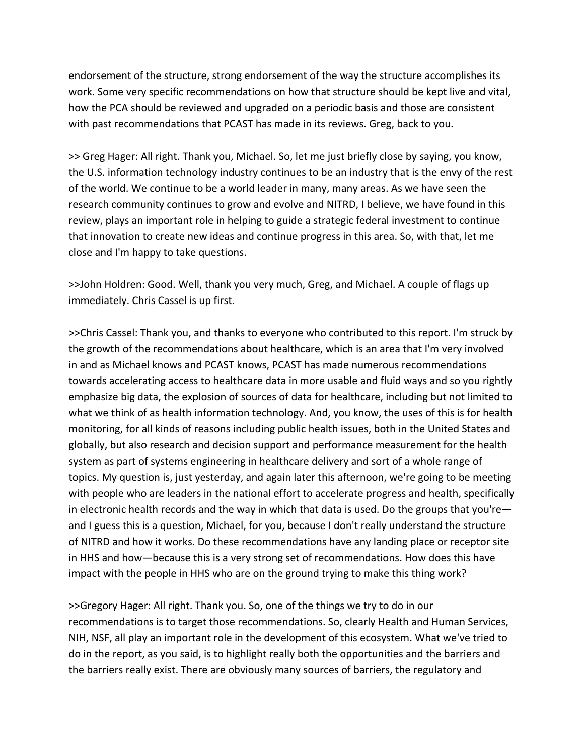endorsement of the structure, strong endorsement of the way the structure accomplishes its work. Some very specific recommendations on how that structure should be kept live and vital, how the PCA should be reviewed and upgraded on a periodic basis and those are consistent with past recommendations that PCAST has made in its reviews. Greg, back to you.

>> Greg Hager: All right. Thank you, Michael. So, let me just briefly close by saying, you know, the U.S. information technology industry continues to be an industry that is the envy of the rest of the world. We continue to be a world leader in many, many areas. As we have seen the research community continues to grow and evolve and NITRD, I believe, we have found in this review, plays an important role in helping to guide a strategic federal investment to continue that innovation to create new ideas and continue progress in this area. So, with that, let me close and I'm happy to take questions.

>>John Holdren: Good. Well, thank you very much, Greg, and Michael. A couple of flags up immediately. Chris Cassel is up first.

>>Chris Cassel: Thank you, and thanks to everyone who contributed to this report. I'm struck by the growth of the recommendations about healthcare, which is an area that I'm very involved in and as Michael knows and PCAST knows, PCAST has made numerous recommendations towards accelerating access to healthcare data in more usable and fluid ways and so you rightly emphasize big data, the explosion of sources of data for healthcare, including but not limited to what we think of as health information technology. And, you know, the uses of this is for health monitoring, for all kinds of reasons including public health issues, both in the United States and globally, but also research and decision support and performance measurement for the health system as part of systems engineering in healthcare delivery and sort of a whole range of topics. My question is, just yesterday, and again later this afternoon, we're going to be meeting with people who are leaders in the national effort to accelerate progress and health, specifically in electronic health records and the way in which that data is used. Do the groups that you're—and I guess this is a question, Michael, for you, because I don't really understand the structure of NITRD and how it works. Do these recommendations have any landing place or receptor site in HHS and how—because this is a very strong set of recommendations. How does this have impact with the people in HHS who are on the ground trying to make this thing work?

>>Gregory Hager: All right. Thank you. So, one of the things we try to do in our recommendations is to target those recommendations. So, clearly Health and Human Services, NIH, NSF, all play an important role in the development of this ecosystem. What we've tried to do in the report, as you said, is to highlight really both the opportunities and the barriers and the barriers really exist. There are obviously many sources of barriers, the regulatory and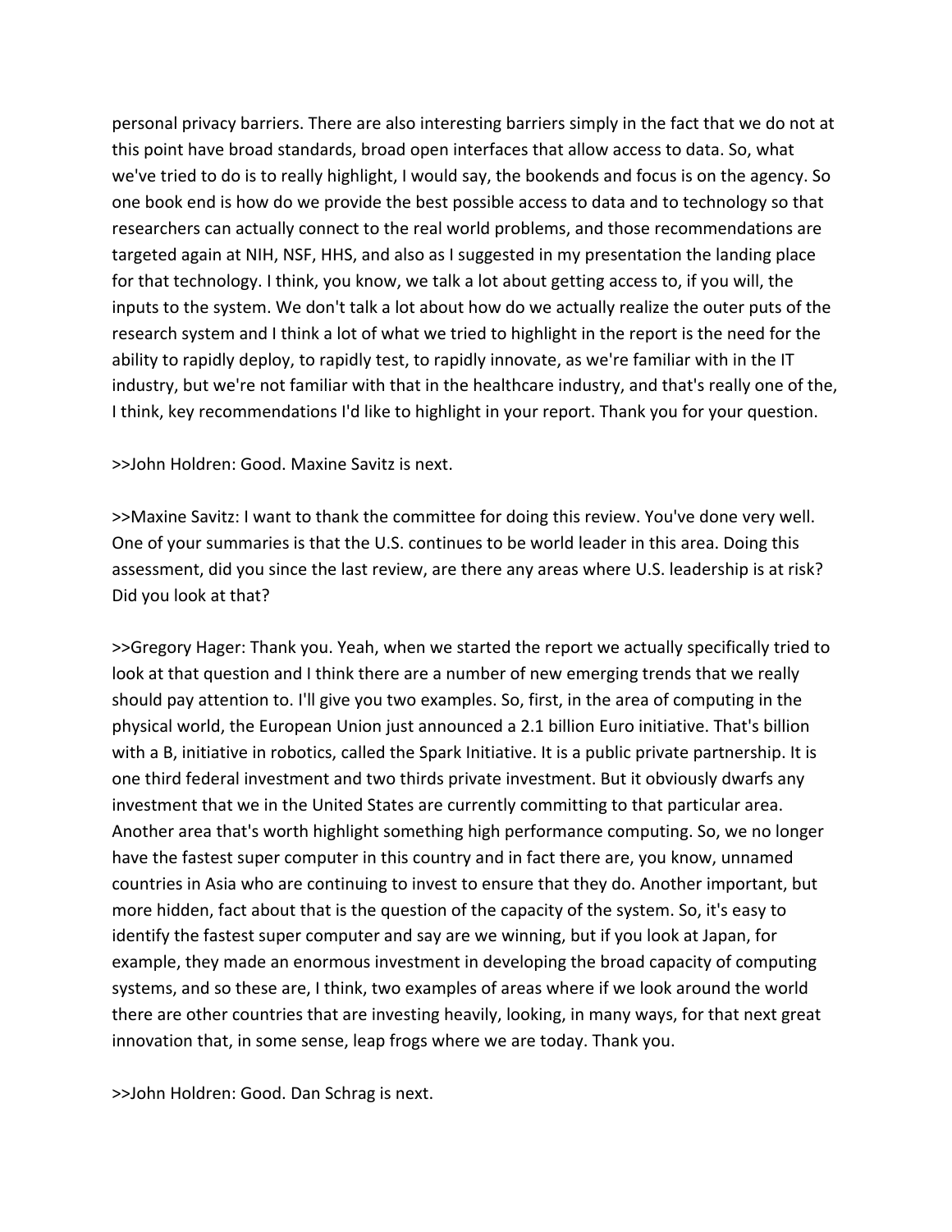personal privacy barriers. There are also interesting barriers simply in the fact that we do not at this point have broad standards, broad open interfaces that allow access to data. So, what we've tried to do is to really highlight, I would say, the bookends and focus is on the agency. So one book end is how do we provide the best possible access to data and to technology so that researchers can actually connect to the real world problems, and those recommendations are targeted again at NIH, NSF, HHS, and also as I suggested in my presentation the landing place for that technology. I think, you know, we talk a lot about getting access to, if you will, the inputs to the system. We don't talk a lot about how do we actually realize the outer puts of the research system and I think a lot of what we tried to highlight in the report is the need for the ability to rapidly deploy, to rapidly test, to rapidly innovate, as we're familiar with in the IT industry, but we're not familiar with that in the healthcare industry, and that's really one of the, I think, key recommendations I'd like to highlight in your report. Thank you for your question.

>>John Holdren: Good. Maxine Savitz is next.

>>Maxine Savitz: I want to thank the committee for doing this review. You've done very well. One of your summaries is that the U.S. continues to be world leader in this area. Doing this assessment, did you since the last review, are there any areas where U.S. leadership is at risk? Did you look at that?

>>Gregory Hager: Thank you. Yeah, when we started the report we actually specifically tried to look at that question and I think there are a number of new emerging trends that we really should pay attention to. I'll give you two examples. So, first, in the area of computing in the physical world, the European Union just announced a 2.1 billion Euro initiative. That's billion with a B, initiative in robotics, called the Spark Initiative. It is a public private partnership. It is one third federal investment and two thirds private investment. But it obviously dwarfs any investment that we in the United States are currently committing to that particular area. Another area that's worth highlight something high performance computing. So, we no longer have the fastest super computer in this country and in fact there are, you know, unnamed countries in Asia who are continuing to invest to ensure that they do. Another important, but more hidden, fact about that is the question of the capacity of the system. So, it's easy to identify the fastest super computer and say are we winning, but if you look at Japan, for example, they made an enormous investment in developing the broad capacity of computing systems, and so these are, I think, two examples of areas where if we look around the world there are other countries that are investing heavily, looking, in many ways, for that next great innovation that, in some sense, leap frogs where we are today. Thank you.

>>John Holdren: Good. Dan Schrag is next.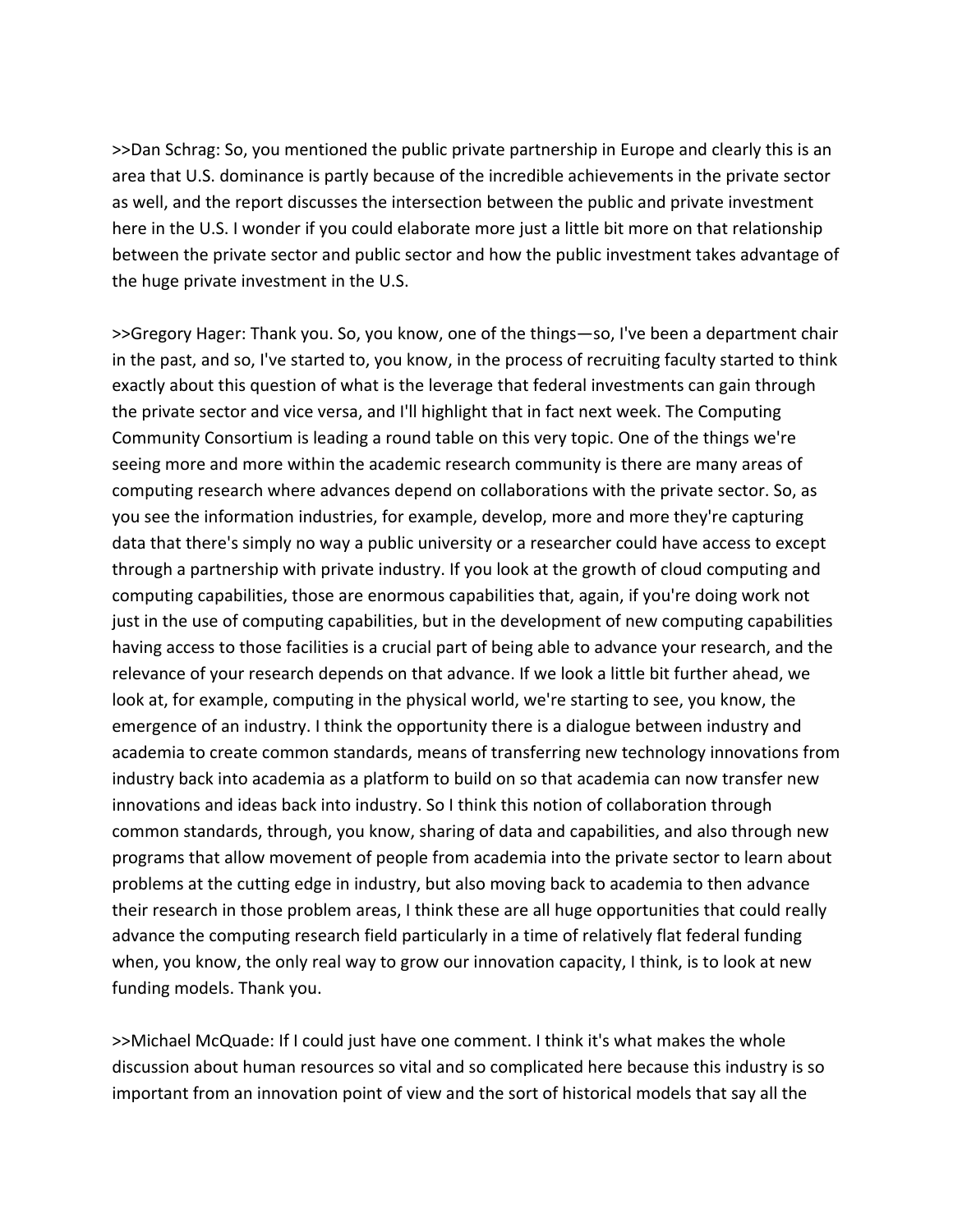>>Dan Schrag: So, you mentioned the public private partnership in Europe and clearly this is an area that U.S. dominance is partly because of the incredible achievements in the private sector as well, and the report discusses the intersection between the public and private investment here in the U.S. I wonder if you could elaborate more just a little bit more on that relationship between the private sector and public sector and how the public investment takes advantage of the huge private investment in the U.S.

>>Gregory Hager: Thank you. So, you know, one of the things—so, I've been a department chair in the past, and so, I've started to, you know, in the process of recruiting faculty started to think exactly about this question of what is the leverage that federal investments can gain through the private sector and vice versa, and I'll highlight that in fact next week. The Computing Community Consortium is leading a round table on this very topic. One of the things we're seeing more and more within the academic research community is there are many areas of computing research where advances depend on collaborations with the private sector. So, as you see the information industries, for example, develop, more and more they're capturing data that there's simply no way a public university or a researcher could have access to except through a partnership with private industry. If you look at the growth of cloud computing and computing capabilities, those are enormous capabilities that, again, if you're doing work not just in the use of computing capabilities, but in the development of new computing capabilities having access to those facilities is a crucial part of being able to advance your research, and the relevance of your research depends on that advance. If we look a little bit further ahead, we look at, for example, computing in the physical world, we're starting to see, you know, the emergence of an industry. I think the opportunity there is a dialogue between industry and academia to create common standards, means of transferring new technology innovations from industry back into academia as a platform to build on so that academia can now transfer new innovations and ideas back into industry. So I think this notion of collaboration through common standards, through, you know, sharing of data and capabilities, and also through new programs that allow movement of people from academia into the private sector to learn about problems at the cutting edge in industry, but also moving back to academia to then advance their research in those problem areas, I think these are all huge opportunities that could really advance the computing research field particularly in a time of relatively flat federal funding when, you know, the only real way to grow our innovation capacity, I think, is to look at new funding models. Thank you.

>>Michael McQuade: If I could just have one comment. I think it's what makes the whole discussion about human resources so vital and so complicated here because this industry is so important from an innovation point of view and the sort of historical models that say all the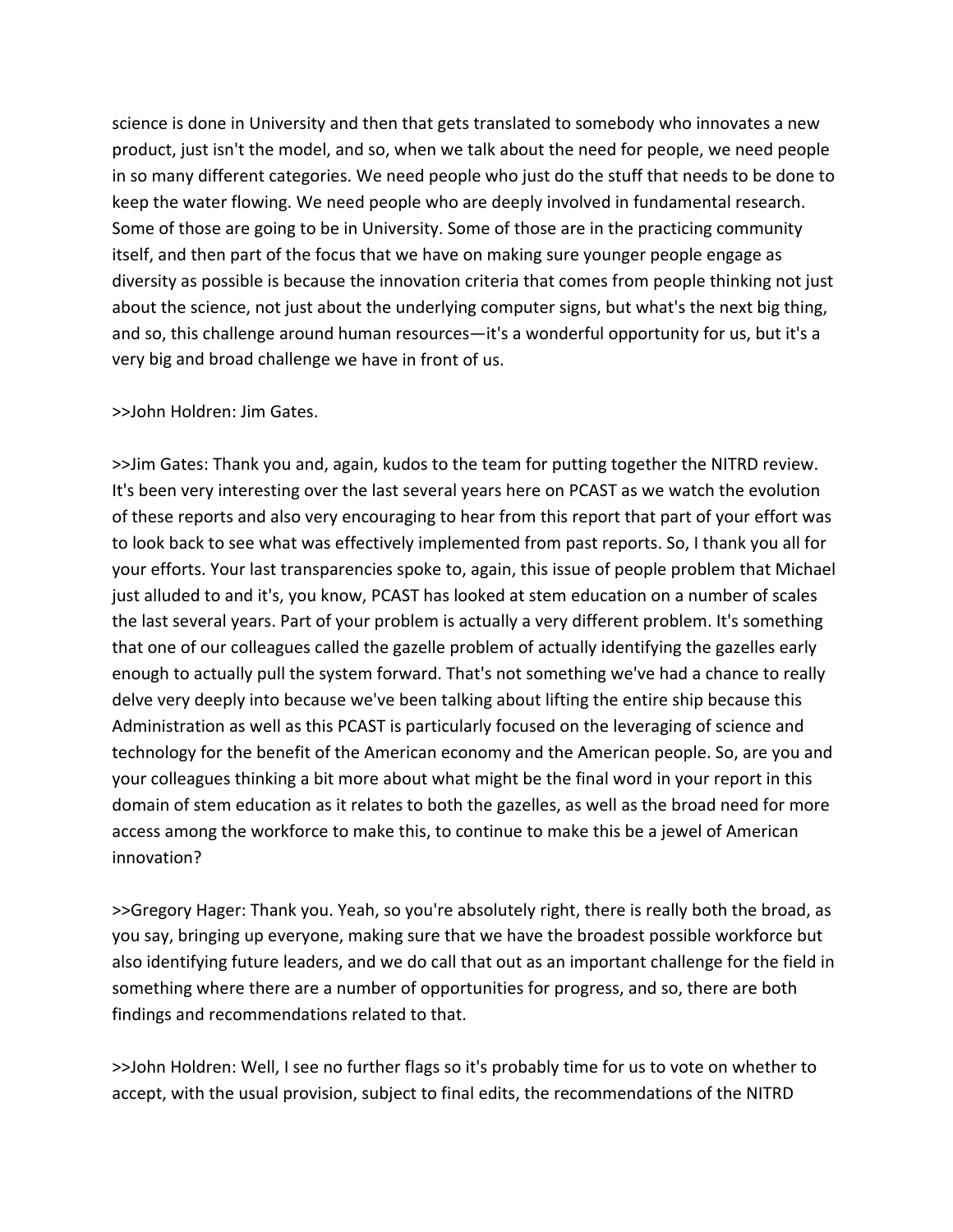science is done in University and then that gets translated to somebody who innovates a new product, just isn't the model, and so, when we talk about the need for people, we need people in so many different categories. We need people who just do the stuff that needs to be done to keep the water flowing. We need people who are deeply involved in fundamental research. Some of those are going to be in University. Some of those are in the practicing community itself, and then part of the focus that we have on making sure younger people engage as diversity as possible is because the innovation criteria that comes from people thinking not just about the science, not just about the underlying computer signs, but what's the next big thing, and so, this challenge around human resources—it's a wonderful opportunity for us, but it's a very big and broad challenge we have in front of us.

>>John Holdren: Jim Gates.

>>Jim Gates: Thank you and, again, kudos to the team for putting together the NITRD review. It's been very interesting over the last several years here on PCAST as we watch the evolution of these reports and also very encouraging to hear from this report that part of your effort was to look back to see what was effectively implemented from past reports. So, I thank you all for your efforts. Your last transparencies spoke to, again, this issue of people problem that Michael just alluded to and it's, you know, PCAST has looked at stem education on a number of scales the last several years. Part of your problem is actually a very different problem. It's something that one of our colleagues called the gazelle problem of actually identifying the gazelles early enough to actually pull the system forward. That's not something we've had a chance to really delve very deeply into because we've been talking about lifting the entire ship because this Administration as well as this PCAST is particularly focused on the leveraging of science and technology for the benefit of the American economy and the American people. So, are you and your colleagues thinking a bit more about what might be the final word in your report in this domain of stem education as it relates to both the gazelles, as well as the broad need for more access among the workforce to make this, to continue to make this be a jewel of American innovation?

>>Gregory Hager: Thank you. Yeah, so you're absolutely right, there is really both the broad, as you say, bringing up everyone, making sure that we have the broadest possible workforce but also identifying future leaders, and we do call that out as an important challenge for the field in something where there are a number of opportunities for progress, and so, there are both findings and recommendations related to that.

>>John Holdren: Well, I see no further flags so it's probably time for us to vote on whether to accept, with the usual provision, subject to final edits, the recommendations of the NITRD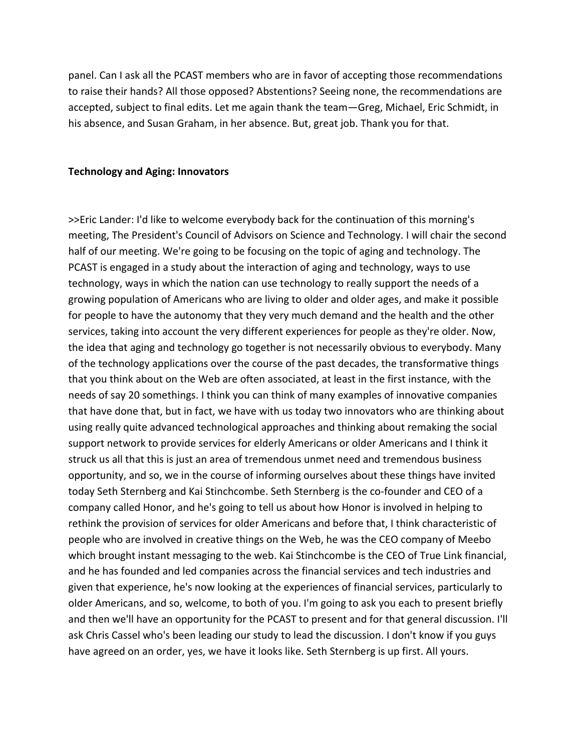panel. Can I ask all the PCAST members who are in favor of accepting those recommendations to raise their hands? All those opposed? Abstentions? Seeing none, the recommendations are accepted, subject to final edits. Let me again thank the team—Greg, Michael, Eric Schmidt, in his absence, and Susan Graham, in her absence. But, great job. Thank you for that.

**Technology and Aging: Innovators**

>>Eric Lander: I'd like to welcome everybody back for the continuation of this morning's meeting, The President's Council of Advisors on Science and Technology. I will chair the second half of our meeting. We're going to be focusing on the topic of aging and technology. The PCAST is engaged in a study about the interaction of aging and technology, ways to use technology, ways in which the nation can use technology to really support the needs of a growing population of Americans who are living to older and older ages, and make it possible for people to have the autonomy that they very much demand and the health and the other services, taking into account the very different experiences for people as they're older. Now, the idea that aging and technology go together is not necessarily obvious to everybody. Many of the technology applications over the course of the past decades, the transformative things that you think about on the Web are often associated, at least in the first instance, with the needs of say 20 somethings. I think you can think of many examples of innovative companies that have done that, but in fact, we have with us today two innovators who are thinking about using really quite advanced technological approaches and thinking about remaking the social support network to provide services for elderly Americans or older Americans and I think it struck us all that this is just an area of tremendous unmet need and tremendous business opportunity, and so, we in the course of informing ourselves about these things have invited today Seth Sternberg and Kai Stinchcombe. Seth Sternberg is the co-founder and CEO of a company called Honor, and he's going to tell us about how Honor is involved in helping to rethink the provision of services for older Americans and before that, I think characteristic of people who are involved in creative things on the Web, he was the CEO company of Meebo which brought instant messaging to the web. Kai Stinchcombe is the CEO of True Link financial, and he has founded and led companies across the financial services and tech industries and given that experience, he's now looking at the experiences of financial services, particularly to older Americans, and so, welcome, to both of you. I'm going to ask you each to present briefly and then we'll have an opportunity for the PCAST to present and for that general discussion. I'll ask Chris Cassel who's been leading our study to lead the discussion. I don't know if you guys have agreed on an order, yes, we have it looks like. Seth Sternberg is up first. All yours.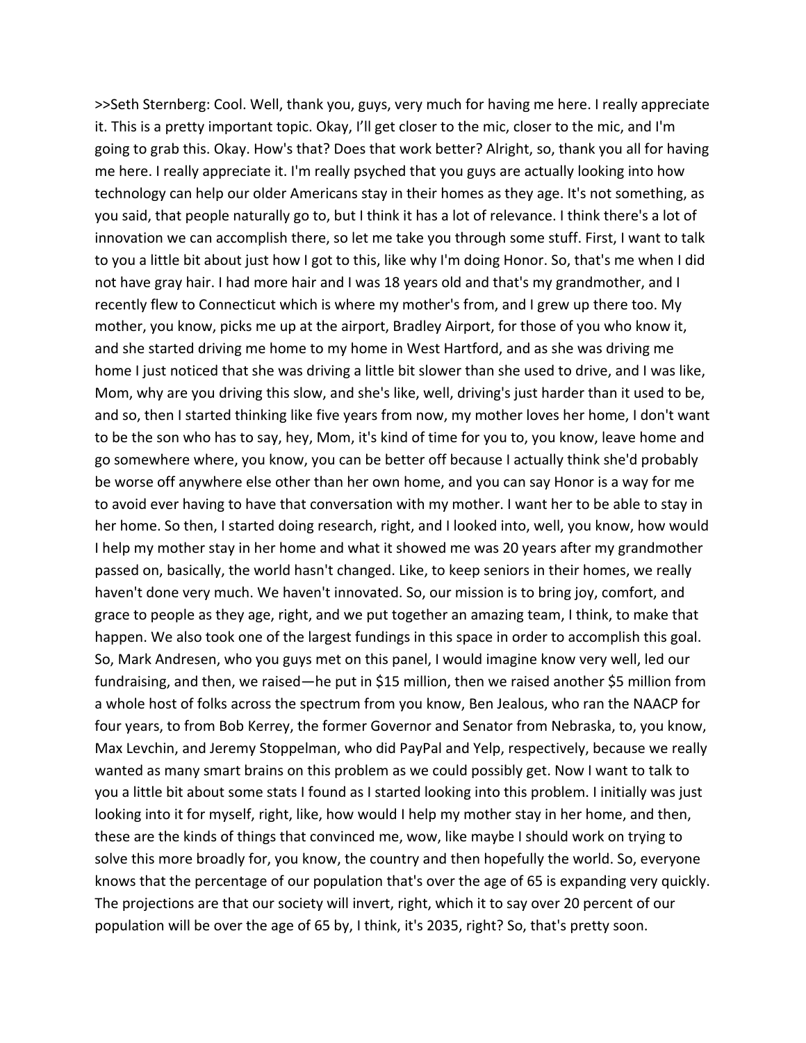>>Seth Sternberg: Cool. Well, thank you, guys, very much for having me here. I really appreciate it. This is a pretty important topic. Okay, I'll get closer to the mic, closer to the mic, and I'm going to grab this. Okay. How's that? Does that work better? Alright, so, thank you all for having me here. I really appreciate it. I'm really psyched that you guys are actually looking into how technology can help our older Americans stay in their homes as they age. It's not something, as you said, that people naturally go to, but I think it has a lot of relevance. I think there's a lot of innovation we can accomplish there, so let me take you through some stuff. First, I want to talk to you a little bit about just how I got to this, like why I'm doing Honor. So, that's me when I did not have gray hair. I had more hair and I was 18 years old and that's my grandmother, and I recently flew to Connecticut which is where my mother's from, and I grew up there too. My mother, you know, picks me up at the airport, Bradley Airport, for those of you who know it, and she started driving me home to my home in West Hartford, and as she was driving me home I just noticed that she was driving a little bit slower than she used to drive, and I was like, Mom, why are you driving this slow, and she's like, well, driving's just harder than it used to be, and so, then I started thinking like five years from now, my mother loves her home, I don't want to be the son who has to say, hey, Mom, it's kind of time for you to, you know, leave home and go somewhere where, you know, you can be better off because I actually think she'd probably be worse off anywhere else other than her own home, and you can say Honor is a way for me to avoid ever having to have that conversation with my mother. I want her to be able to stay in her home. So then, I started doing research, right, and I looked into, well, you know, how would I help my mother stay in her home and what it showed me was 20 years after my grandmother passed on, basically, the world hasn't changed. Like, to keep seniors in their homes, we really haven't done very much. We haven't innovated. So, our mission is to bring joy, comfort, and grace to people as they age, right, and we put together an amazing team, I think, to make that happen. We also took one of the largest fundings in this space in order to accomplish this goal. So, Mark Andresen, who you guys met on this panel, I would imagine know very well, led our fundraising, and then, we raised—he put in $15 million, then we raised another $5 million from a whole host of folks across the spectrum from you know, Ben Jealous, who ran the NAACP for four years, to from Bob Kerrey, the former Governor and Senator from Nebraska, to, you know, Max Levchin, and Jeremy Stoppelman, who did PayPal and Yelp, respectively, because we really wanted as many smart brains on this problem as we could possibly get. Now I want to talk to you a little bit about some stats I found as I started looking into this problem. I initially was just looking into it for myself, right, like, how would I help my mother stay in her home, and then, these are the kinds of things that convinced me, wow, like maybe I should work on trying to solve this more broadly for, you know, the country and then hopefully the world. So, everyone knows that the percentage of our population that's over the age of 65 is expanding very quickly. The projections are that our society will invert, right, which it to say over 20 percent of our population will be over the age of 65 by, I think, it's 2035, right? So, that's pretty soon.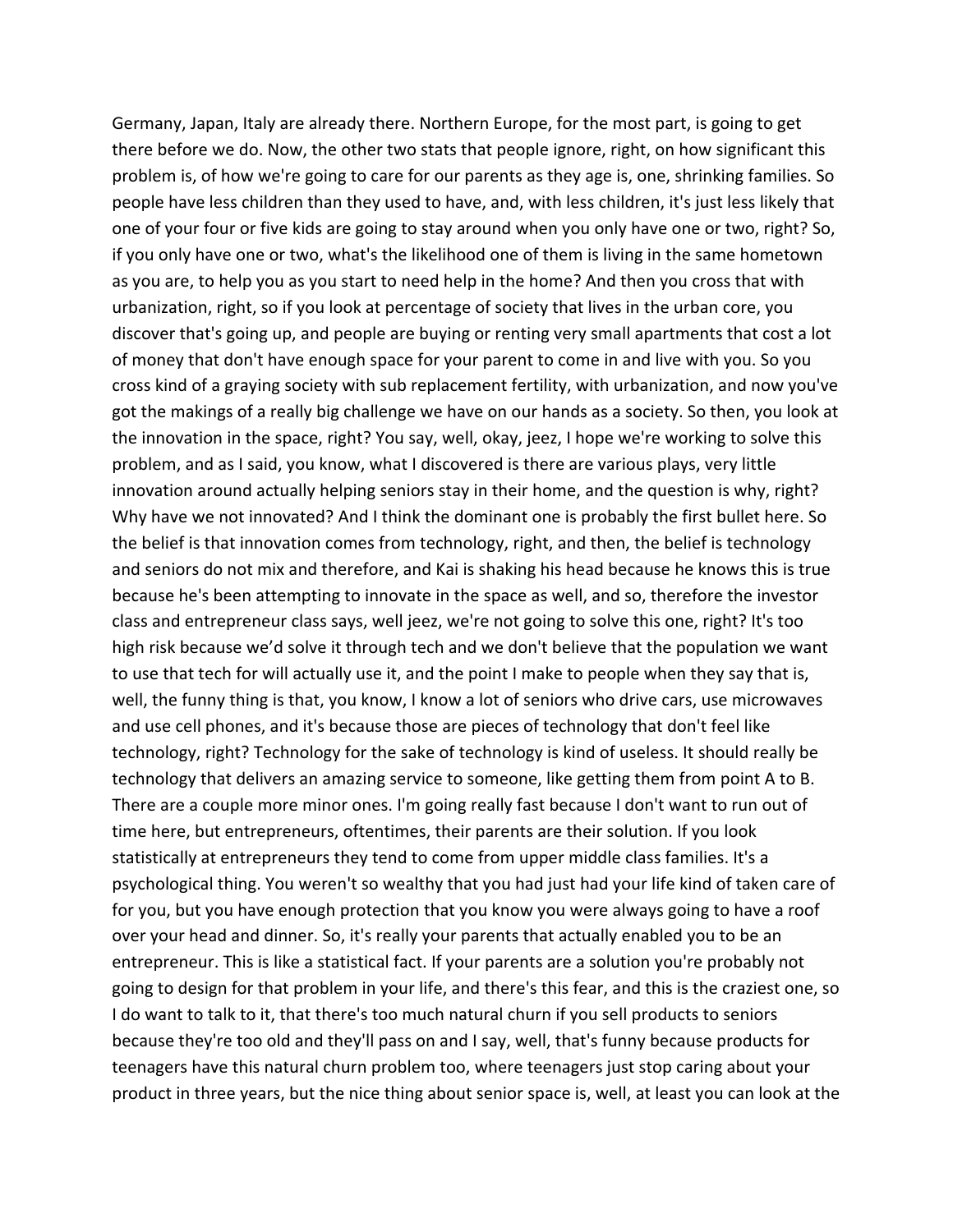Germany, Japan, Italy are already there. Northern Europe, for the most part, is going to get there before we do. Now, the other two stats that people ignore, right, on how significant this problem is, of how we're going to care for our parents as they age is, one, shrinking families. So people have less children than they used to have, and, with less children, it's just less likely that one of your four or five kids are going to stay around when you only have one or two, right? So, if you only have one or two, what's the likelihood one of them is living in the same hometown as you are, to help you as you start to need help in the home? And then you cross that with urbanization, right, so if you look at percentage of society that lives in the urban core, you discover that's going up, and people are buying or renting very small apartments that cost a lot of money that don't have enough space for your parent to come in and live with you. So you cross kind of a graying society with sub replacement fertility, with urbanization, and now you've got the makings of a really big challenge we have on our hands as a society. So then, you look at the innovation in the space, right? You say, well, okay, jeez, I hope we're working to solve this problem, and as I said, you know, what I discovered is there are various plays, very little innovation around actually helping seniors stay in their home, and the question is why, right? Why have we not innovated? And I think the dominant one is probably the first bullet here. So the belief is that innovation comes from technology, right, and then, the belief is technology and seniors do not mix and therefore, and Kai is shaking his head because he knows this is true because he's been attempting to innovate in the space as well, and so, therefore the investor class and entrepreneur class says, well jeez, we're not going to solve this one, right? It's too high risk because we'd solve it through tech and we don't believe that the population we want to use that tech for will actually use it, and the point I make to people when they say that is, well, the funny thing is that, you know, I know a lot of seniors who drive cars, use microwaves and use cell phones, and it's because those are pieces of technology that don't feel like technology, right? Technology for the sake of technology is kind of useless. It should really be technology that delivers an amazing service to someone, like getting them from point A to B. There are a couple more minor ones. I'm going really fast because I don't want to run out of time here, but entrepreneurs, oftentimes, their parents are their solution. If you look statistically at entrepreneurs they tend to come from upper middle class families. It's a psychological thing. You weren't so wealthy that you had just had your life kind of taken care of for you, but you have enough protection that you know you were always going to have a roof over your head and dinner. So, it's really your parents that actually enabled you to be an entrepreneur. This is like a statistical fact. If your parents are a solution you're probably not going to design for that problem in your life, and there's this fear, and this is the craziest one, so I do want to talk to it, that there's too much natural churn if you sell products to seniors because they're too old and they'll pass on and I say, well, that's funny because products for teenagers have this natural churn problem too, where teenagers just stop caring about your product in three years, but the nice thing about senior space is, well, at least you can look at the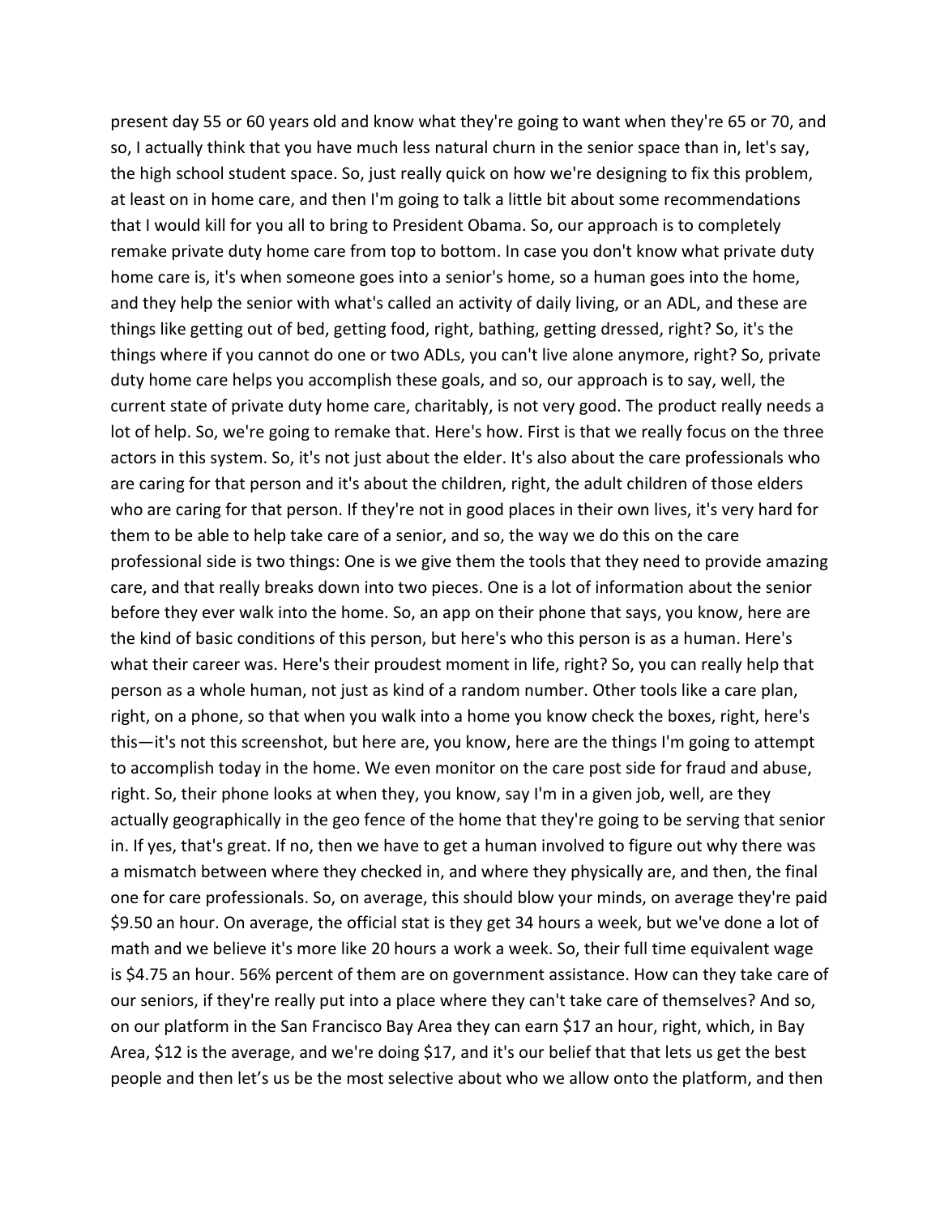present day 55 or 60 years old and know what they're going to want when they're 65 or 70, and so, I actually think that you have much less natural churn in the senior space than in, let's say, the high school student space. So, just really quick on how we're designing to fix this problem, at least on in home care, and then I'm going to talk a little bit about some recommendations that I would kill for you all to bring to President Obama. So, our approach is to completely remake private duty home care from top to bottom. In case you don't know what private duty home care is, it's when someone goes into a senior's home, so a human goes into the home, and they help the senior with what's called an activity of daily living, or an ADL, and these are things like getting out of bed, getting food, right, bathing, getting dressed, right? So, it's the things where if you cannot do one or two ADLs, you can't live alone anymore, right? So, private duty home care helps you accomplish these goals, and so, our approach is to say, well, the current state of private duty home care, charitably, is not very good. The product really needs a lot of help. So, we're going to remake that. Here's how. First is that we really focus on the three actors in this system. So, it's not just about the elder. It's also about the care professionals who are caring for that person and it's about the children, right, the adult children of those elders who are caring for that person. If they're not in good places in their own lives, it's very hard for them to be able to help take care of a senior, and so, the way we do this on the care professional side is two things: One is we give them the tools that they need to provide amazing care, and that really breaks down into two pieces. One is a lot of information about the senior before they ever walk into the home. So, an app on their phone that says, you know, here are the kind of basic conditions of this person, but here's who this person is as a human. Here's what their career was. Here's their proudest moment in life, right? So, you can really help that person as a whole human, not just as kind of a random number. Other tools like a care plan, right, on a phone, so that when you walk into a home you know check the boxes, right, here's this—it's not this screenshot, but here are, you know, here are the things I'm going to attempt to accomplish today in the home. We even monitor on the care post side for fraud and abuse, right. So, their phone looks at when they, you know, say I'm in a given job, well, are they actually geographically in the geo fence of the home that they're going to be serving that senior in. If yes, that's great. If no, then we have to get a human involved to figure out why there was a mismatch between where they checked in, and where they physically are, and then, the final one for care professionals. So, on average, this should blow your minds, on average they're paid $9.50 an hour. On average, the official stat is they get 34 hours a week, but we've done a lot of math and we believe it's more like 20 hours a work a week. So, their full time equivalent wage is $4.75 an hour. 56% percent of them are on government assistance. How can they take care of our seniors, if they're really put into a place where they can't take care of themselves? And so, on our platform in the San Francisco Bay Area they can earn $17 an hour, right, which, in Bay Area, $12 is the average, and we're doing $17, and it's our belief that that lets us get the best people and then let's us be the most selective about who we allow onto the platform, and then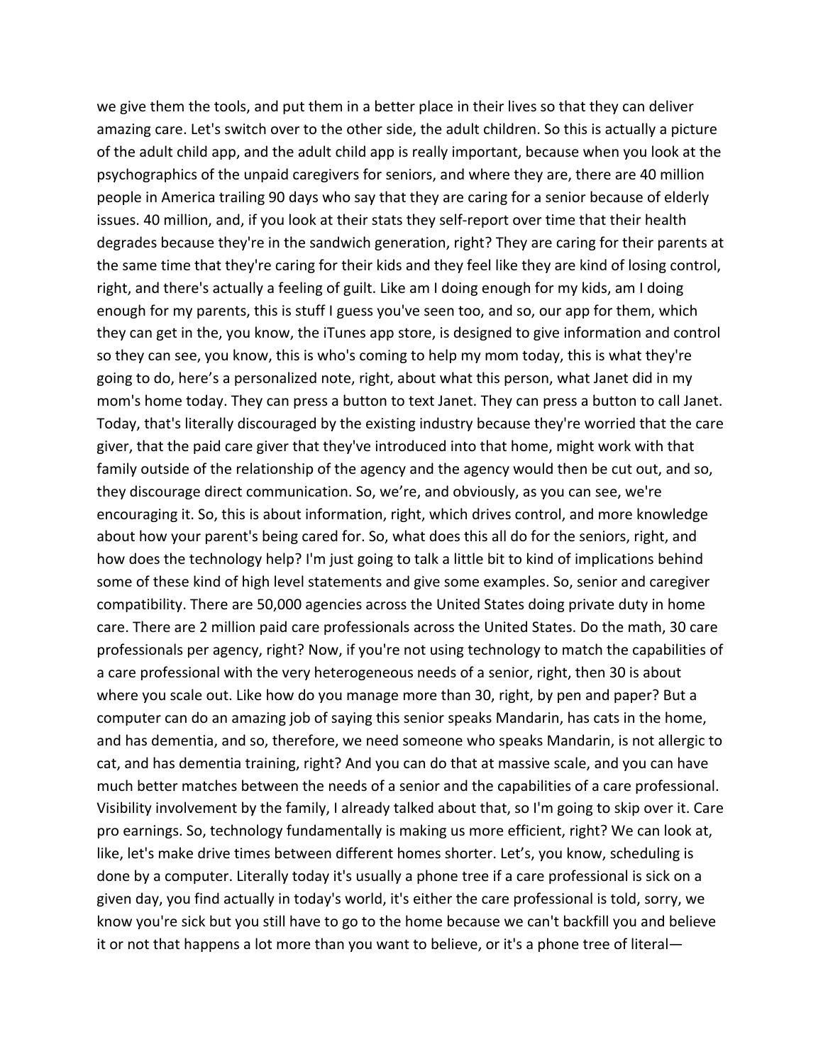we give them the tools, and put them in a better place in their lives so that they can deliver amazing care. Let's switch over to the other side, the adult children. So this is actually a picture of the adult child app, and the adult child app is really important, because when you look at the psychographics of the unpaid caregivers for seniors, and where they are, there are 40 million people in America trailing 90 days who say that they are caring for a senior because of elderly issues. 40 million, and, if you look at their stats they self-report over time that their health degrades because they're in the sandwich generation, right? They are caring for their parents at the same time that they're caring for their kids and they feel like they are kind of losing control, right, and there's actually a feeling of guilt. Like am I doing enough for my kids, am I doing enough for my parents, this is stuff I guess you've seen too, and so, our app for them, which they can get in the, you know, the iTunes app store, is designed to give information and control so they can see, you know, this is who's coming to help my mom today, this is what they're going to do, here's a personalized note, right, about what this person, what Janet did in my mom's home today. They can press a button to text Janet. They can press a button to call Janet. Today, that's literally discouraged by the existing industry because they're worried that the care giver, that the paid care giver that they've introduced into that home, might work with that family outside of the relationship of the agency and the agency would then be cut out, and so, they discourage direct communication. So, we're, and obviously, as you can see, we're encouraging it. So, this is about information, right, which drives control, and more knowledge about how your parent's being cared for. So, what does this all do for the seniors, right, and how does the technology help? I'm just going to talk a little bit to kind of implications behind some of these kind of high level statements and give some examples. So, senior and caregiver compatibility. There are 50,000 agencies across the United States doing private duty in home care. There are 2 million paid care professionals across the United States. Do the math, 30 care professionals per agency, right? Now, if you're not using technology to match the capabilities of a care professional with the very heterogeneous needs of a senior, right, then 30 is about where you scale out. Like how do you manage more than 30, right, by pen and paper? But a computer can do an amazing job of saying this senior speaks Mandarin, has cats in the home, and has dementia, and so, therefore, we need someone who speaks Mandarin, is not allergic to cat, and has dementia training, right? And you can do that at massive scale, and you can have much better matches between the needs of a senior and the capabilities of a care professional. Visibility involvement by the family, I already talked about that, so I'm going to skip over it. Care pro earnings. So, technology fundamentally is making us more efficient, right? We can look at, like, let's make drive times between different homes shorter. Let's, you know, scheduling is done by a computer. Literally today it's usually a phone tree if a care professional is sick on a given day, you find actually in today's world, it's either the care professional is told, sorry, we know you're sick but you still have to go to the home because we can't backfill you and believe it or not that happens a lot more than you want to believe, or it's a phone tree of literal—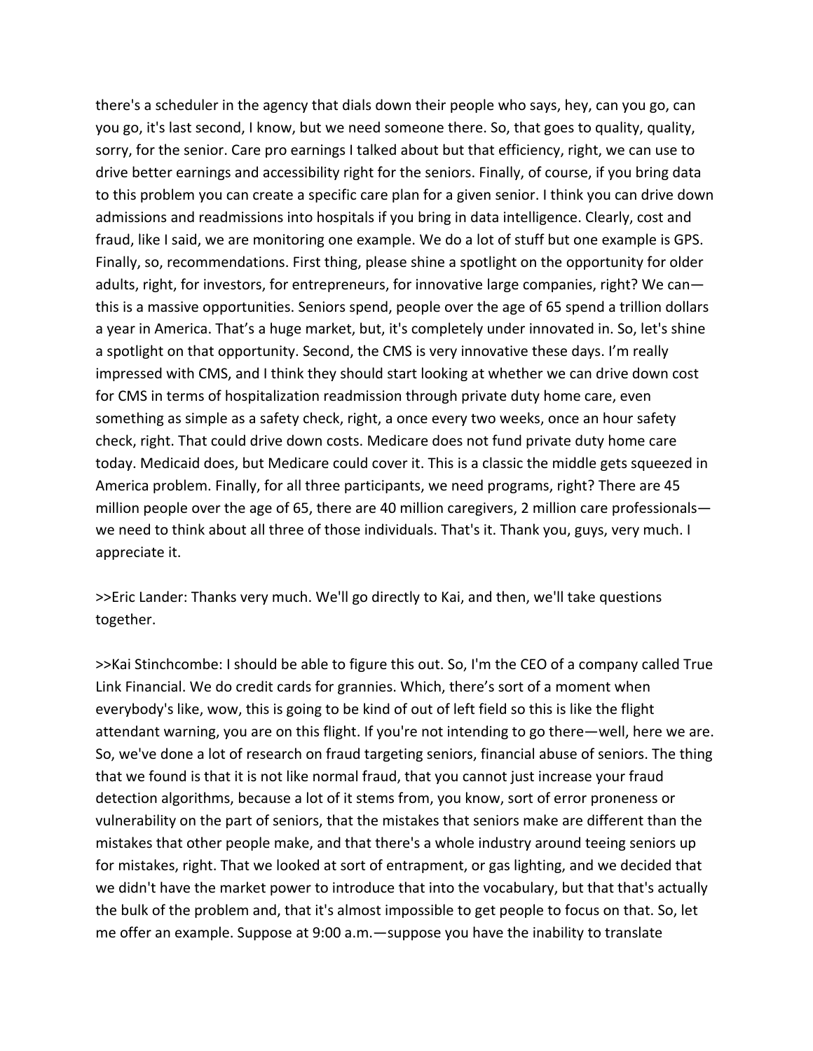there's a scheduler in the agency that dials down their people who says, hey, can you go, can you go, it's last second, I know, but we need someone there. So, that goes to quality, quality, sorry, for the senior. Care pro earnings I talked about but that efficiency, right, we can use to drive better earnings and accessibility right for the seniors. Finally, of course, if you bring data to this problem you can create a specific care plan for a given senior. I think you can drive down admissions and readmissions into hospitals if you bring in data intelligence. Clearly, cost and fraud, like I said, we are monitoring one example. We do a lot of stuff but one example is GPS. Finally, so, recommendations. First thing, please shine a spotlight on the opportunity for older adults, right, for investors, for entrepreneurs, for innovative large companies, right? We can—this is a massive opportunities. Seniors spend, people over the age of 65 spend a trillion dollars a year in America. That's a huge market, but, it's completely under innovated in. So, let's shine a spotlight on that opportunity. Second, the CMS is very innovative these days. I'm really impressed with CMS, and I think they should start looking at whether we can drive down cost for CMS in terms of hospitalization readmission through private duty home care, even something as simple as a safety check, right, a once every two weeks, once an hour safety check, right. That could drive down costs. Medicare does not fund private duty home care today. Medicaid does, but Medicare could cover it. This is a classic the middle gets squeezed in America problem. Finally, for all three participants, we need programs, right? There are 45 million people over the age of 65, there are 40 million caregivers, 2 million care professionals—we need to think about all three of those individuals. That's it. Thank you, guys, very much. I appreciate it.

>>Eric Lander: Thanks very much. We'll go directly to Kai, and then, we'll take questions together.

>>Kai Stinchcombe: I should be able to figure this out. So, I'm the CEO of a company called True Link Financial. We do credit cards for grannies. Which, there's sort of a moment when everybody's like, wow, this is going to be kind of out of left field so this is like the flight attendant warning, you are on this flight. If you're not intending to go there—well, here we are. So, we've done a lot of research on fraud targeting seniors, financial abuse of seniors. The thing that we found is that it is not like normal fraud, that you cannot just increase your fraud detection algorithms, because a lot of it stems from, you know, sort of error proneness or vulnerability on the part of seniors, that the mistakes that seniors make are different than the mistakes that other people make, and that there's a whole industry around teeing seniors up for mistakes, right. That we looked at sort of entrapment, or gas lighting, and we decided that we didn't have the market power to introduce that into the vocabulary, but that that's actually the bulk of the problem and, that it's almost impossible to get people to focus on that. So, let me offer an example. Suppose at 9:00 a.m.—suppose you have the inability to translate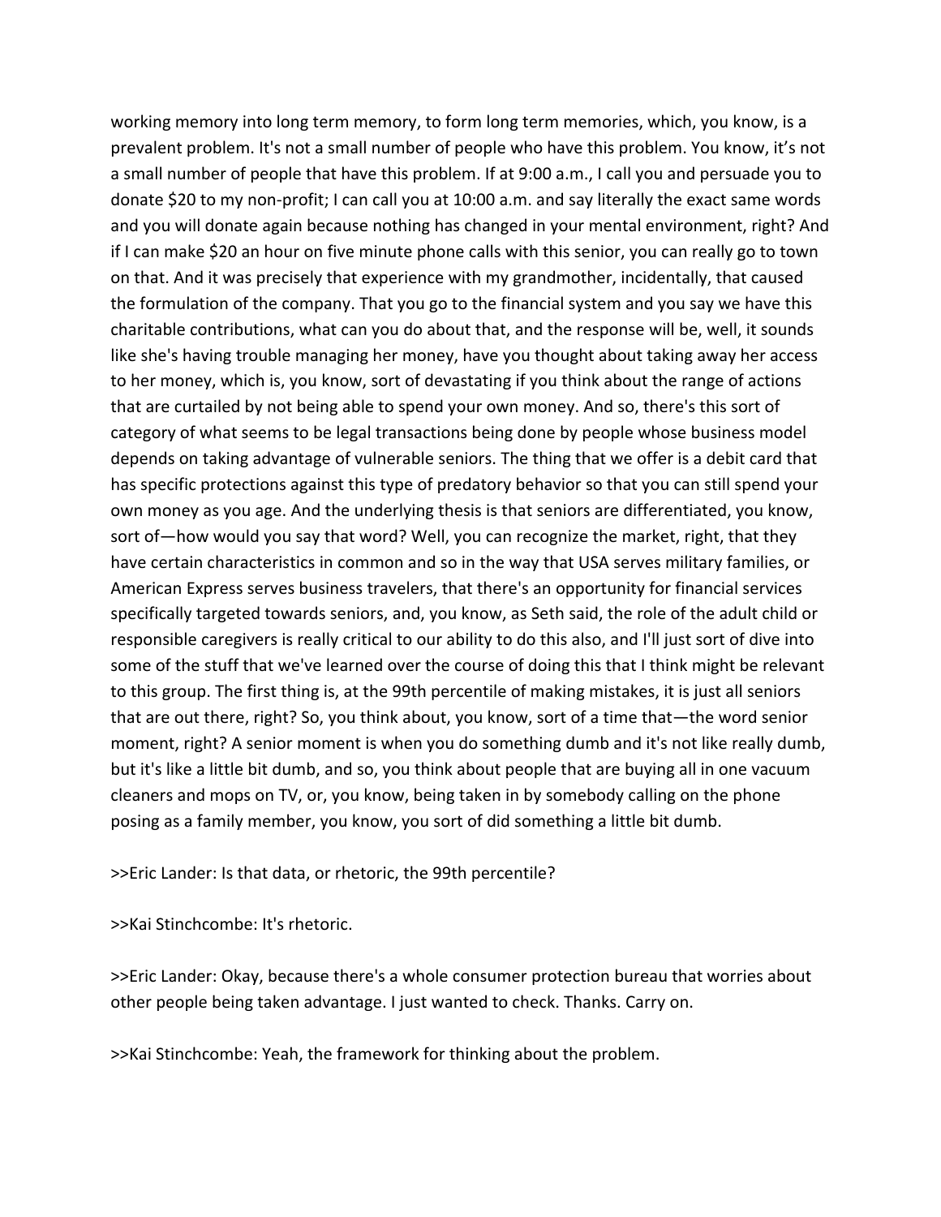working memory into long term memory, to form long term memories, which, you know, is a prevalent problem. It's not a small number of people who have this problem. You know, it's not a small number of people that have this problem. If at 9:00 a.m., I call you and persuade you to donate $20 to my non-profit; I can call you at 10:00 a.m. and say literally the exact same words and you will donate again because nothing has changed in your mental environment, right? And if I can make $20 an hour on five minute phone calls with this senior, you can really go to town on that. And it was precisely that experience with my grandmother, incidentally, that caused the formulation of the company. That you go to the financial system and you say we have this charitable contributions, what can you do about that, and the response will be, well, it sounds like she's having trouble managing her money, have you thought about taking away her access to her money, which is, you know, sort of devastating if you think about the range of actions that are curtailed by not being able to spend your own money. And so, there's this sort of category of what seems to be legal transactions being done by people whose business model depends on taking advantage of vulnerable seniors. The thing that we offer is a debit card that has specific protections against this type of predatory behavior so that you can still spend your own money as you age. And the underlying thesis is that seniors are differentiated, you know, sort of—how would you say that word? Well, you can recognize the market, right, that they have certain characteristics in common and so in the way that USA serves military families, or American Express serves business travelers, that there's an opportunity for financial services specifically targeted towards seniors, and, you know, as Seth said, the role of the adult child or responsible caregivers is really critical to our ability to do this also, and I'll just sort of dive into some of the stuff that we've learned over the course of doing this that I think might be relevant to this group. The first thing is, at the 99th percentile of making mistakes, it is just all seniors that are out there, right? So, you think about, you know, sort of a time that—the word senior moment, right? A senior moment is when you do something dumb and it's not like really dumb, but it's like a little bit dumb, and so, you think about people that are buying all in one vacuum cleaners and mops on TV, or, you know, being taken in by somebody calling on the phone posing as a family member, you know, you sort of did something a little bit dumb.

>>Eric Lander: Is that data, or rhetoric, the 99th percentile?

>>Kai Stinchcombe: It's rhetoric.

>>Eric Lander: Okay, because there's a whole consumer protection bureau that worries about other people being taken advantage. I just wanted to check. Thanks. Carry on.

>>Kai Stinchcombe: Yeah, the framework for thinking about the problem.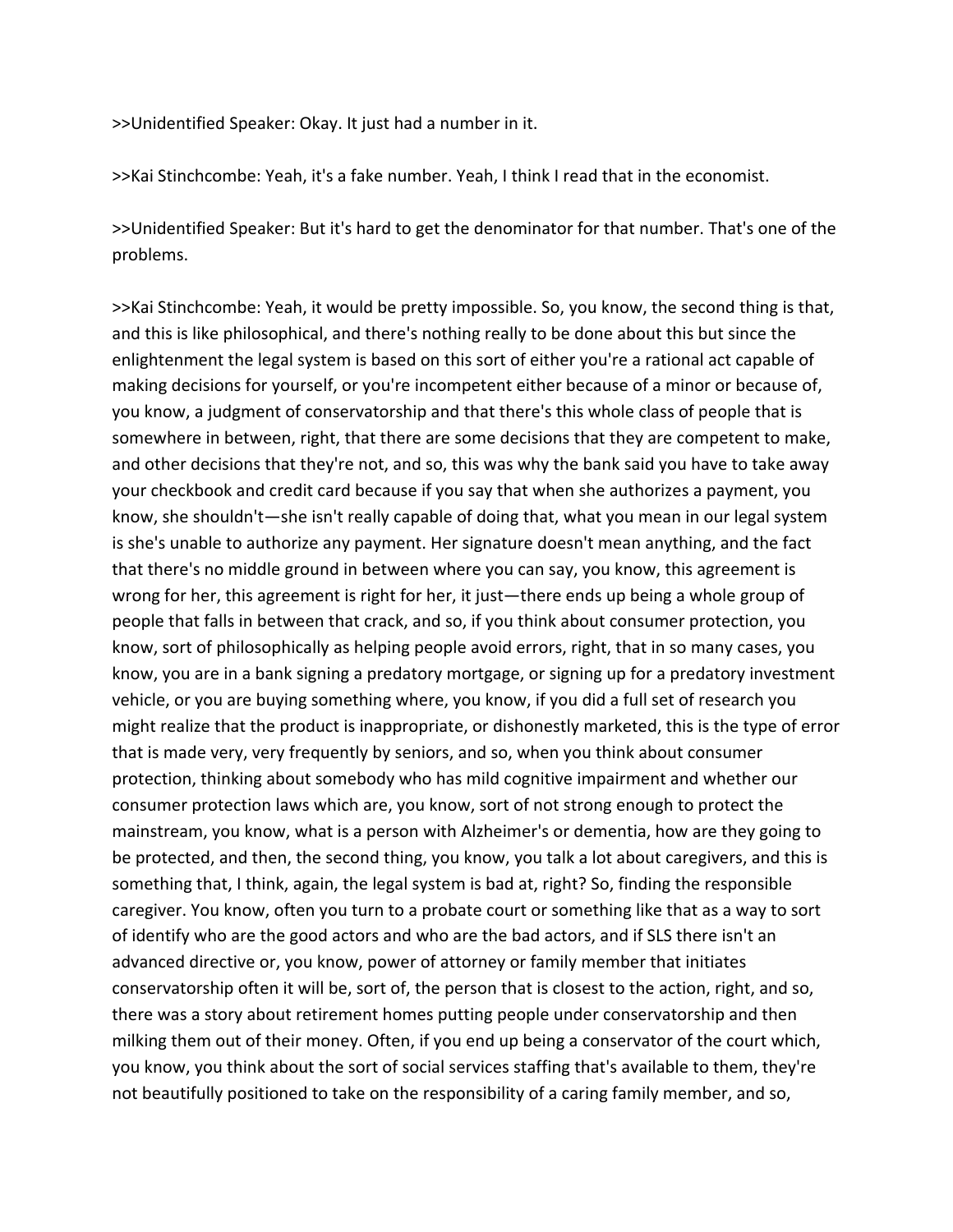>>Unidentified Speaker: Okay. It just had a number in it.

>>Kai Stinchcombe: Yeah, it's a fake number. Yeah, I think I read that in the economist.

>>Unidentified Speaker: But it's hard to get the denominator for that number. That's one of the problems.

>>Kai Stinchcombe: Yeah, it would be pretty impossible. So, you know, the second thing is that, and this is like philosophical, and there's nothing really to be done about this but since the enlightenment the legal system is based on this sort of either you're a rational act capable of making decisions for yourself, or you're incompetent either because of a minor or because of, you know, a judgment of conservatorship and that there's this whole class of people that is somewhere in between, right, that there are some decisions that they are competent to make, and other decisions that they're not, and so, this was why the bank said you have to take away your checkbook and credit card because if you say that when she authorizes a payment, you know, she shouldn't—she isn't really capable of doing that, what you mean in our legal system is she's unable to authorize any payment. Her signature doesn't mean anything, and the fact that there's no middle ground in between where you can say, you know, this agreement is wrong for her, this agreement is right for her, it just—there ends up being a whole group of people that falls in between that crack, and so, if you think about consumer protection, you know, sort of philosophically as helping people avoid errors, right, that in so many cases, you know, you are in a bank signing a predatory mortgage, or signing up for a predatory investment vehicle, or you are buying something where, you know, if you did a full set of research you might realize that the product is inappropriate, or dishonestly marketed, this is the type of error that is made very, very frequently by seniors, and so, when you think about consumer protection, thinking about somebody who has mild cognitive impairment and whether our consumer protection laws which are, you know, sort of not strong enough to protect the mainstream, you know, what is a person with Alzheimer's or dementia, how are they going to be protected, and then, the second thing, you know, you talk a lot about caregivers, and this is something that, I think, again, the legal system is bad at, right? So, finding the responsible caregiver. You know, often you turn to a probate court or something like that as a way to sort of identify who are the good actors and who are the bad actors, and if SLS there isn't an advanced directive or, you know, power of attorney or family member that initiates conservatorship often it will be, sort of, the person that is closest to the action, right, and so, there was a story about retirement homes putting people under conservatorship and then milking them out of their money. Often, if you end up being a conservator of the court which, you know, you think about the sort of social services staffing that's available to them, they're not beautifully positioned to take on the responsibility of a caring family member, and so,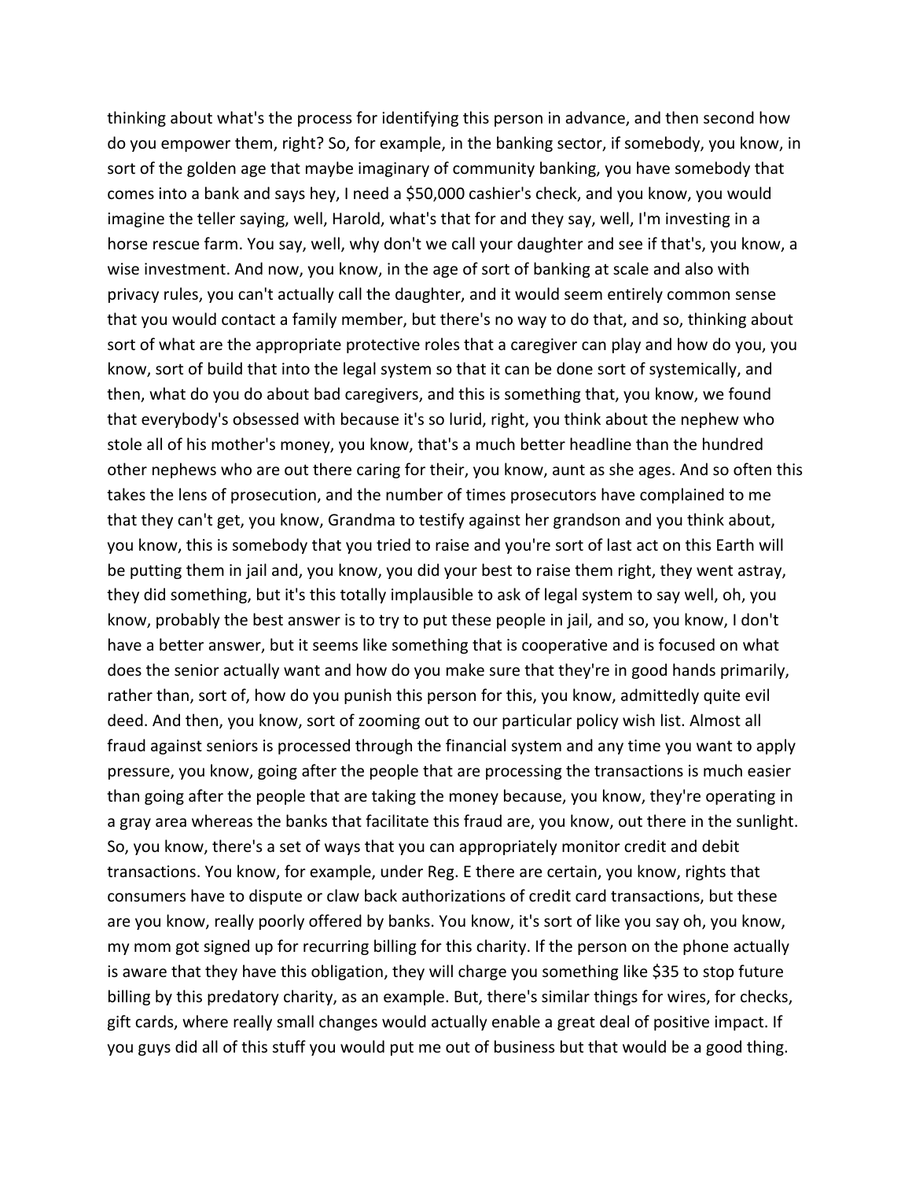thinking about what's the process for identifying this person in advance, and then second how do you empower them, right? So, for example, in the banking sector, if somebody, you know, in sort of the golden age that maybe imaginary of community banking, you have somebody that comes into a bank and says hey, I need a $50,000 cashier's check, and you know, you would imagine the teller saying, well, Harold, what's that for and they say, well, I'm investing in a horse rescue farm. You say, well, why don't we call your daughter and see if that's, you know, a wise investment. And now, you know, in the age of sort of banking at scale and also with privacy rules, you can't actually call the daughter, and it would seem entirely common sense that you would contact a family member, but there's no way to do that, and so, thinking about sort of what are the appropriate protective roles that a caregiver can play and how do you, you know, sort of build that into the legal system so that it can be done sort of systemically, and then, what do you do about bad caregivers, and this is something that, you know, we found that everybody's obsessed with because it's so lurid, right, you think about the nephew who stole all of his mother's money, you know, that's a much better headline than the hundred other nephews who are out there caring for their, you know, aunt as she ages. And so often this takes the lens of prosecution, and the number of times prosecutors have complained to me that they can't get, you know, Grandma to testify against her grandson and you think about, you know, this is somebody that you tried to raise and you're sort of last act on this Earth will be putting them in jail and, you know, you did your best to raise them right, they went astray, they did something, but it's this totally implausible to ask of legal system to say well, oh, you know, probably the best answer is to try to put these people in jail, and so, you know, I don't have a better answer, but it seems like something that is cooperative and is focused on what does the senior actually want and how do you make sure that they're in good hands primarily, rather than, sort of, how do you punish this person for this, you know, admittedly quite evil deed. And then, you know, sort of zooming out to our particular policy wish list. Almost all fraud against seniors is processed through the financial system and any time you want to apply pressure, you know, going after the people that are processing the transactions is much easier than going after the people that are taking the money because, you know, they're operating in a gray area whereas the banks that facilitate this fraud are, you know, out there in the sunlight. So, you know, there's a set of ways that you can appropriately monitor credit and debit transactions. You know, for example, under Reg. E there are certain, you know, rights that consumers have to dispute or claw back authorizations of credit card transactions, but these are you know, really poorly offered by banks. You know, it's sort of like you say oh, you know, my mom got signed up for recurring billing for this charity. If the person on the phone actually is aware that they have this obligation, they will charge you something like $35 to stop future billing by this predatory charity, as an example. But, there's similar things for wires, for checks, gift cards, where really small changes would actually enable a great deal of positive impact. If you guys did all of this stuff you would put me out of business but that would be a good thing.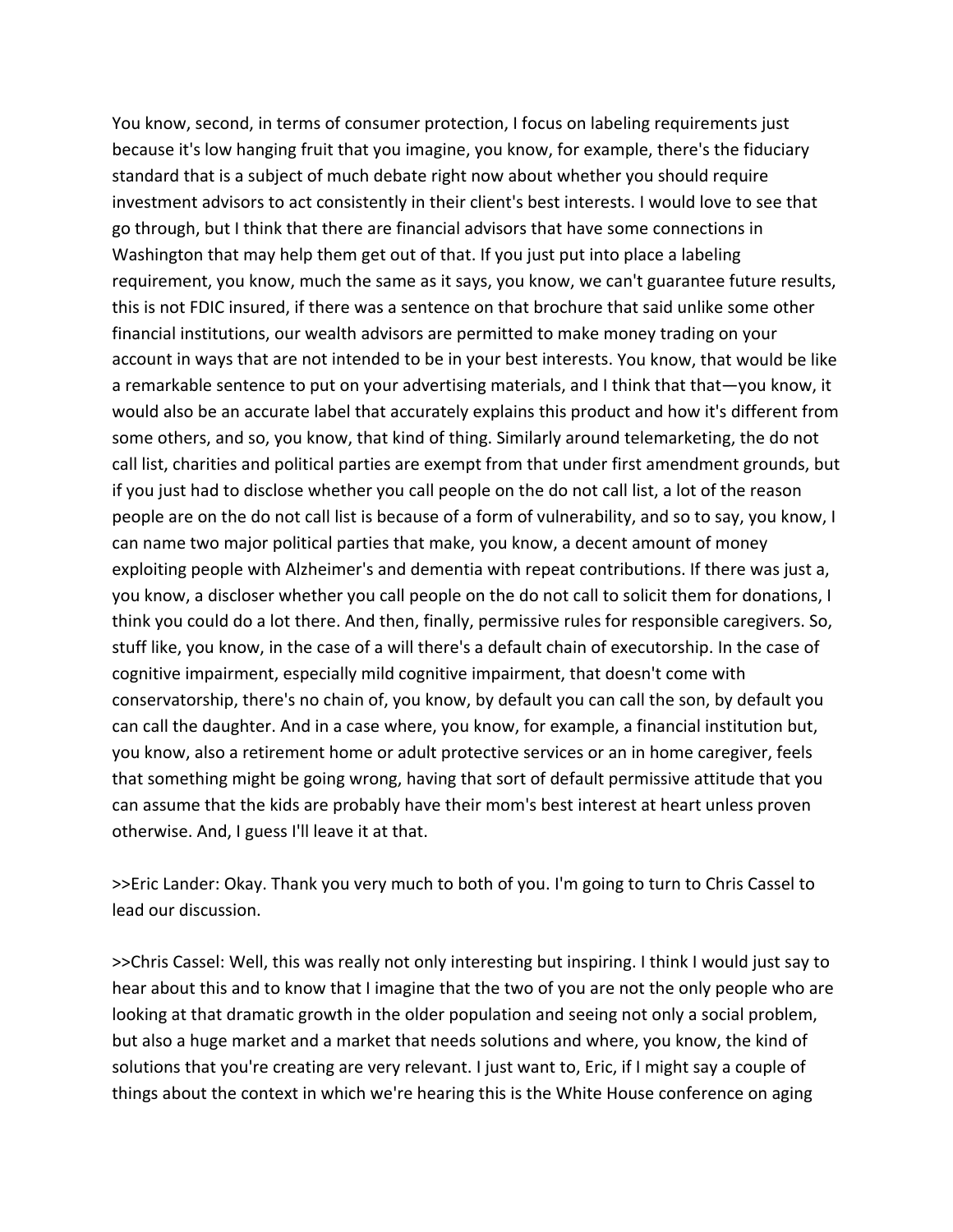You know, second, in terms of consumer protection, I focus on labeling requirements just because it's low hanging fruit that you imagine, you know, for example, there's the fiduciary standard that is a subject of much debate right now about whether you should require investment advisors to act consistently in their client's best interests. I would love to see that go through, but I think that there are financial advisors that have some connections in Washington that may help them get out of that. If you just put into place a labeling requirement, you know, much the same as it says, you know, we can't guarantee future results, this is not FDIC insured, if there was a sentence on that brochure that said unlike some other financial institutions, our wealth advisors are permitted to make money trading on your account in ways that are not intended to be in your best interests. You know, that would be like a remarkable sentence to put on your advertising materials, and I think that that—you know, it would also be an accurate label that accurately explains this product and how it's different from some others, and so, you know, that kind of thing. Similarly around telemarketing, the do not call list, charities and political parties are exempt from that under first amendment grounds, but if you just had to disclose whether you call people on the do not call list, a lot of the reason people are on the do not call list is because of a form of vulnerability, and so to say, you know, I can name two major political parties that make, you know, a decent amount of money exploiting people with Alzheimer's and dementia with repeat contributions. If there was just a, you know, a discloser whether you call people on the do not call to solicit them for donations, I think you could do a lot there. And then, finally, permissive rules for responsible caregivers. So, stuff like, you know, in the case of a will there's a default chain of executorship. In the case of cognitive impairment, especially mild cognitive impairment, that doesn't come with conservatorship, there's no chain of, you know, by default you can call the son, by default you can call the daughter. And in a case where, you know, for example, a financial institution but, you know, also a retirement home or adult protective services or an in home caregiver, feels that something might be going wrong, having that sort of default permissive attitude that you can assume that the kids are probably have their mom's best interest at heart unless proven otherwise. And, I guess I'll leave it at that.

>>Eric Lander: Okay. Thank you very much to both of you. I'm going to turn to Chris Cassel to lead our discussion.

>>Chris Cassel: Well, this was really not only interesting but inspiring. I think I would just say to hear about this and to know that I imagine that the two of you are not the only people who are looking at that dramatic growth in the older population and seeing not only a social problem, but also a huge market and a market that needs solutions and where, you know, the kind of solutions that you're creating are very relevant. I just want to, Eric, if I might say a couple of things about the context in which we're hearing this is the White House conference on aging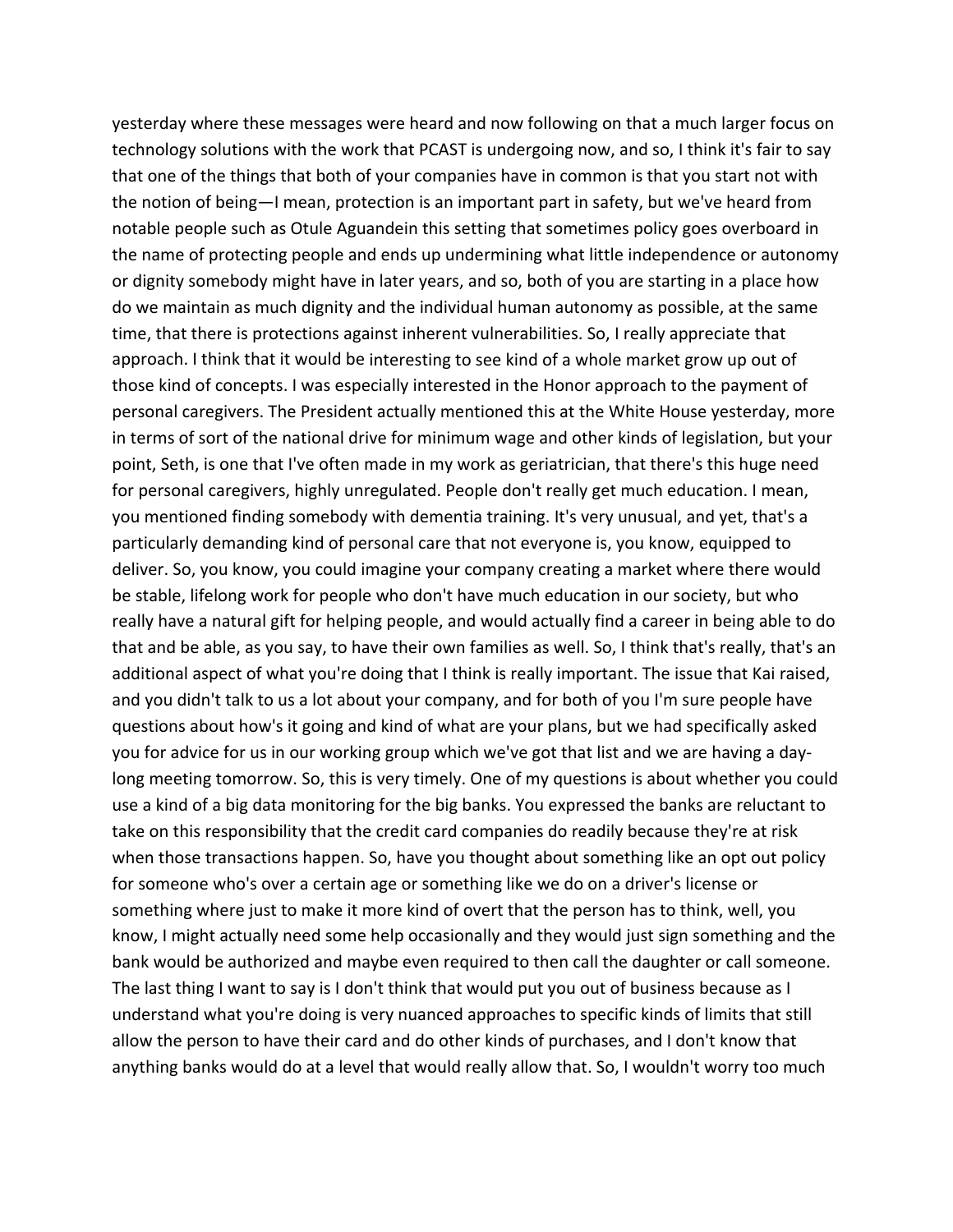yesterday where these messages were heard and now following on that a much larger focus on technology solutions with the work that PCAST is undergoing now, and so, I think it's fair to say that one of the things that both of your companies have in common is that you start not with the notion of being—I mean, protection is an important part in safety, but we've heard from notable people such as Otule Aguandein this setting that sometimes policy goes overboard in the name of protecting people and ends up undermining what little independence or autonomy or dignity somebody might have in later years, and so, both of you are starting in a place how do we maintain as much dignity and the individual human autonomy as possible, at the same time, that there is protections against inherent vulnerabilities. So, I really appreciate that approach. I think that it would be interesting to see kind of a whole market grow up out of those kind of concepts. I was especially interested in the Honor approach to the payment of personal caregivers. The President actually mentioned this at the White House yesterday, more in terms of sort of the national drive for minimum wage and other kinds of legislation, but your point, Seth, is one that I've often made in my work as geriatrician, that there's this huge need for personal caregivers, highly unregulated. People don't really get much education. I mean, you mentioned finding somebody with dementia training. It's very unusual, and yet, that's a particularly demanding kind of personal care that not everyone is, you know, equipped to deliver. So, you know, you could imagine your company creating a market where there would be stable, lifelong work for people who don't have much education in our society, but who really have a natural gift for helping people, and would actually find a career in being able to do that and be able, as you say, to have their own families as well. So, I think that's really, that's an additional aspect of what you're doing that I think is really important. The issue that Kai raised, and you didn't talk to us a lot about your company, and for both of you I'm sure people have questions about how's it going and kind of what are your plans, but we had specifically asked you for advice for us in our working group which we've got that list and we are having a day-long meeting tomorrow. So, this is very timely. One of my questions is about whether you could use a kind of a big data monitoring for the big banks. You expressed the banks are reluctant to take on this responsibility that the credit card companies do readily because they're at risk when those transactions happen. So, have you thought about something like an opt out policy for someone who's over a certain age or something like we do on a driver's license or something where just to make it more kind of overt that the person has to think, well, you know, I might actually need some help occasionally and they would just sign something and the bank would be authorized and maybe even required to then call the daughter or call someone. The last thing I want to say is I don't think that would put you out of business because as I understand what you're doing is very nuanced approaches to specific kinds of limits that still allow the person to have their card and do other kinds of purchases, and I don't know that anything banks would do at a level that would really allow that. So, I wouldn't worry too much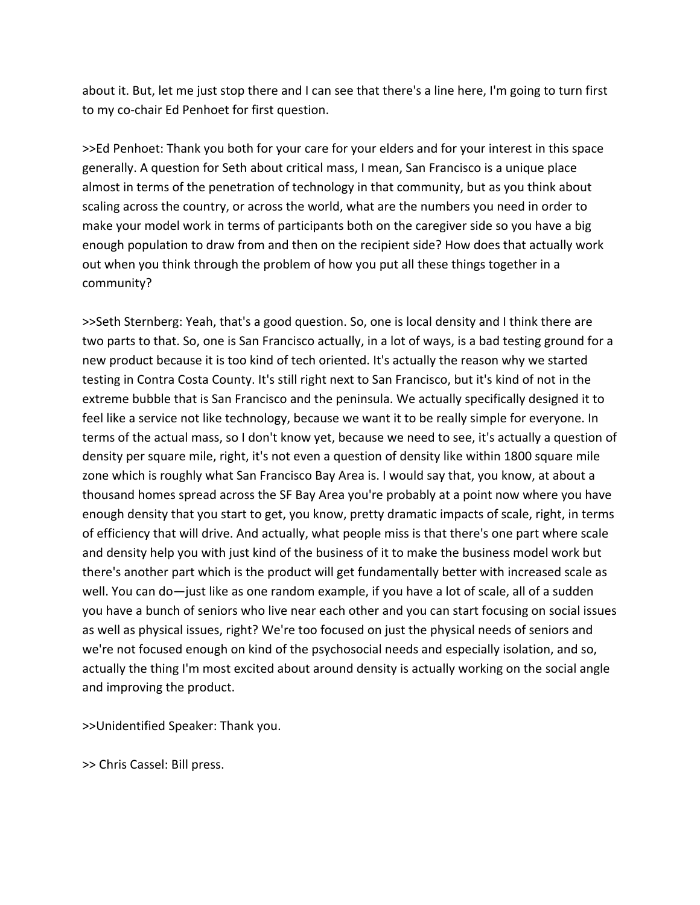about it. But, let me just stop there and I can see that there's a line here, I'm going to turn first to my co-chair Ed Penhoet for first question.

>>Ed Penhoet: Thank you both for your care for your elders and for your interest in this space generally. A question for Seth about critical mass, I mean, San Francisco is a unique place almost in terms of the penetration of technology in that community, but as you think about scaling across the country, or across the world, what are the numbers you need in order to make your model work in terms of participants both on the caregiver side so you have a big enough population to draw from and then on the recipient side? How does that actually work out when you think through the problem of how you put all these things together in a community?

>>Seth Sternberg: Yeah, that's a good question. So, one is local density and I think there are two parts to that. So, one is San Francisco actually, in a lot of ways, is a bad testing ground for a new product because it is too kind of tech oriented. It's actually the reason why we started testing in Contra Costa County. It's still right next to San Francisco, but it's kind of not in the extreme bubble that is San Francisco and the peninsula. We actually specifically designed it to feel like a service not like technology, because we want it to be really simple for everyone. In terms of the actual mass, so I don't know yet, because we need to see, it's actually a question of density per square mile, right, it's not even a question of density like within 1800 square mile zone which is roughly what San Francisco Bay Area is. I would say that, you know, at about a thousand homes spread across the SF Bay Area you're probably at a point now where you have enough density that you start to get, you know, pretty dramatic impacts of scale, right, in terms of efficiency that will drive. And actually, what people miss is that there's one part where scale and density help you with just kind of the business of it to make the business model work but there's another part which is the product will get fundamentally better with increased scale as well. You can do—just like as one random example, if you have a lot of scale, all of a sudden you have a bunch of seniors who live near each other and you can start focusing on social issues as well as physical issues, right? We're too focused on just the physical needs of seniors and we're not focused enough on kind of the psychosocial needs and especially isolation, and so, actually the thing I'm most excited about around density is actually working on the social angle and improving the product.

>>Unidentified Speaker: Thank you.

>> Chris Cassel: Bill press.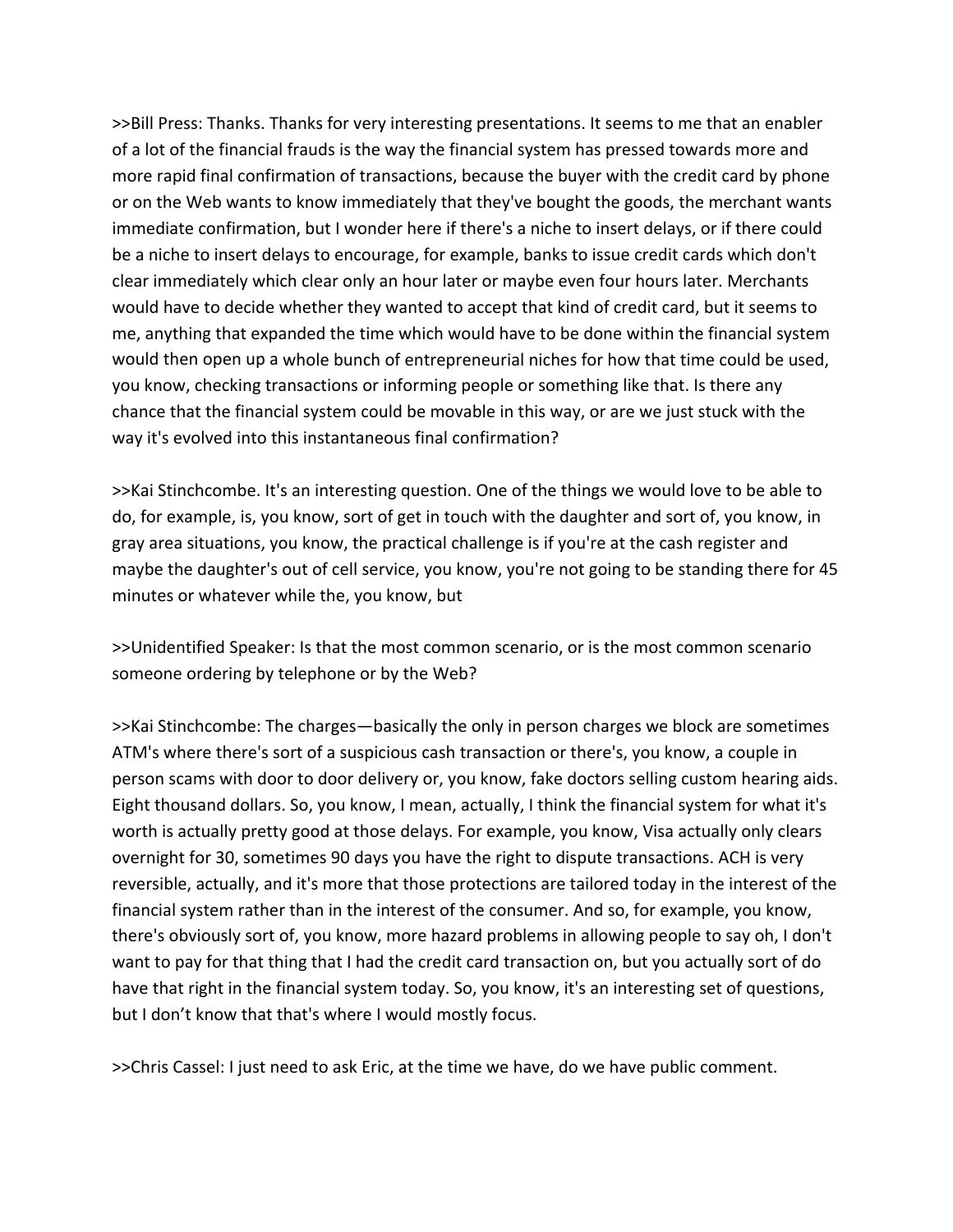>>Bill Press: Thanks. Thanks for very interesting presentations. It seems to me that an enabler of a lot of the financial frauds is the way the financial system has pressed towards more and more rapid final confirmation of transactions, because the buyer with the credit card by phone or on the Web wants to know immediately that they've bought the goods, the merchant wants immediate confirmation, but I wonder here if there's a niche to insert delays, or if there could be a niche to insert delays to encourage, for example, banks to issue credit cards which don't clear immediately which clear only an hour later or maybe even four hours later. Merchants would have to decide whether they wanted to accept that kind of credit card, but it seems to me, anything that expanded the time which would have to be done within the financial system would then open up a whole bunch of entrepreneurial niches for how that time could be used, you know, checking transactions or informing people or something like that. Is there any chance that the financial system could be movable in this way, or are we just stuck with the way it's evolved into this instantaneous final confirmation?

>>Kai Stinchcombe. It's an interesting question. One of the things we would love to be able to do, for example, is, you know, sort of get in touch with the daughter and sort of, you know, in gray area situations, you know, the practical challenge is if you're at the cash register and maybe the daughter's out of cell service, you know, you're not going to be standing there for 45 minutes or whatever while the, you know, but

>>Unidentified Speaker: Is that the most common scenario, or is the most common scenario someone ordering by telephone or by the Web?

>>Kai Stinchcombe: The charges—basically the only in person charges we block are sometimes ATM's where there's sort of a suspicious cash transaction or there's, you know, a couple in person scams with door to door delivery or, you know, fake doctors selling custom hearing aids. Eight thousand dollars. So, you know, I mean, actually, I think the financial system for what it's worth is actually pretty good at those delays. For example, you know, Visa actually only clears overnight for 30, sometimes 90 days you have the right to dispute transactions. ACH is very reversible, actually, and it's more that those protections are tailored today in the interest of the financial system rather than in the interest of the consumer. And so, for example, you know, there's obviously sort of, you know, more hazard problems in allowing people to say oh, I don't want to pay for that thing that I had the credit card transaction on, but you actually sort of do have that right in the financial system today. So, you know, it's an interesting set of questions, but I don't know that that's where I would mostly focus.

>>Chris Cassel: I just need to ask Eric, at the time we have, do we have public comment.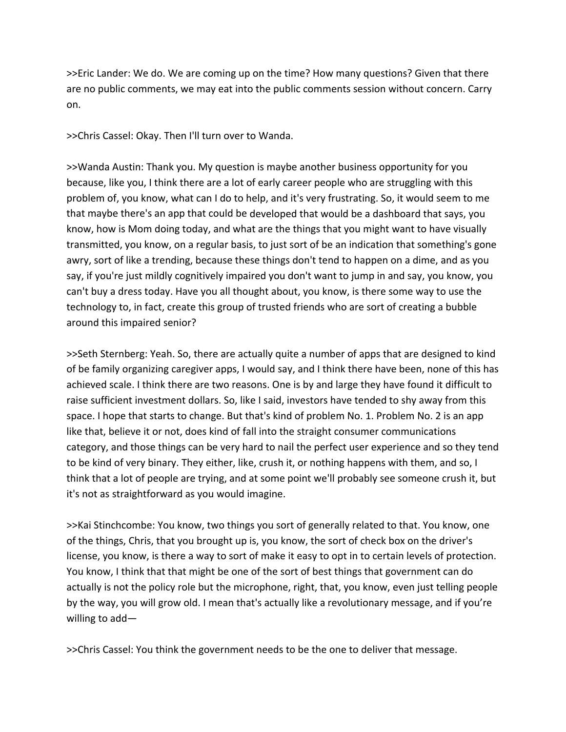>>Eric Lander: We do. We are coming up on the time? How many questions? Given that there are no public comments, we may eat into the public comments session without concern. Carry on.

>>Chris Cassel: Okay. Then I'll turn over to Wanda.

>>Wanda Austin: Thank you. My question is maybe another business opportunity for you because, like you, I think there are a lot of early career people who are struggling with this problem of, you know, what can I do to help, and it's very frustrating. So, it would seem to me that maybe there's an app that could be developed that would be a dashboard that says, you know, how is Mom doing today, and what are the things that you might want to have visually transmitted, you know, on a regular basis, to just sort of be an indication that something's gone awry, sort of like a trending, because these things don't tend to happen on a dime, and as you say, if you're just mildly cognitively impaired you don't want to jump in and say, you know, you can't buy a dress today. Have you all thought about, you know, is there some way to use the technology to, in fact, create this group of trusted friends who are sort of creating a bubble around this impaired senior?

>>Seth Sternberg: Yeah. So, there are actually quite a number of apps that are designed to kind of be family organizing caregiver apps, I would say, and I think there have been, none of this has achieved scale. I think there are two reasons. One is by and large they have found it difficult to raise sufficient investment dollars. So, like I said, investors have tended to shy away from this space. I hope that starts to change. But that's kind of problem No. 1. Problem No. 2 is an app like that, believe it or not, does kind of fall into the straight consumer communications category, and those things can be very hard to nail the perfect user experience and so they tend to be kind of very binary. They either, like, crush it, or nothing happens with them, and so, I think that a lot of people are trying, and at some point we'll probably see someone crush it, but it's not as straightforward as you would imagine.

>>Kai Stinchcombe: You know, two things you sort of generally related to that. You know, one of the things, Chris, that you brought up is, you know, the sort of check box on the driver's license, you know, is there a way to sort of make it easy to opt in to certain levels of protection. You know, I think that that might be one of the sort of best things that government can do actually is not the policy role but the microphone, right, that, you know, even just telling people by the way, you will grow old. I mean that's actually like a revolutionary message, and if you're willing to add—

>>Chris Cassel: You think the government needs to be the one to deliver that message.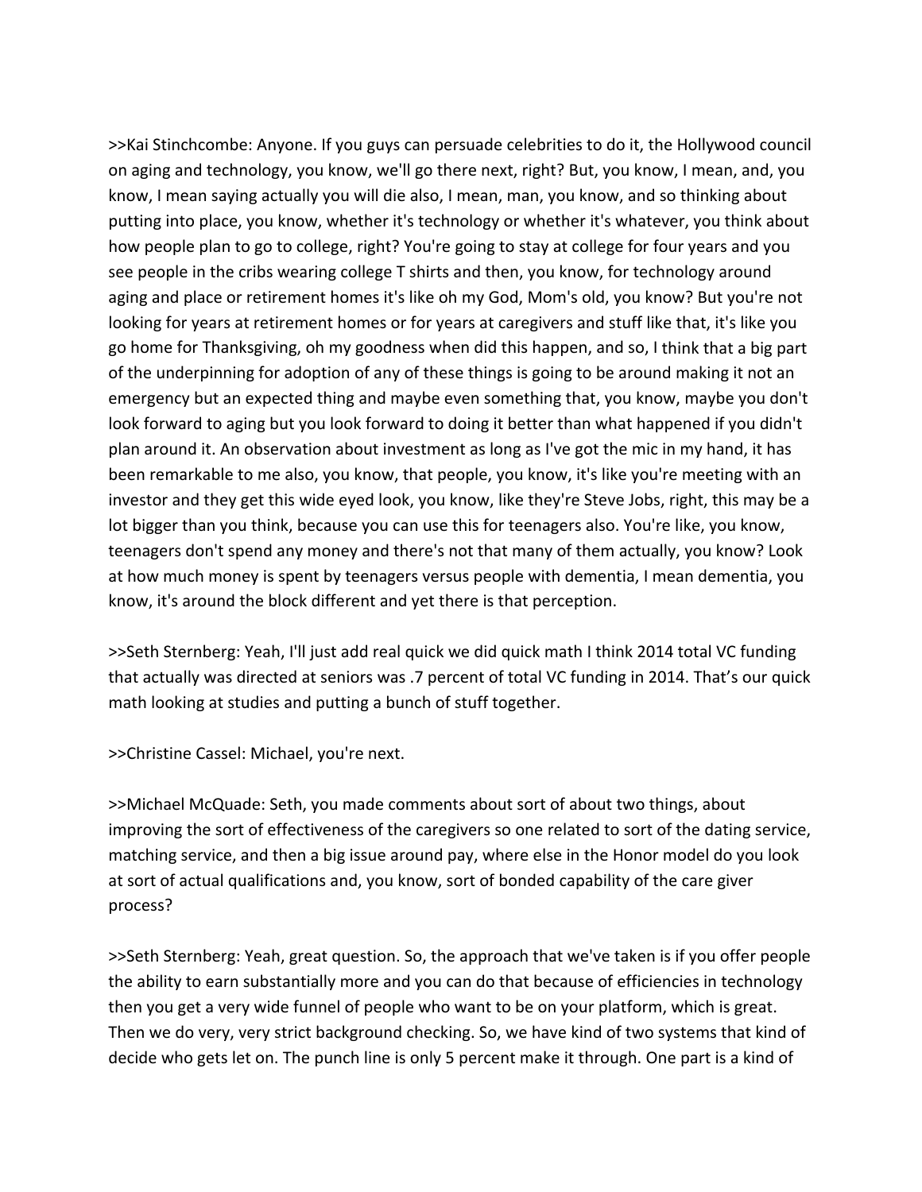>>Kai Stinchcombe: Anyone. If you guys can persuade celebrities to do it, the Hollywood council on aging and technology, you know, we'll go there next, right? But, you know, I mean, and, you know, I mean saying actually you will die also, I mean, man, you know, and so thinking about putting into place, you know, whether it's technology or whether it's whatever, you think about how people plan to go to college, right? You're going to stay at college for four years and you see people in the cribs wearing college T shirts and then, you know, for technology around aging and place or retirement homes it's like oh my God, Mom's old, you know? But you're not looking for years at retirement homes or for years at caregivers and stuff like that, it's like you go home for Thanksgiving, oh my goodness when did this happen, and so, I think that a big part of the underpinning for adoption of any of these things is going to be around making it not an emergency but an expected thing and maybe even something that, you know, maybe you don't look forward to aging but you look forward to doing it better than what happened if you didn't plan around it. An observation about investment as long as I've got the mic in my hand, it has been remarkable to me also, you know, that people, you know, it's like you're meeting with an investor and they get this wide eyed look, you know, like they're Steve Jobs, right, this may be a lot bigger than you think, because you can use this for teenagers also. You're like, you know, teenagers don't spend any money and there's not that many of them actually, you know? Look at how much money is spent by teenagers versus people with dementia, I mean dementia, you know, it's around the block different and yet there is that perception.

>>Seth Sternberg: Yeah, I'll just add real quick we did quick math I think 2014 total VC funding that actually was directed at seniors was .7 percent of total VC funding in 2014. That's our quick math looking at studies and putting a bunch of stuff together.

>>Christine Cassel: Michael, you're next.

>>Michael McQuade: Seth, you made comments about sort of about two things, about improving the sort of effectiveness of the caregivers so one related to sort of the dating service, matching service, and then a big issue around pay, where else in the Honor model do you look at sort of actual qualifications and, you know, sort of bonded capability of the care giver process?

>>Seth Sternberg: Yeah, great question. So, the approach that we've taken is if you offer people the ability to earn substantially more and you can do that because of efficiencies in technology then you get a very wide funnel of people who want to be on your platform, which is great. Then we do very, very strict background checking. So, we have kind of two systems that kind of decide who gets let on. The punch line is only 5 percent make it through. One part is a kind of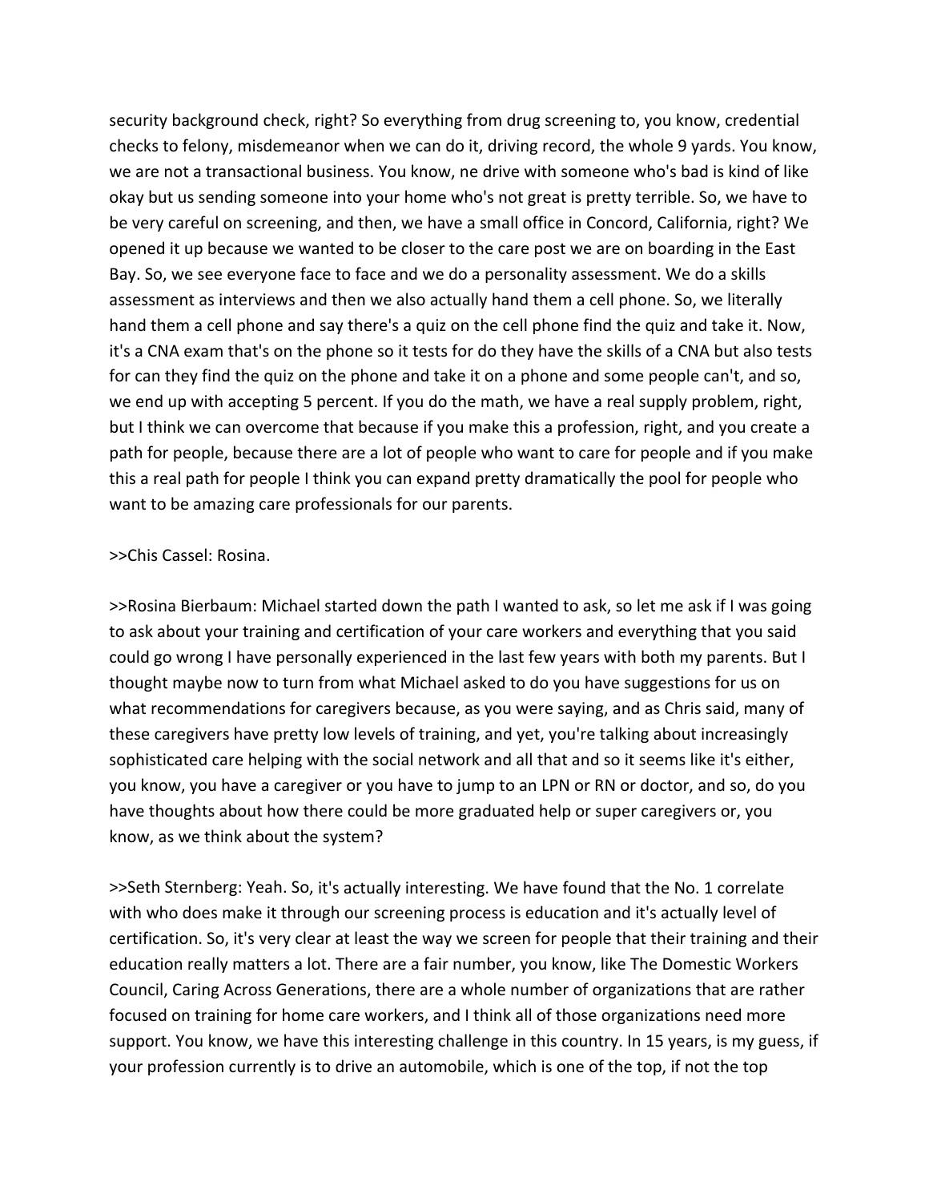security background check, right? So everything from drug screening to, you know, credential checks to felony, misdemeanor when we can do it, driving record, the whole 9 yards. You know, we are not a transactional business. You know, ne drive with someone who's bad is kind of like okay but us sending someone into your home who's not great is pretty terrible. So, we have to be very careful on screening, and then, we have a small office in Concord, California, right? We opened it up because we wanted to be closer to the care post we are on boarding in the East Bay. So, we see everyone face to face and we do a personality assessment. We do a skills assessment as interviews and then we also actually hand them a cell phone. So, we literally hand them a cell phone and say there's a quiz on the cell phone find the quiz and take it. Now, it's a CNA exam that's on the phone so it tests for do they have the skills of a CNA but also tests for can they find the quiz on the phone and take it on a phone and some people can't, and so, we end up with accepting 5 percent. If you do the math, we have a real supply problem, right, but I think we can overcome that because if you make this a profession, right, and you create a path for people, because there are a lot of people who want to care for people and if you make this a real path for people I think you can expand pretty dramatically the pool for people who want to be amazing care professionals for our parents.

>>Chis Cassel: Rosina.

>>Rosina Bierbaum: Michael started down the path I wanted to ask, so let me ask if I was going to ask about your training and certification of your care workers and everything that you said could go wrong I have personally experienced in the last few years with both my parents. But I thought maybe now to turn from what Michael asked to do you have suggestions for us on what recommendations for caregivers because, as you were saying, and as Chris said, many of these caregivers have pretty low levels of training, and yet, you're talking about increasingly sophisticated care helping with the social network and all that and so it seems like it's either, you know, you have a caregiver or you have to jump to an LPN or RN or doctor, and so, do you have thoughts about how there could be more graduated help or super caregivers or, you know, as we think about the system?

>>Seth Sternberg: Yeah. So, it's actually interesting. We have found that the No. 1 correlate with who does make it through our screening process is education and it's actually level of certification. So, it's very clear at least the way we screen for people that their training and their education really matters a lot. There are a fair number, you know, like The Domestic Workers Council, Caring Across Generations, there are a whole number of organizations that are rather focused on training for home care workers, and I think all of those organizations need more support. You know, we have this interesting challenge in this country. In 15 years, is my guess, if your profession currently is to drive an automobile, which is one of the top, if not the top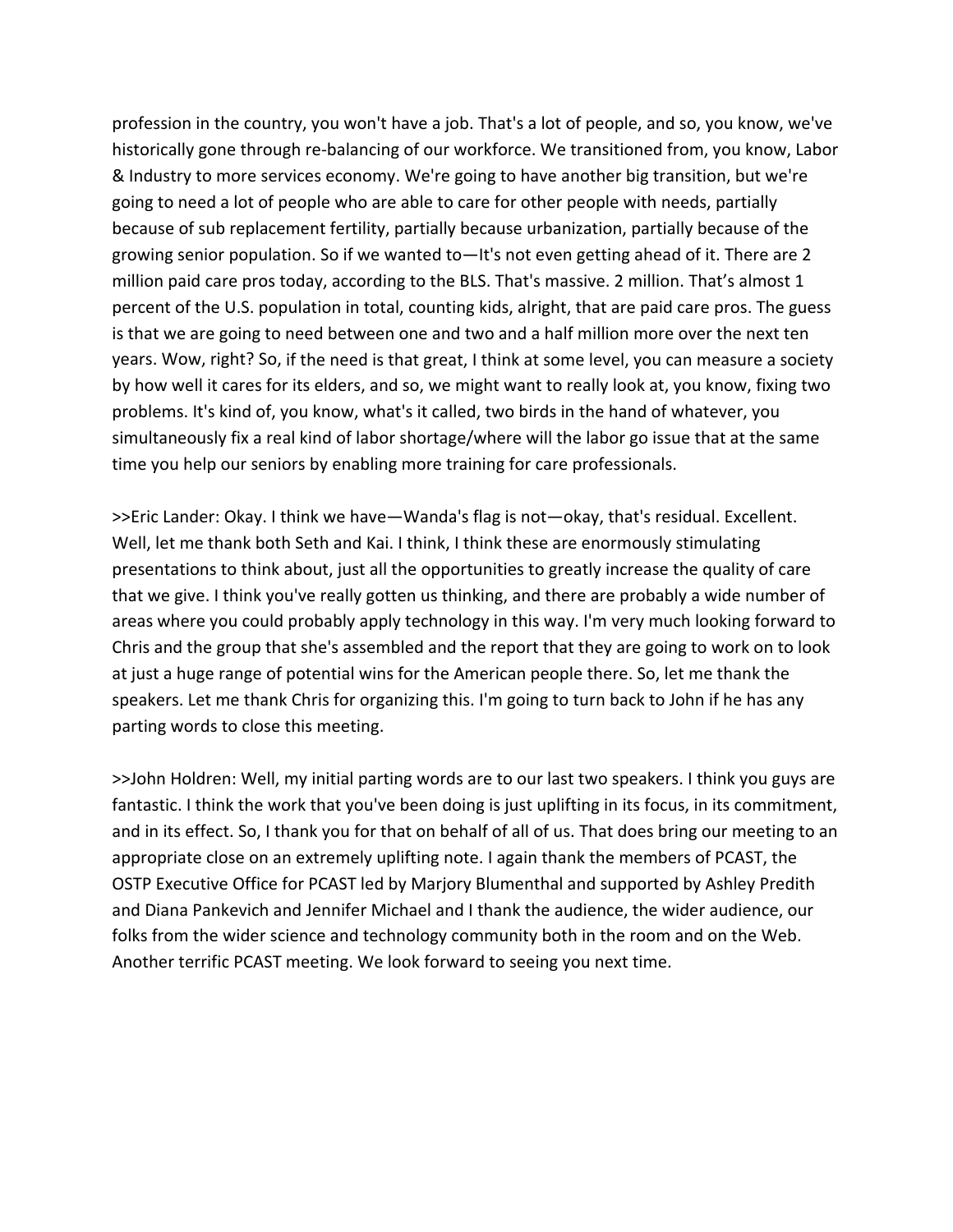profession in the country, you won't have a job. That's a lot of people, and so, you know, we've historically gone through re-balancing of our workforce. We transitioned from, you know, Labor & Industry to more services economy. We're going to have another big transition, but we're going to need a lot of people who are able to care for other people with needs, partially because of sub replacement fertility, partially because urbanization, partially because of the growing senior population. So if we wanted to—It's not even getting ahead of it. There are 2 million paid care pros today, according to the BLS. That's massive. 2 million. That's almost 1 percent of the U.S. population in total, counting kids, alright, that are paid care pros. The guess is that we are going to need between one and two and a half million more over the next ten years. Wow, right? So, if the need is that great, I think at some level, you can measure a society by how well it cares for its elders, and so, we might want to really look at, you know, fixing two problems. It's kind of, you know, what's it called, two birds in the hand of whatever, you simultaneously fix a real kind of labor shortage/where will the labor go issue that at the same time you help our seniors by enabling more training for care professionals.

>>Eric Lander: Okay. I think we have—Wanda's flag is not—okay, that's residual. Excellent. Well, let me thank both Seth and Kai. I think, I think these are enormously stimulating presentations to think about, just all the opportunities to greatly increase the quality of care that we give. I think you've really gotten us thinking, and there are probably a wide number of areas where you could probably apply technology in this way. I'm very much looking forward to Chris and the group that she's assembled and the report that they are going to work on to look at just a huge range of potential wins for the American people there. So, let me thank the speakers. Let me thank Chris for organizing this. I'm going to turn back to John if he has any parting words to close this meeting.

>>John Holdren: Well, my initial parting words are to our last two speakers. I think you guys are fantastic. I think the work that you've been doing is just uplifting in its focus, in its commitment, and in its effect. So, I thank you for that on behalf of all of us. That does bring our meeting to an appropriate close on an extremely uplifting note. I again thank the members of PCAST, the OSTP Executive Office for PCAST led by Marjory Blumenthal and supported by Ashley Predith and Diana Pankevich and Jennifer Michael and I thank the audience, the wider audience, our folks from the wider science and technology community both in the room and on the Web. Another terrific PCAST meeting. We look forward to seeing you next time.